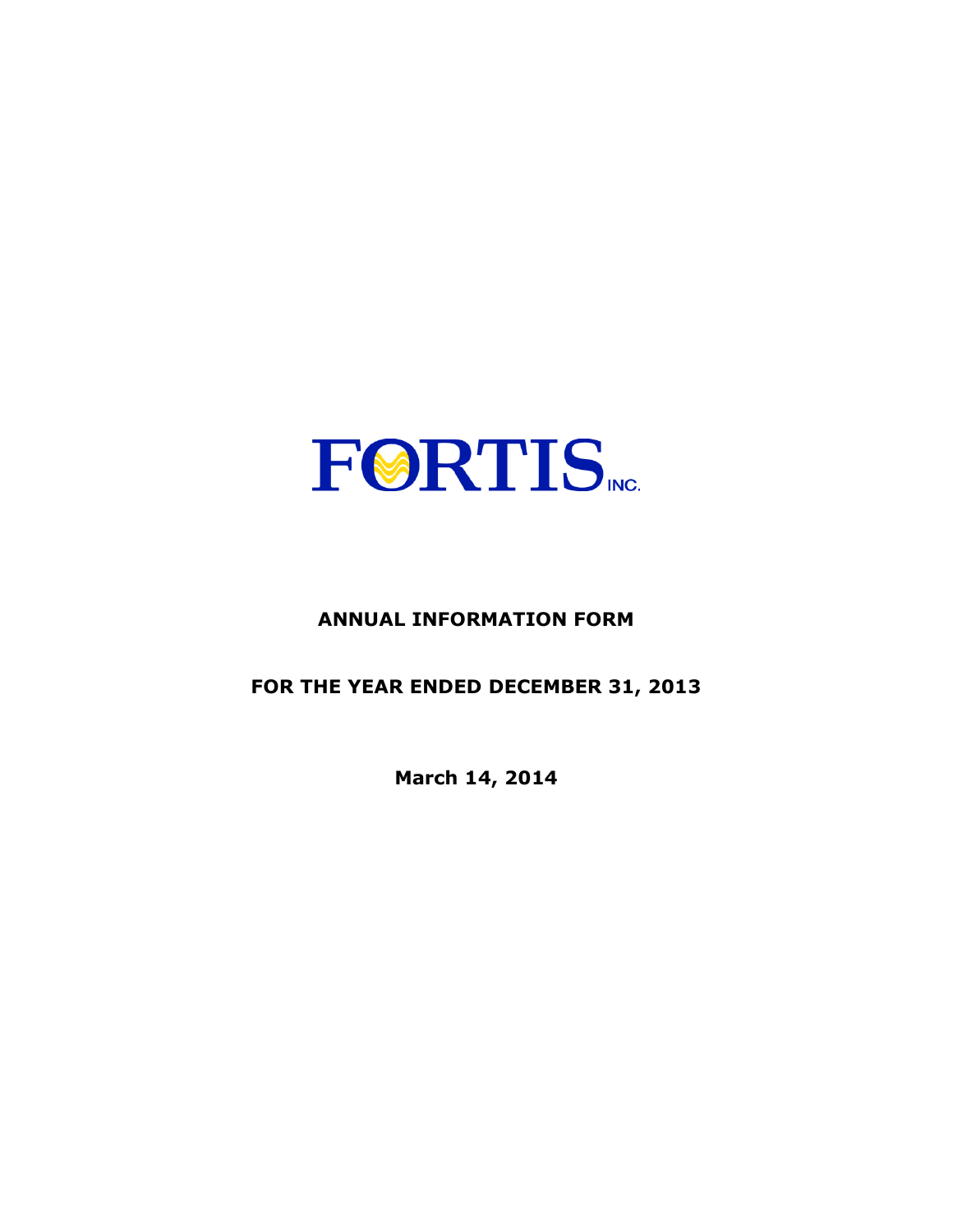# FORTIS INC.

## ANNUAL INFORMATION FORM

## FOR THE YEAR ENDED DECEMBER 31, 2013

**March 14, 2014**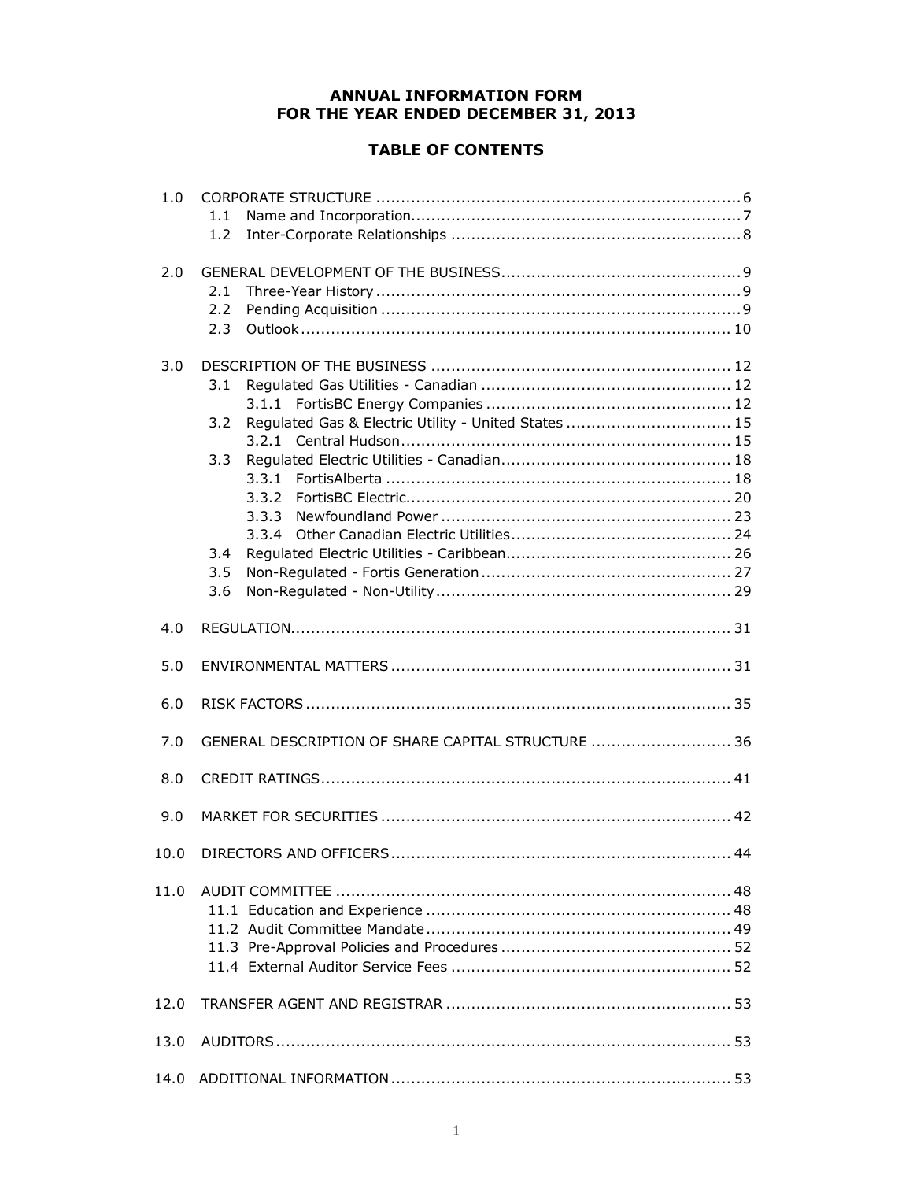# ANNUAL INFORMATION FORM
# FOR THE YEAR ENDED DECEMBER 31, 2013

## TABLE OF CONTENTS

| | | |
|---|---|---|
| 1.0 | CORPORATE STRUCTURE | 6 |
| | 1.1 Name and Incorporation | 7 |
| | 1.2 Inter-Corporate Relationships | 8 |
| 2.0 | GENERAL DEVELOPMENT OF THE BUSINESS | 9 |
| | 2.1 Three-Year History | 9 |
| | 2.2 Pending Acquisition | 9 |
| | 2.3 Outlook | 10 |
| 3.0 | DESCRIPTION OF THE BUSINESS | 12 |
| | 3.1 Regulated Gas Utilities - Canadian | 12 |
| | 3.1.1 FortisBC Energy Companies | 12 |
| | 3.2 Regulated Gas & Electric Utility - United States | 15 |
| | 3.2.1 Central Hudson | 15 |
| | 3.3 Regulated Electric Utilities - Canadian | 18 |
| | 3.3.1 FortisAlberta | 18 |
| | 3.3.2 FortisBC Electric | 20 |
| | 3.3.3 Newfoundland Power | 23 |
| | 3.3.4 Other Canadian Electric Utilities | 24 |
| | 3.4 Regulated Electric Utilities - Caribbean | 26 |
| | 3.5 Non-Regulated - Fortis Generation | 27 |
| | 3.6 Non-Regulated - Non-Utility | 29 |
| 4.0 | REGULATION | 31 |
| 5.0 | ENVIRONMENTAL MATTERS | 31 |
| 6.0 | RISK FACTORS | 35 |
| 7.0 | GENERAL DESCRIPTION OF SHARE CAPITAL STRUCTURE | 36 |
| 8.0 | CREDIT RATINGS | 41 |
| 9.0 | MARKET FOR SECURITIES | 42 |
| 10.0 | DIRECTORS AND OFFICERS | 44 |
| 11.0 | AUDIT COMMITTEE | 48 |
| | 11.1 Education and Experience | 48 |
| | 11.2 Audit Committee Mandate | 49 |
| | 11.3 Pre-Approval Policies and Procedures | 52 |
| | 11.4 External Auditor Service Fees | 52 |
| 12.0 | TRANSFER AGENT AND REGISTRAR | 53 |
| 13.0 | AUDITORS | 53 |
| 14.0 | ADDITIONAL INFORMATION | 53 |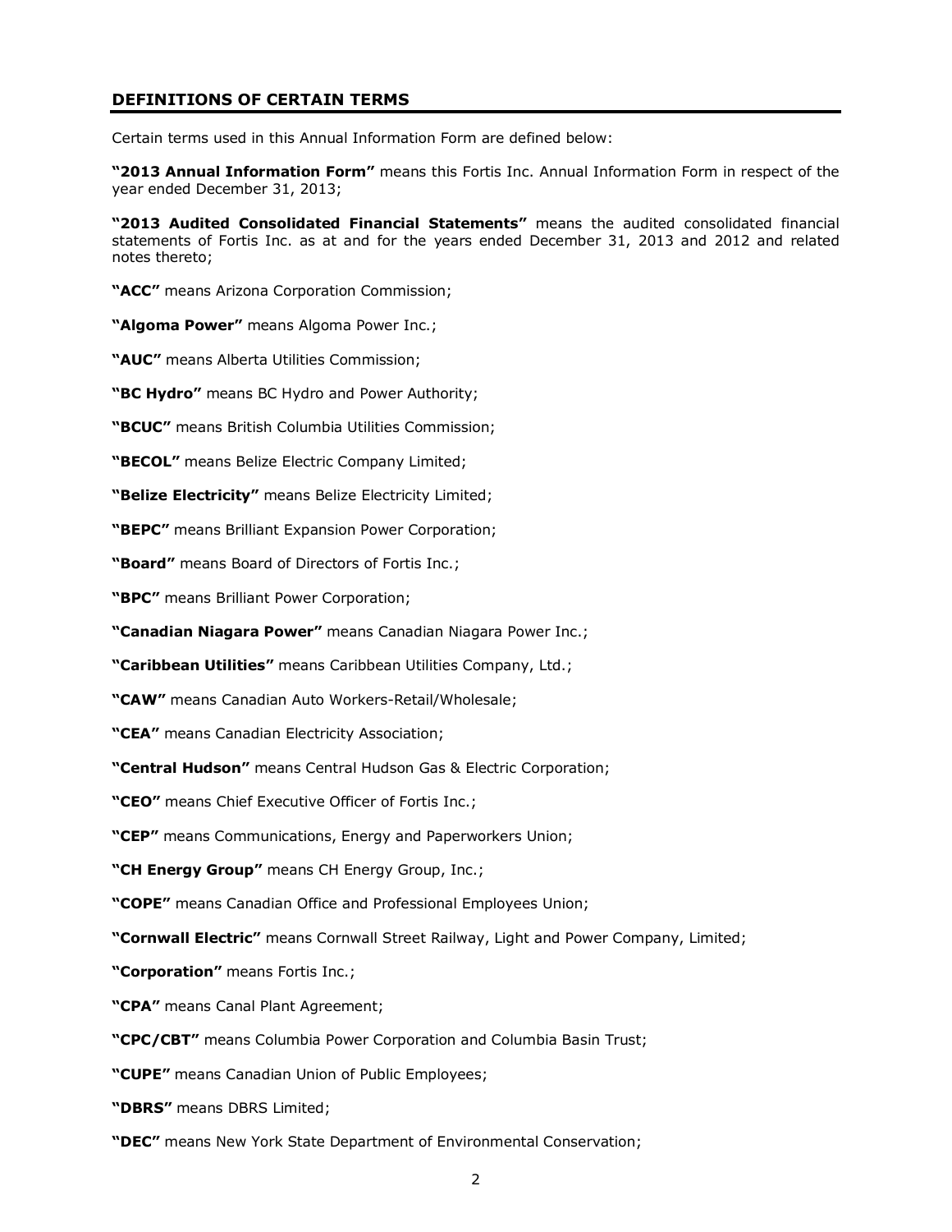## DEFINITIONS OF CERTAIN TERMS

Certain terms used in this Annual Information Form are defined below:

**"2013 Annual Information Form"** means this Fortis Inc. Annual Information Form in respect of the year ended December 31, 2013;

**"2013 Audited Consolidated Financial Statements"** means the audited consolidated financial statements of Fortis Inc. as at and for the years ended December 31, 2013 and 2012 and related notes thereto;

**"ACC"** means Arizona Corporation Commission;

**"Algoma Power"** means Algoma Power Inc.;

**"AUC"** means Alberta Utilities Commission;

**"BC Hydro"** means BC Hydro and Power Authority;

**"BCUC"** means British Columbia Utilities Commission;

**"BECOL"** means Belize Electric Company Limited;

**"Belize Electricity"** means Belize Electricity Limited;

**"BEPC"** means Brilliant Expansion Power Corporation;

**"Board"** means Board of Directors of Fortis Inc.;

**"BPC"** means Brilliant Power Corporation;

**"Canadian Niagara Power"** means Canadian Niagara Power Inc.;

**"Caribbean Utilities"** means Caribbean Utilities Company, Ltd.;

**"CAW"** means Canadian Auto Workers-Retail/Wholesale;

**"CEA"** means Canadian Electricity Association;

**"Central Hudson"** means Central Hudson Gas & Electric Corporation;

**"CEO"** means Chief Executive Officer of Fortis Inc.;

**"CEP"** means Communications, Energy and Paperworkers Union;

**"CH Energy Group"** means CH Energy Group, Inc.;

**"COPE"** means Canadian Office and Professional Employees Union;

**"Cornwall Electric"** means Cornwall Street Railway, Light and Power Company, Limited;

**"Corporation"** means Fortis Inc.;

**"CPA"** means Canal Plant Agreement;

**"CPC/CBT"** means Columbia Power Corporation and Columbia Basin Trust;

**"CUPE"** means Canadian Union of Public Employees;

**"DBRS"** means DBRS Limited;

**"DEC"** means New York State Department of Environmental Conservation;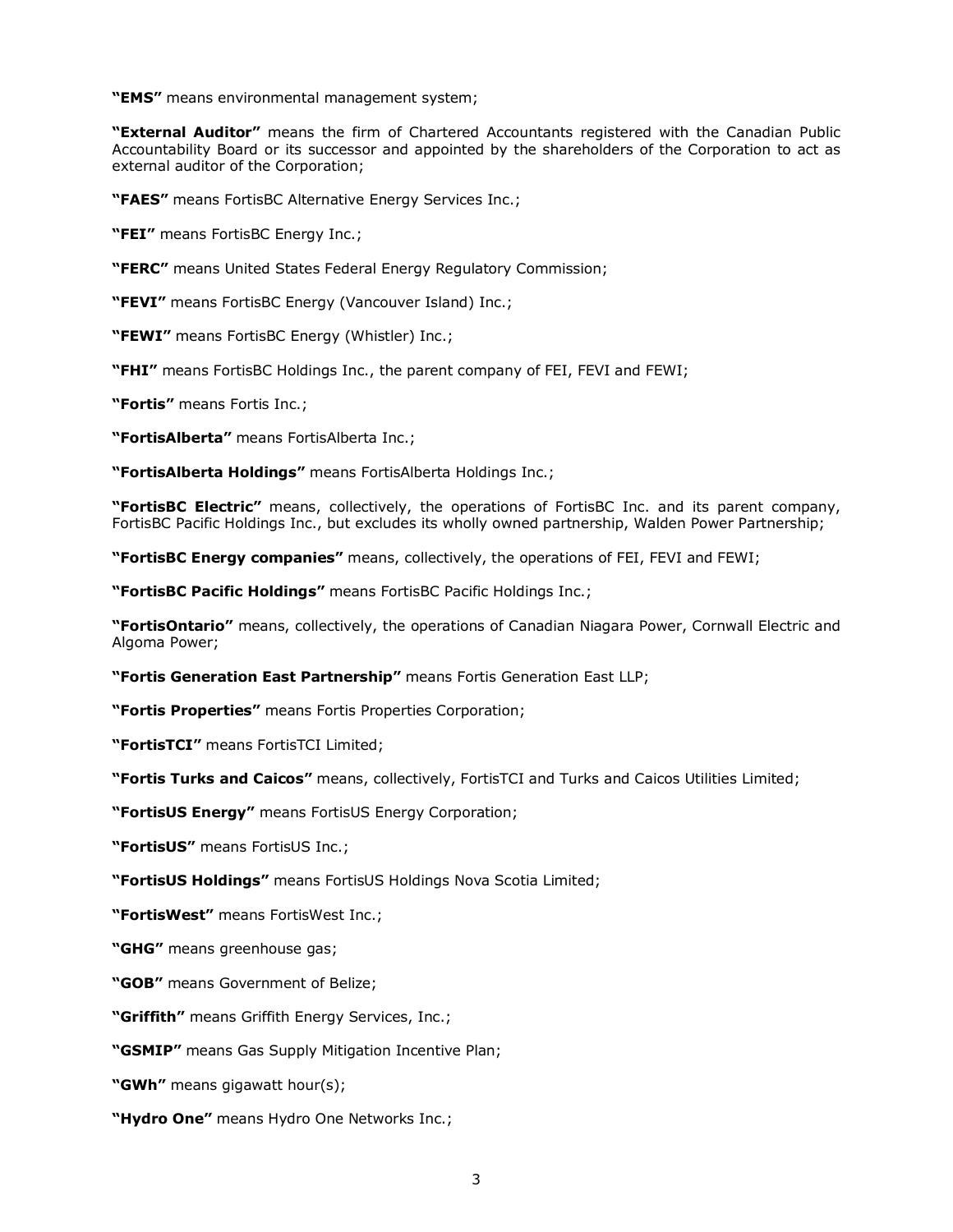**"EMS"** means environmental management system;

**"External Auditor"** means the firm of Chartered Accountants registered with the Canadian Public Accountability Board or its successor and appointed by the shareholders of the Corporation to act as external auditor of the Corporation;

**"FAES"** means FortisBC Alternative Energy Services Inc.;

**"FEI"** means FortisBC Energy Inc.;

**"FERC"** means United States Federal Energy Regulatory Commission;

**"FEVI"** means FortisBC Energy (Vancouver Island) Inc.;

**"FEWI"** means FortisBC Energy (Whistler) Inc.;

**"FHI"** means FortisBC Holdings Inc., the parent company of FEI, FEVI and FEWI;

**"Fortis"** means Fortis Inc.;

**"FortisAlberta"** means FortisAlberta Inc.;

**"FortisAlberta Holdings"** means FortisAlberta Holdings Inc.;

**"FortisBC Electric"** means, collectively, the operations of FortisBC Inc. and its parent company, FortisBC Pacific Holdings Inc., but excludes its wholly owned partnership, Walden Power Partnership;

**"FortisBC Energy companies"** means, collectively, the operations of FEI, FEVI and FEWI;

**"FortisBC Pacific Holdings"** means FortisBC Pacific Holdings Inc.;

**"FortisOntario"** means, collectively, the operations of Canadian Niagara Power, Cornwall Electric and Algoma Power;

**"Fortis Generation East Partnership"** means Fortis Generation East LLP;

**"Fortis Properties"** means Fortis Properties Corporation;

**"FortisTCI"** means FortisTCI Limited;

**"Fortis Turks and Caicos"** means, collectively, FortisTCI and Turks and Caicos Utilities Limited;

**"FortisUS Energy"** means FortisUS Energy Corporation;

**"FortisUS"** means FortisUS Inc.;

**"FortisUS Holdings"** means FortisUS Holdings Nova Scotia Limited;

**"FortisWest"** means FortisWest Inc.;

**"GHG"** means greenhouse gas;

**"GOB"** means Government of Belize;

**"Griffith"** means Griffith Energy Services, Inc.;

**"GSMIP"** means Gas Supply Mitigation Incentive Plan;

**"GWh"** means gigawatt hour(s);

**"Hydro One"** means Hydro One Networks Inc.;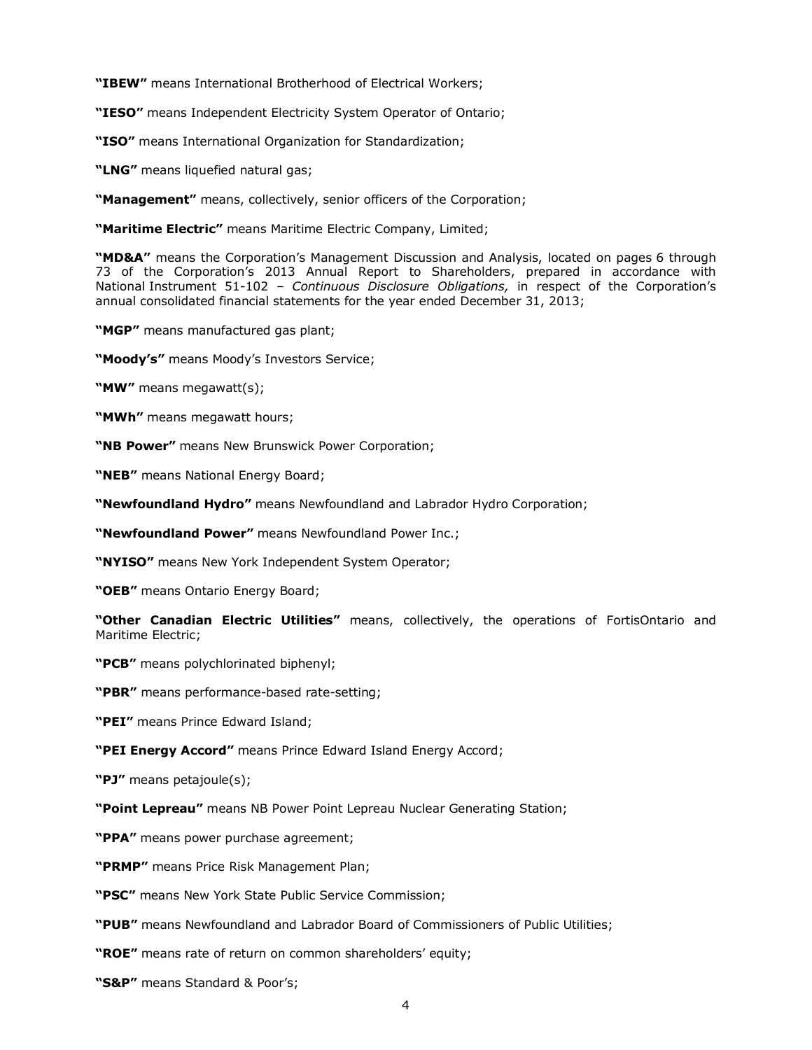**"IBEW"** means International Brotherhood of Electrical Workers;

**"IESO"** means Independent Electricity System Operator of Ontario;

**"ISO"** means International Organization for Standardization;

**"LNG"** means liquefied natural gas;

**"Management"** means, collectively, senior officers of the Corporation;

**"Maritime Electric"** means Maritime Electric Company, Limited;

**"MD&A"** means the Corporation's Management Discussion and Analysis, located on pages 6 through 73 of the Corporation's 2013 Annual Report to Shareholders, prepared in accordance with National Instrument 51-102 – *Continuous Disclosure Obligations,* in respect of the Corporation's annual consolidated financial statements for the year ended December 31, 2013;

**"MGP"** means manufactured gas plant;

**"Moody's"** means Moody's Investors Service;

**"MW"** means megawatt(s);

**"MWh"** means megawatt hours;

**"NB Power"** means New Brunswick Power Corporation;

**"NEB"** means National Energy Board;

**"Newfoundland Hydro"** means Newfoundland and Labrador Hydro Corporation;

**"Newfoundland Power"** means Newfoundland Power Inc.;

**"NYISO"** means New York Independent System Operator;

**"OEB"** means Ontario Energy Board;

**"Other Canadian Electric Utilities"** means, collectively, the operations of FortisOntario and Maritime Electric;

**"PCB"** means polychlorinated biphenyl;

**"PBR"** means performance-based rate-setting;

**"PEI"** means Prince Edward Island;

**"PEI Energy Accord"** means Prince Edward Island Energy Accord;

**"PJ"** means petajoule(s);

**"Point Lepreau"** means NB Power Point Lepreau Nuclear Generating Station;

**"PPA"** means power purchase agreement;

**"PRMP"** means Price Risk Management Plan;

**"PSC"** means New York State Public Service Commission;

**"PUB"** means Newfoundland and Labrador Board of Commissioners of Public Utilities;

**"ROE"** means rate of return on common shareholders' equity;

**"S&P"** means Standard & Poor's;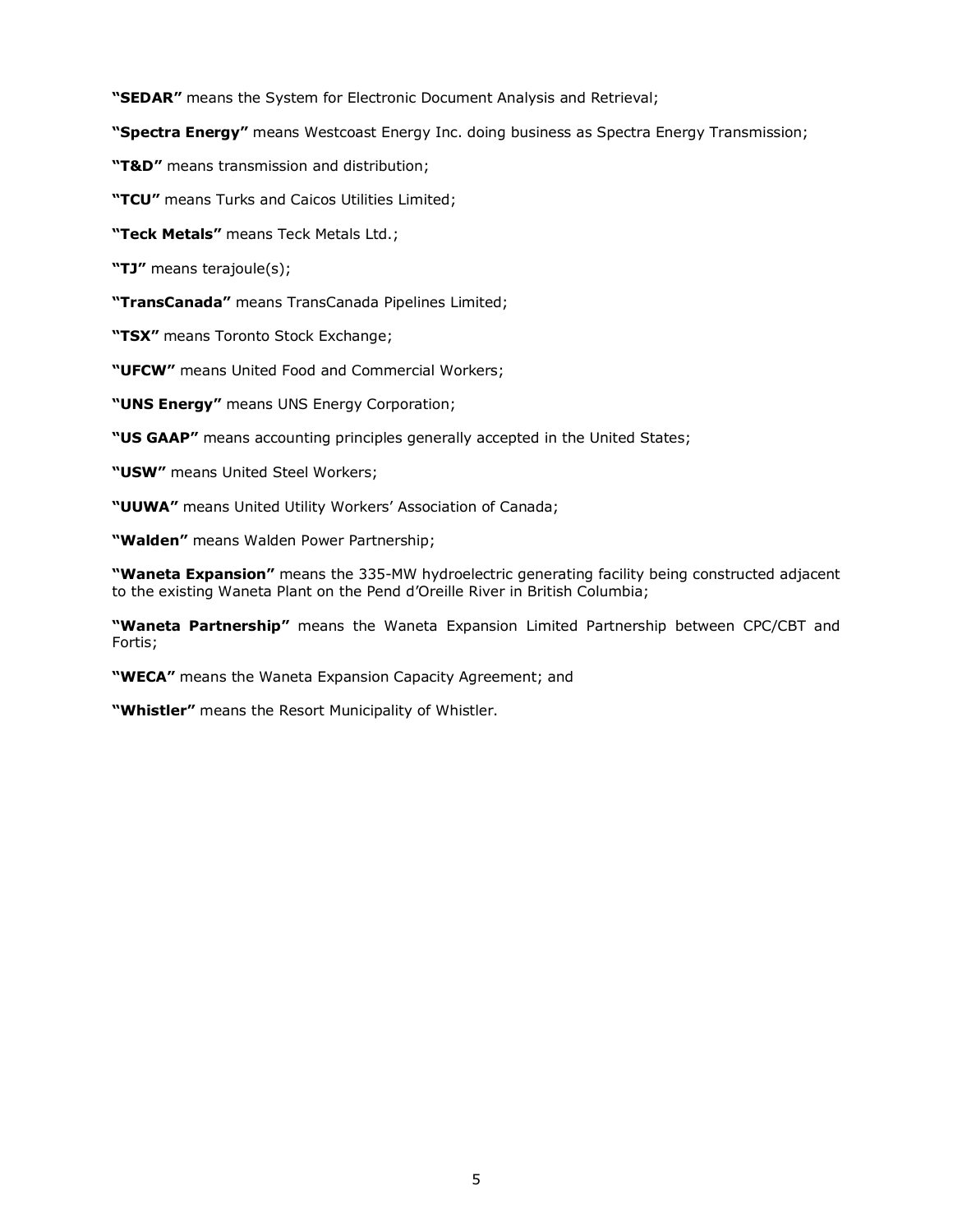**"SEDAR"** means the System for Electronic Document Analysis and Retrieval;

**"Spectra Energy"** means Westcoast Energy Inc. doing business as Spectra Energy Transmission;

**"T&D"** means transmission and distribution;

**"TCU"** means Turks and Caicos Utilities Limited;

**"Teck Metals"** means Teck Metals Ltd.;

**"TJ"** means terajoule(s);

**"TransCanada"** means TransCanada Pipelines Limited;

**"TSX"** means Toronto Stock Exchange;

**"UFCW"** means United Food and Commercial Workers;

**"UNS Energy"** means UNS Energy Corporation;

**"US GAAP"** means accounting principles generally accepted in the United States;

**"USW"** means United Steel Workers;

**"UUWA"** means United Utility Workers' Association of Canada;

**"Walden"** means Walden Power Partnership;

**"Waneta Expansion"** means the 335-MW hydroelectric generating facility being constructed adjacent to the existing Waneta Plant on the Pend d'Oreille River in British Columbia;

**"Waneta Partnership"** means the Waneta Expansion Limited Partnership between CPC/CBT and Fortis;

**"WECA"** means the Waneta Expansion Capacity Agreement; and

**"Whistler"** means the Resort Municipality of Whistler.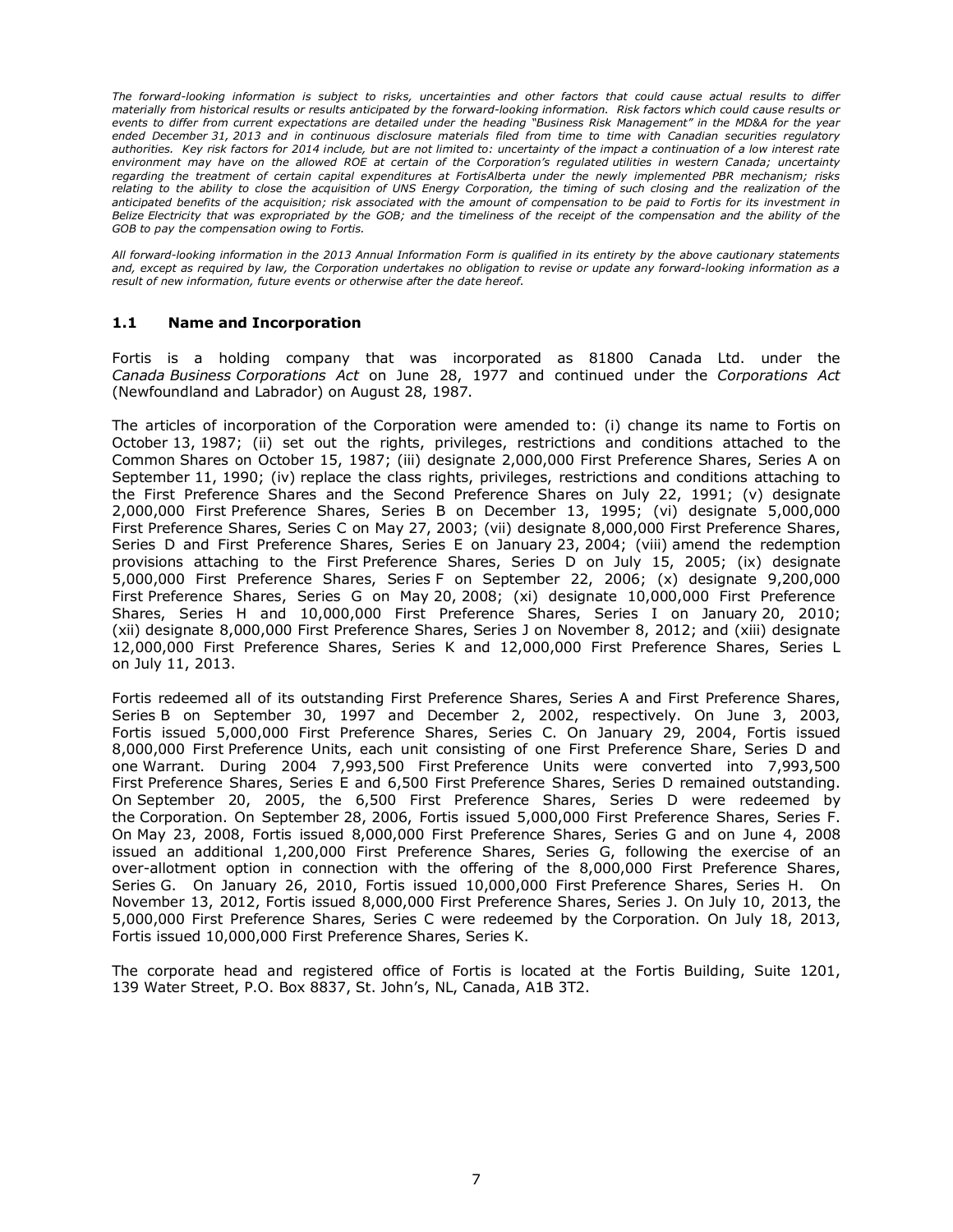*The forward-looking information is subject to risks, uncertainties and other factors that could cause actual results to differ materially from historical results or results anticipated by the forward-looking information. Risk factors which could cause results or events to differ from current expectations are detailed under the heading "Business Risk Management" in the MD&A for the year ended December 31, 2013 and in continuous disclosure materials filed from time to time with Canadian securities regulatory authorities. Key risk factors for 2014 include, but are not limited to: uncertainty of the impact a continuation of a low interest rate environment may have on the allowed ROE at certain of the Corporation's regulated utilities in western Canada; uncertainty regarding the treatment of certain capital expenditures at FortisAlberta under the newly implemented PBR mechanism; risks relating to the ability to close the acquisition of UNS Energy Corporation, the timing of such closing and the realization of the anticipated benefits of the acquisition; risk associated with the amount of compensation to be paid to Fortis for its investment in Belize Electricity that was expropriated by the GOB; and the timeliness of the receipt of the compensation and the ability of the GOB to pay the compensation owing to Fortis.*

*All forward-looking information in the 2013 Annual Information Form is qualified in its entirety by the above cautionary statements and, except as required by law, the Corporation undertakes no obligation to revise or update any forward-looking information as a result of new information, future events or otherwise after the date hereof.*

### 1.1 Name and Incorporation

Fortis is a holding company that was incorporated as 81800 Canada Ltd. under the *Canada Business Corporations Act* on June 28, 1977 and continued under the *Corporations Act* (Newfoundland and Labrador) on August 28, 1987.

The articles of incorporation of the Corporation were amended to: (i) change its name to Fortis on October 13, 1987; (ii) set out the rights, privileges, restrictions and conditions attached to the Common Shares on October 15, 1987; (iii) designate 2,000,000 First Preference Shares, Series A on September 11, 1990; (iv) replace the class rights, privileges, restrictions and conditions attaching to the First Preference Shares and the Second Preference Shares on July 22, 1991; (v) designate 2,000,000 First Preference Shares, Series B on December 13, 1995; (vi) designate 5,000,000 First Preference Shares, Series C on May 27, 2003; (vii) designate 8,000,000 First Preference Shares, Series D and First Preference Shares, Series E on January 23, 2004; (viii) amend the redemption provisions attaching to the First Preference Shares, Series D on July 15, 2005; (ix) designate 5,000,000 First Preference Shares, Series F on September 22, 2006; (x) designate 9,200,000 First Preference Shares, Series G on May 20, 2008; (xi) designate 10,000,000 First Preference Shares, Series H and 10,000,000 First Preference Shares, Series I on January 20, 2010; (xii) designate 8,000,000 First Preference Shares, Series J on November 8, 2012; and (xiii) designate 12,000,000 First Preference Shares, Series K and 12,000,000 First Preference Shares, Series L on July 11, 2013.

Fortis redeemed all of its outstanding First Preference Shares, Series A and First Preference Shares, Series B on September 30, 1997 and December 2, 2002, respectively. On June 3, 2003, Fortis issued 5,000,000 First Preference Shares, Series C. On January 29, 2004, Fortis issued 8,000,000 First Preference Units, each unit consisting of one First Preference Share, Series D and one Warrant. During 2004 7,993,500 First Preference Units were converted into 7,993,500 First Preference Shares, Series E and 6,500 First Preference Shares, Series D remained outstanding. On September 20, 2005, the 6,500 First Preference Shares, Series D were redeemed by the Corporation. On September 28, 2006, Fortis issued 5,000,000 First Preference Shares, Series F. On May 23, 2008, Fortis issued 8,000,000 First Preference Shares, Series G and on June 4, 2008 issued an additional 1,200,000 First Preference Shares, Series G, following the exercise of an over-allotment option in connection with the offering of the 8,000,000 First Preference Shares, Series G. On January 26, 2010, Fortis issued 10,000,000 First Preference Shares, Series H. On November 13, 2012, Fortis issued 8,000,000 First Preference Shares, Series J. On July 10, 2013, the 5,000,000 First Preference Shares, Series C were redeemed by the Corporation. On July 18, 2013, Fortis issued 10,000,000 First Preference Shares, Series K.

The corporate head and registered office of Fortis is located at the Fortis Building, Suite 1201, 139 Water Street, P.O. Box 8837, St. John's, NL, Canada, A1B 3T2.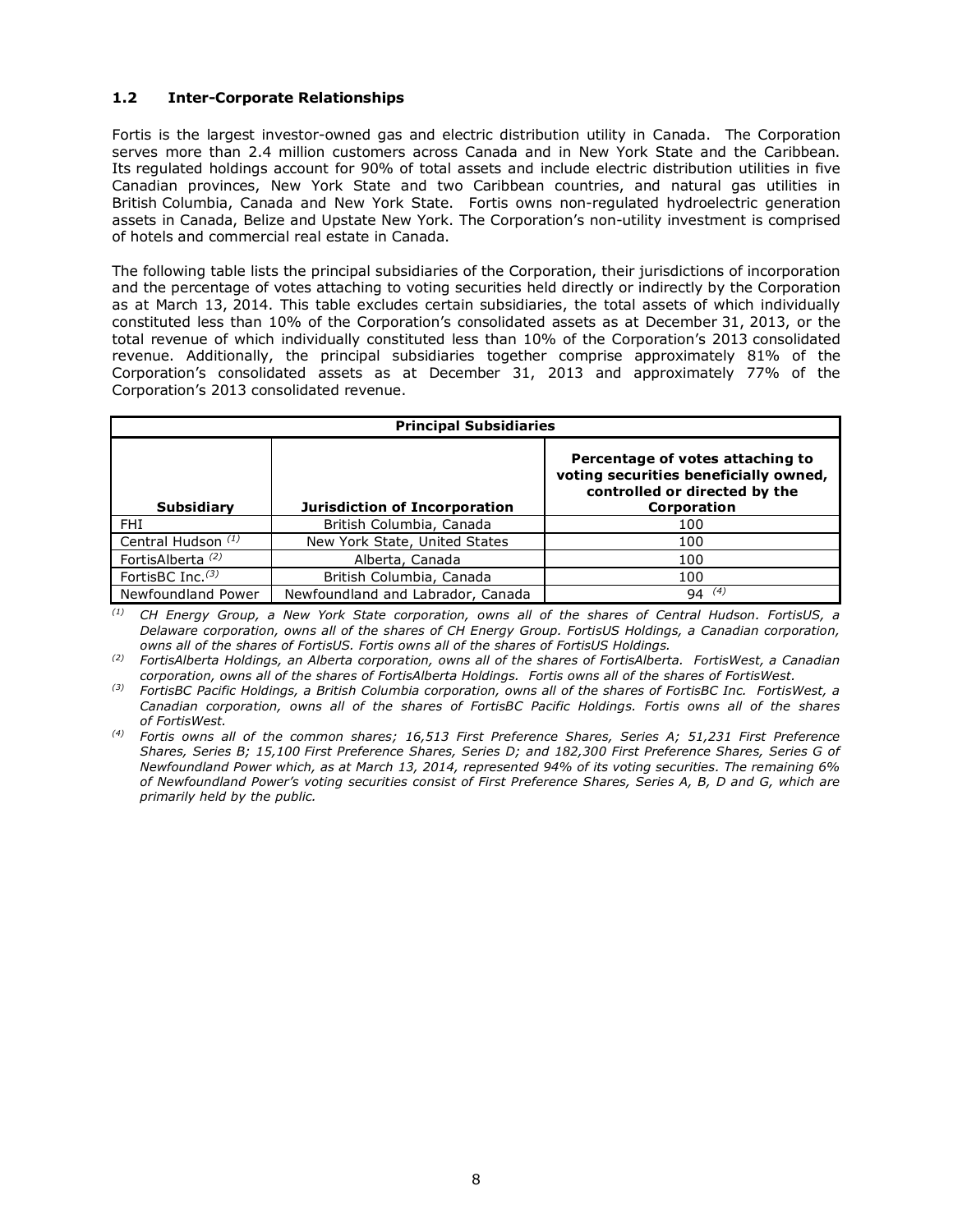### 1.2 Inter-Corporate Relationships

Fortis is the largest investor-owned gas and electric distribution utility in Canada. The Corporation serves more than 2.4 million customers across Canada and in New York State and the Caribbean. Its regulated holdings account for 90% of total assets and include electric distribution utilities in five Canadian provinces, New York State and two Caribbean countries, and natural gas utilities in British Columbia, Canada and New York State. Fortis owns non-regulated hydroelectric generation assets in Canada, Belize and Upstate New York. The Corporation's non-utility investment is comprised of hotels and commercial real estate in Canada.

The following table lists the principal subsidiaries of the Corporation, their jurisdictions of incorporation and the percentage of votes attaching to voting securities held directly or indirectly by the Corporation as at March 13, 2014. This table excludes certain subsidiaries, the total assets of which individually constituted less than 10% of the Corporation's consolidated assets as at December 31, 2013, or the total revenue of which individually constituted less than 10% of the Corporation's 2013 consolidated revenue. Additionally, the principal subsidiaries together comprise approximately 81% of the Corporation's consolidated assets as at December 31, 2013 and approximately 77% of the Corporation's 2013 consolidated revenue.

| Principal Subsidiaries | | |
|---|---|---|
| **Subsidiary** | **Jurisdiction of Incorporation** | **Percentage of votes attaching to voting securities beneficially owned, controlled or directed by the Corporation** |
| FHI | British Columbia, Canada | 100 |
| Central Hudson [(1)] | New York State, United States | 100 |
| FortisAlberta [(2)] | Alberta, Canada | 100 |
| FortisBC Inc.[(3)] | British Columbia, Canada | 100 |
| Newfoundland Power | Newfoundland and Labrador, Canada | 94 [(4)] |

[(1)] *CH Energy Group, a New York State corporation, owns all of the shares of Central Hudson. FortisUS, a Delaware corporation, owns all of the shares of CH Energy Group. FortisUS Holdings, a Canadian corporation, owns all of the shares of FortisUS. Fortis owns all of the shares of FortisUS Holdings.*

[(2)] *FortisAlberta Holdings, an Alberta corporation, owns all of the shares of FortisAlberta. FortisWest, a Canadian corporation, owns all of the shares of FortisAlberta Holdings. Fortis owns all of the shares of FortisWest.*

[(3)] *FortisBC Pacific Holdings, a British Columbia corporation, owns all of the shares of FortisBC Inc. FortisWest, a Canadian corporation, owns all of the shares of FortisBC Pacific Holdings. Fortis owns all of the shares of FortisWest.*

[(4)] *Fortis owns all of the common shares; 16,513 First Preference Shares, Series A; 51,231 First Preference Shares, Series B; 15,100 First Preference Shares, Series D; and 182,300 First Preference Shares, Series G of Newfoundland Power which, as at March 13, 2014, represented 94% of its voting securities. The remaining 6% of Newfoundland Power's voting securities consist of First Preference Shares, Series A, B, D and G, which are primarily held by the public.*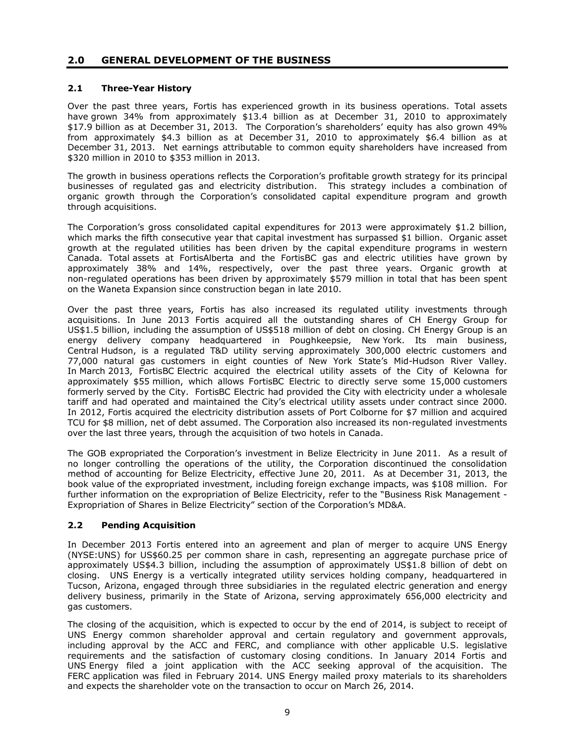## 2.0 GENERAL DEVELOPMENT OF THE BUSINESS

### 2.1 Three-Year History

Over the past three years, Fortis has experienced growth in its business operations. Total assets have grown 34% from approximately $13.4 billion as at December 31, 2010 to approximately $17.9 billion as at December 31, 2013. The Corporation's shareholders' equity has also grown 49% from approximately $4.3 billion as at December 31, 2010 to approximately $6.4 billion as at December 31, 2013. Net earnings attributable to common equity shareholders have increased from $320 million in 2010 to $353 million in 2013.

The growth in business operations reflects the Corporation's profitable growth strategy for its principal businesses of regulated gas and electricity distribution. This strategy includes a combination of organic growth through the Corporation's consolidated capital expenditure program and growth through acquisitions.

The Corporation's gross consolidated capital expenditures for 2013 were approximately $1.2 billion, which marks the fifth consecutive year that capital investment has surpassed $1 billion. Organic asset growth at the regulated utilities has been driven by the capital expenditure programs in western Canada. Total assets at FortisAlberta and the FortisBC gas and electric utilities have grown by approximately 38% and 14%, respectively, over the past three years. Organic growth at non-regulated operations has been driven by approximately $579 million in total that has been spent on the Waneta Expansion since construction began in late 2010.

Over the past three years, Fortis has also increased its regulated utility investments through acquisitions. In June 2013 Fortis acquired all the outstanding shares of CH Energy Group for US$1.5 billion, including the assumption of US$518 million of debt on closing. CH Energy Group is an energy delivery company headquartered in Poughkeepsie, New York. Its main business, Central Hudson, is a regulated T&D utility serving approximately 300,000 electric customers and 77,000 natural gas customers in eight counties of New York State's Mid-Hudson River Valley. In March 2013, FortisBC Electric acquired the electrical utility assets of the City of Kelowna for approximately $55 million, which allows FortisBC Electric to directly serve some 15,000 customers formerly served by the City. FortisBC Electric had provided the City with electricity under a wholesale tariff and had operated and maintained the City's electrical utility assets under contract since 2000. In 2012, Fortis acquired the electricity distribution assets of Port Colborne for $7 million and acquired TCU for $8 million, net of debt assumed. The Corporation also increased its non-regulated investments over the last three years, through the acquisition of two hotels in Canada.

The GOB expropriated the Corporation's investment in Belize Electricity in June 2011. As a result of no longer controlling the operations of the utility, the Corporation discontinued the consolidation method of accounting for Belize Electricity, effective June 20, 2011. As at December 31, 2013, the book value of the expropriated investment, including foreign exchange impacts, was $108 million. For further information on the expropriation of Belize Electricity, refer to the "Business Risk Management - Expropriation of Shares in Belize Electricity" section of the Corporation's MD&A.

### 2.2 Pending Acquisition

In December 2013 Fortis entered into an agreement and plan of merger to acquire UNS Energy (NYSE:UNS) for US$60.25 per common share in cash, representing an aggregate purchase price of approximately US$4.3 billion, including the assumption of approximately US$1.8 billion of debt on closing. UNS Energy is a vertically integrated utility services holding company, headquartered in Tucson, Arizona, engaged through three subsidiaries in the regulated electric generation and energy delivery business, primarily in the State of Arizona, serving approximately 656,000 electricity and gas customers.

The closing of the acquisition, which is expected to occur by the end of 2014, is subject to receipt of UNS Energy common shareholder approval and certain regulatory and government approvals, including approval by the ACC and FERC, and compliance with other applicable U.S. legislative requirements and the satisfaction of customary closing conditions. In January 2014 Fortis and UNS Energy filed a joint application with the ACC seeking approval of the acquisition. The FERC application was filed in February 2014. UNS Energy mailed proxy materials to its shareholders and expects the shareholder vote on the transaction to occur on March 26, 2014.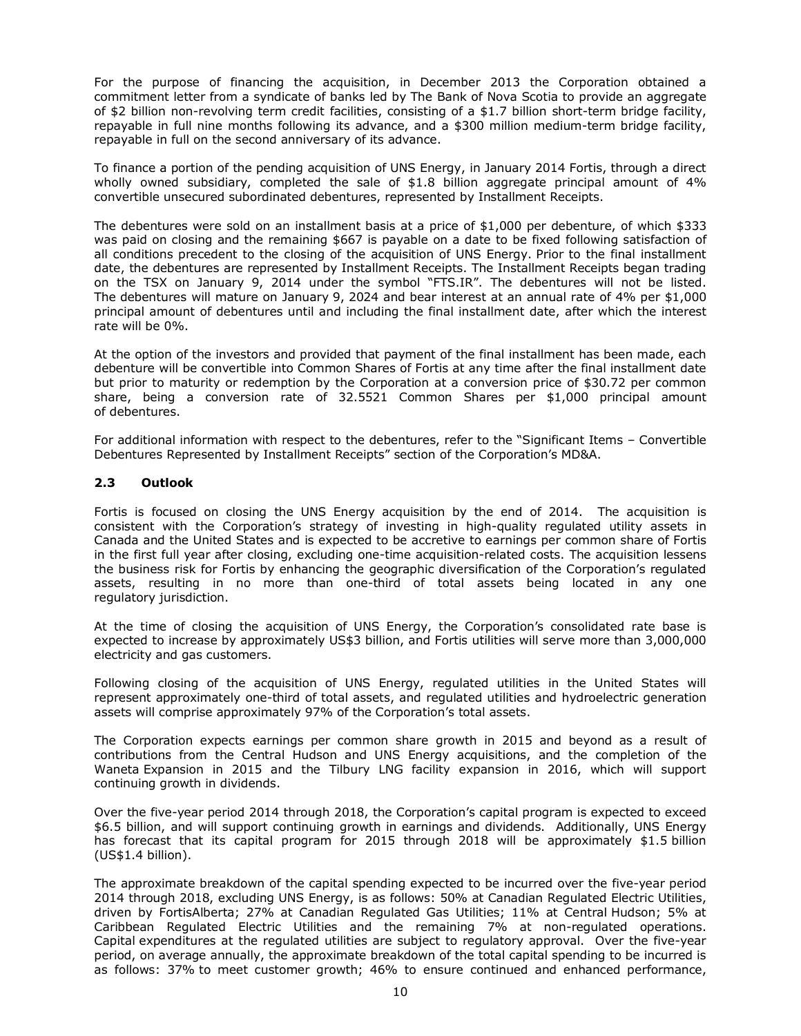For the purpose of financing the acquisition, in December 2013 the Corporation obtained a commitment letter from a syndicate of banks led by The Bank of Nova Scotia to provide an aggregate of $2 billion non-revolving term credit facilities, consisting of a $1.7 billion short-term bridge facility, repayable in full nine months following its advance, and a $300 million medium-term bridge facility, repayable in full on the second anniversary of its advance.

To finance a portion of the pending acquisition of UNS Energy, in January 2014 Fortis, through a direct wholly owned subsidiary, completed the sale of $1.8 billion aggregate principal amount of 4% convertible unsecured subordinated debentures, represented by Installment Receipts.

The debentures were sold on an installment basis at a price of $1,000 per debenture, of which $333 was paid on closing and the remaining $667 is payable on a date to be fixed following satisfaction of all conditions precedent to the closing of the acquisition of UNS Energy. Prior to the final installment date, the debentures are represented by Installment Receipts. The Installment Receipts began trading on the TSX on January 9, 2014 under the symbol "FTS.IR". The debentures will not be listed. The debentures will mature on January 9, 2024 and bear interest at an annual rate of 4% per $1,000 principal amount of debentures until and including the final installment date, after which the interest rate will be 0%.

At the option of the investors and provided that payment of the final installment has been made, each debenture will be convertible into Common Shares of Fortis at any time after the final installment date but prior to maturity or redemption by the Corporation at a conversion price of $30.72 per common share, being a conversion rate of 32.5521 Common Shares per $1,000 principal amount of debentures.

For additional information with respect to the debentures, refer to the "Significant Items – Convertible Debentures Represented by Installment Receipts" section of the Corporation's MD&A.

### 2.3 Outlook

Fortis is focused on closing the UNS Energy acquisition by the end of 2014. The acquisition is consistent with the Corporation's strategy of investing in high-quality regulated utility assets in Canada and the United States and is expected to be accretive to earnings per common share of Fortis in the first full year after closing, excluding one-time acquisition-related costs. The acquisition lessens the business risk for Fortis by enhancing the geographic diversification of the Corporation's regulated assets, resulting in no more than one-third of total assets being located in any one regulatory jurisdiction.

At the time of closing the acquisition of UNS Energy, the Corporation's consolidated rate base is expected to increase by approximately US$3 billion, and Fortis utilities will serve more than 3,000,000 electricity and gas customers.

Following closing of the acquisition of UNS Energy, regulated utilities in the United States will represent approximately one-third of total assets, and regulated utilities and hydroelectric generation assets will comprise approximately 97% of the Corporation's total assets.

The Corporation expects earnings per common share growth in 2015 and beyond as a result of contributions from the Central Hudson and UNS Energy acquisitions, and the completion of the Waneta Expansion in 2015 and the Tilbury LNG facility expansion in 2016, which will support continuing growth in dividends.

Over the five-year period 2014 through 2018, the Corporation's capital program is expected to exceed $6.5 billion, and will support continuing growth in earnings and dividends. Additionally, UNS Energy has forecast that its capital program for 2015 through 2018 will be approximately $1.5 billion (US$1.4 billion).

The approximate breakdown of the capital spending expected to be incurred over the five-year period 2014 through 2018, excluding UNS Energy, is as follows: 50% at Canadian Regulated Electric Utilities, driven by FortisAlberta; 27% at Canadian Regulated Gas Utilities; 11% at Central Hudson; 5% at Caribbean Regulated Electric Utilities and the remaining 7% at non-regulated operations. Capital expenditures at the regulated utilities are subject to regulatory approval. Over the five-year period, on average annually, the approximate breakdown of the total capital spending to be incurred is as follows: 37% to meet customer growth; 46% to ensure continued and enhanced performance,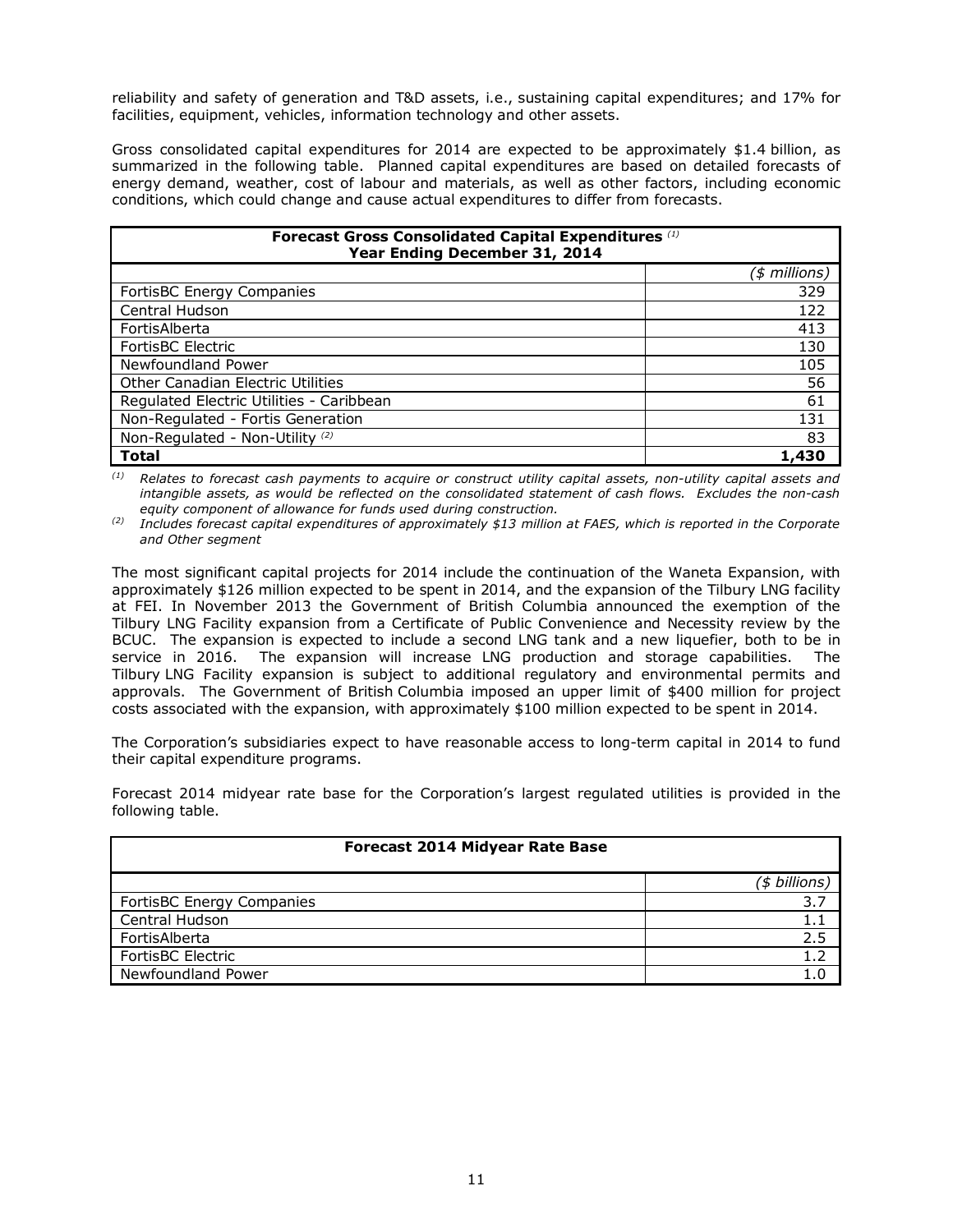reliability and safety of generation and T&D assets, i.e., sustaining capital expenditures; and 17% for facilities, equipment, vehicles, information technology and other assets.

Gross consolidated capital expenditures for 2014 are expected to be approximately $1.4 billion, as summarized in the following table. Planned capital expenditures are based on detailed forecasts of energy demand, weather, cost of labour and materials, as well as other factors, including economic conditions, which could change and cause actual expenditures to differ from forecasts.

| **Forecast Gross Consolidated Capital Expenditures** [(1)] **Year Ending December 31, 2014** | |
|---|---|
| | *($ millions)* |
| FortisBC Energy Companies | 329 |
| Central Hudson | 122 |
| FortisAlberta | 413 |
| FortisBC Electric | 130 |
| Newfoundland Power | 105 |
| Other Canadian Electric Utilities | 56 |
| Regulated Electric Utilities - Caribbean | 61 |
| Non-Regulated - Fortis Generation | 131 |
| Non-Regulated - Non-Utility [(2)] | 83 |
| **Total** | **1,430** |

*(1) Relates to forecast cash payments to acquire or construct utility capital assets, non-utility capital assets and intangible assets, as would be reflected on the consolidated statement of cash flows. Excludes the non-cash equity component of allowance for funds used during construction.*

*(2) Includes forecast capital expenditures of approximately $13 million at FAES, which is reported in the Corporate and Other segment*

The most significant capital projects for 2014 include the continuation of the Waneta Expansion, with approximately $126 million expected to be spent in 2014, and the expansion of the Tilbury LNG facility at FEI. In November 2013 the Government of British Columbia announced the exemption of the Tilbury LNG Facility expansion from a Certificate of Public Convenience and Necessity review by the BCUC. The expansion is expected to include a second LNG tank and a new liquefier, both to be in service in 2016. The expansion will increase LNG production and storage capabilities. The Tilbury LNG Facility expansion is subject to additional regulatory and environmental permits and approvals. The Government of British Columbia imposed an upper limit of $400 million for project costs associated with the expansion, with approximately $100 million expected to be spent in 2014.

The Corporation's subsidiaries expect to have reasonable access to long-term capital in 2014 to fund their capital expenditure programs.

Forecast 2014 midyear rate base for the Corporation's largest regulated utilities is provided in the following table.

| **Forecast 2014 Midyear Rate Base** | |
|---|---|
| | *($ billions)* |
| FortisBC Energy Companies | 3.7 |
| Central Hudson | 1.1 |
| FortisAlberta | 2.5 |
| FortisBC Electric | 1.2 |
| Newfoundland Power | 1.0 |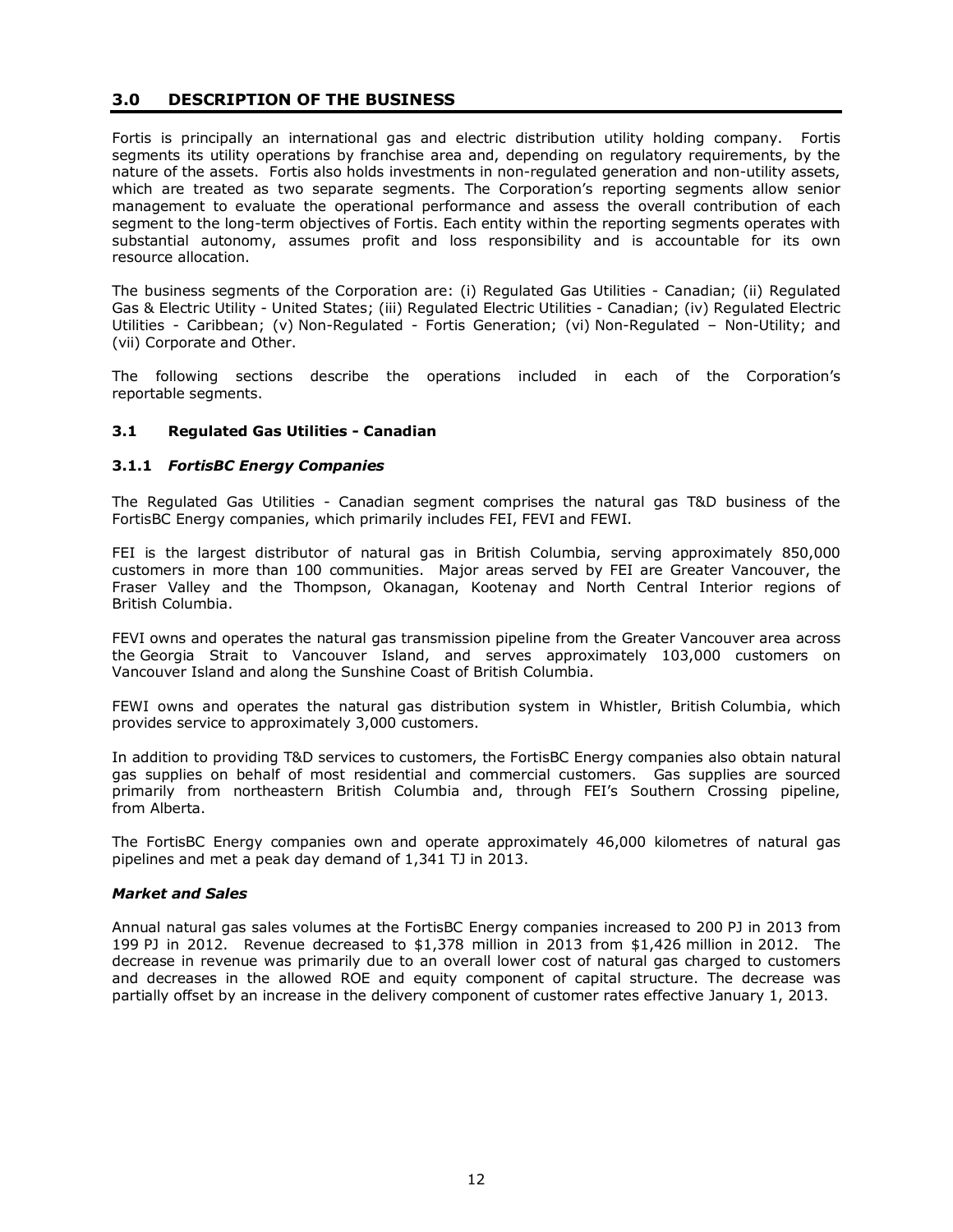## 3.0 DESCRIPTION OF THE BUSINESS

Fortis is principally an international gas and electric distribution utility holding company. Fortis segments its utility operations by franchise area and, depending on regulatory requirements, by the nature of the assets. Fortis also holds investments in non-regulated generation and non-utility assets, which are treated as two separate segments. The Corporation's reporting segments allow senior management to evaluate the operational performance and assess the overall contribution of each segment to the long-term objectives of Fortis. Each entity within the reporting segments operates with substantial autonomy, assumes profit and loss responsibility and is accountable for its own resource allocation.

The business segments of the Corporation are: (i) Regulated Gas Utilities - Canadian; (ii) Regulated Gas & Electric Utility - United States; (iii) Regulated Electric Utilities - Canadian; (iv) Regulated Electric Utilities - Caribbean; (v) Non-Regulated - Fortis Generation; (vi) Non-Regulated – Non-Utility; and (vii) Corporate and Other.

The following sections describe the operations included in each of the Corporation's reportable segments.

### 3.1 Regulated Gas Utilities - Canadian

#### 3.1.1 *FortisBC Energy Companies*

The Regulated Gas Utilities - Canadian segment comprises the natural gas T&D business of the FortisBC Energy companies, which primarily includes FEI, FEVI and FEWI.

FEI is the largest distributor of natural gas in British Columbia, serving approximately 850,000 customers in more than 100 communities. Major areas served by FEI are Greater Vancouver, the Fraser Valley and the Thompson, Okanagan, Kootenay and North Central Interior regions of British Columbia.

FEVI owns and operates the natural gas transmission pipeline from the Greater Vancouver area across the Georgia Strait to Vancouver Island, and serves approximately 103,000 customers on Vancouver Island and along the Sunshine Coast of British Columbia.

FEWI owns and operates the natural gas distribution system in Whistler, British Columbia, which provides service to approximately 3,000 customers.

In addition to providing T&D services to customers, the FortisBC Energy companies also obtain natural gas supplies on behalf of most residential and commercial customers. Gas supplies are sourced primarily from northeastern British Columbia and, through FEI's Southern Crossing pipeline, from Alberta.

The FortisBC Energy companies own and operate approximately 46,000 kilometres of natural gas pipelines and met a peak day demand of 1,341 TJ in 2013.

***Market and Sales***

Annual natural gas sales volumes at the FortisBC Energy companies increased to 200 PJ in 2013 from 199 PJ in 2012. Revenue decreased to $1,378 million in 2013 from $1,426 million in 2012. The decrease in revenue was primarily due to an overall lower cost of natural gas charged to customers and decreases in the allowed ROE and equity component of capital structure. The decrease was partially offset by an increase in the delivery component of customer rates effective January 1, 2013.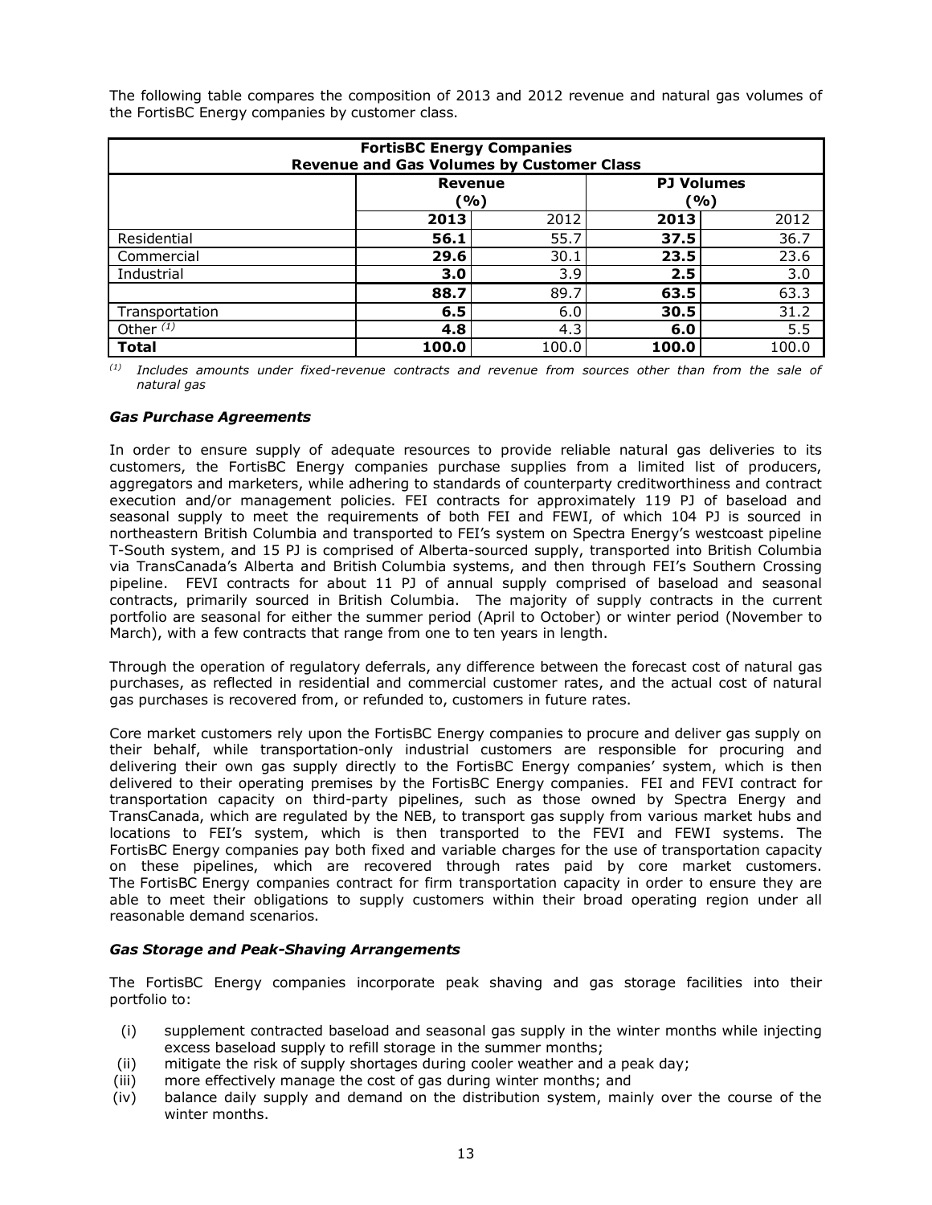The following table compares the composition of 2013 and 2012 revenue and natural gas volumes of the FortisBC Energy companies by customer class.

| FortisBC Energy Companies<br>Revenue and Gas Volumes by Customer Class | | | | |
|---|---|---|---|---|
| | Revenue (%) | | PJ Volumes (%) | |
| | **2013** | 2012 | **2013** | 2012 |
| Residential | **56.1** | 55.7 | **37.5** | 36.7 |
| Commercial | **29.6** | 30.1 | **23.5** | 23.6 |
| Industrial | **3.0** | 3.9 | **2.5** | 3.0 |
| | **88.7** | 89.7 | **63.5** | 63.3 |
| Transportation | **6.5** | 6.0 | **30.5** | 31.2 |
| Other [(1)] | **4.8** | 4.3 | **6.0** | 5.5 |
| **Total** | **100.0** | 100.0 | **100.0** | 100.0 |

[(1)] *Includes amounts under fixed-revenue contracts and revenue from sources other than from the sale of natural gas*

### *Gas Purchase Agreements*

In order to ensure supply of adequate resources to provide reliable natural gas deliveries to its customers, the FortisBC Energy companies purchase supplies from a limited list of producers, aggregators and marketers, while adhering to standards of counterparty creditworthiness and contract execution and/or management policies. FEI contracts for approximately 119 PJ of baseload and seasonal supply to meet the requirements of both FEI and FEWI, of which 104 PJ is sourced in northeastern British Columbia and transported to FEI's system on Spectra Energy's westcoast pipeline T-South system, and 15 PJ is comprised of Alberta-sourced supply, transported into British Columbia via TransCanada's Alberta and British Columbia systems, and then through FEI's Southern Crossing pipeline. FEVI contracts for about 11 PJ of annual supply comprised of baseload and seasonal contracts, primarily sourced in British Columbia. The majority of supply contracts in the current portfolio are seasonal for either the summer period (April to October) or winter period (November to March), with a few contracts that range from one to ten years in length.

Through the operation of regulatory deferrals, any difference between the forecast cost of natural gas purchases, as reflected in residential and commercial customer rates, and the actual cost of natural gas purchases is recovered from, or refunded to, customers in future rates.

Core market customers rely upon the FortisBC Energy companies to procure and deliver gas supply on their behalf, while transportation-only industrial customers are responsible for procuring and delivering their own gas supply directly to the FortisBC Energy companies' system, which is then delivered to their operating premises by the FortisBC Energy companies. FEI and FEVI contract for transportation capacity on third-party pipelines, such as those owned by Spectra Energy and TransCanada, which are regulated by the NEB, to transport gas supply from various market hubs and locations to FEI's system, which is then transported to the FEVI and FEWI systems. The FortisBC Energy companies pay both fixed and variable charges for the use of transportation capacity on these pipelines, which are recovered through rates paid by core market customers. The FortisBC Energy companies contract for firm transportation capacity in order to ensure they are able to meet their obligations to supply customers within their broad operating region under all reasonable demand scenarios.

### *Gas Storage and Peak-Shaving Arrangements*

The FortisBC Energy companies incorporate peak shaving and gas storage facilities into their portfolio to:

(i) supplement contracted baseload and seasonal gas supply in the winter months while injecting excess baseload supply to refill storage in the summer months;
(ii) mitigate the risk of supply shortages during cooler weather and a peak day;
(iii) more effectively manage the cost of gas during winter months; and
(iv) balance daily supply and demand on the distribution system, mainly over the course of the winter months.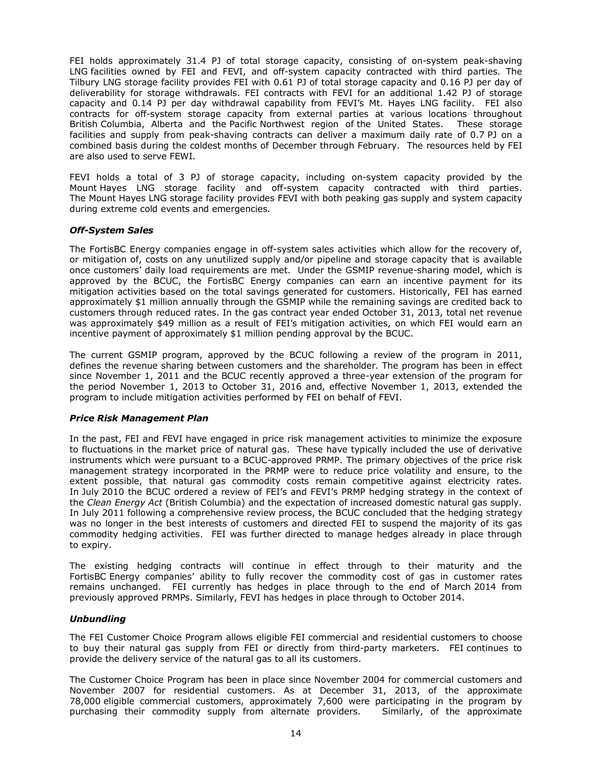FEI holds approximately 31.4 PJ of total storage capacity, consisting of on-system peak-shaving LNG facilities owned by FEI and FEVI, and off-system capacity contracted with third parties. The Tilbury LNG storage facility provides FEI with 0.61 PJ of total storage capacity and 0.16 PJ per day of deliverability for storage withdrawals. FEI contracts with FEVI for an additional 1.42 PJ of storage capacity and 0.14 PJ per day withdrawal capability from FEVI's Mt. Hayes LNG facility. FEI also contracts for off-system storage capacity from external parties at various locations throughout British Columbia, Alberta and the Pacific Northwest region of the United States. These storage facilities and supply from peak-shaving contracts can deliver a maximum daily rate of 0.7 PJ on a combined basis during the coldest months of December through February. The resources held by FEI are also used to serve FEWI.

FEVI holds a total of 3 PJ of storage capacity, including on-system capacity provided by the Mount Hayes LNG storage facility and off-system capacity contracted with third parties. The Mount Hayes LNG storage facility provides FEVI with both peaking gas supply and system capacity during extreme cold events and emergencies.

### *Off-System Sales*

The FortisBC Energy companies engage in off-system sales activities which allow for the recovery of, or mitigation of, costs on any unutilized supply and/or pipeline and storage capacity that is available once customers' daily load requirements are met. Under the GSMIP revenue-sharing model, which is approved by the BCUC, the FortisBC Energy companies can earn an incentive payment for its mitigation activities based on the total savings generated for customers. Historically, FEI has earned approximately $1 million annually through the GSMIP while the remaining savings are credited back to customers through reduced rates. In the gas contract year ended October 31, 2013, total net revenue was approximately $49 million as a result of FEI's mitigation activities, on which FEI would earn an incentive payment of approximately $1 million pending approval by the BCUC.

The current GSMIP program, approved by the BCUC following a review of the program in 2011, defines the revenue sharing between customers and the shareholder. The program has been in effect since November 1, 2011 and the BCUC recently approved a three-year extension of the program for the period November 1, 2013 to October 31, 2016 and, effective November 1, 2013, extended the program to include mitigation activities performed by FEI on behalf of FEVI.

### *Price Risk Management Plan*

In the past, FEI and FEVI have engaged in price risk management activities to minimize the exposure to fluctuations in the market price of natural gas. These have typically included the use of derivative instruments which were pursuant to a BCUC-approved PRMP. The primary objectives of the price risk management strategy incorporated in the PRMP were to reduce price volatility and ensure, to the extent possible, that natural gas commodity costs remain competitive against electricity rates. In July 2010 the BCUC ordered a review of FEI's and FEVI's PRMP hedging strategy in the context of the *Clean Energy Act* (British Columbia) and the expectation of increased domestic natural gas supply. In July 2011 following a comprehensive review process, the BCUC concluded that the hedging strategy was no longer in the best interests of customers and directed FEI to suspend the majority of its gas commodity hedging activities. FEI was further directed to manage hedges already in place through to expiry.

The existing hedging contracts will continue in effect through to their maturity and the FortisBC Energy companies' ability to fully recover the commodity cost of gas in customer rates remains unchanged. FEI currently has hedges in place through to the end of March 2014 from previously approved PRMPs. Similarly, FEVI has hedges in place through to October 2014.

### *Unbundling*

The FEI Customer Choice Program allows eligible FEI commercial and residential customers to choose to buy their natural gas supply from FEI or directly from third-party marketers. FEI continues to provide the delivery service of the natural gas to all its customers.

The Customer Choice Program has been in place since November 2004 for commercial customers and November 2007 for residential customers. As at December 31, 2013, of the approximate 78,000 eligible commercial customers, approximately 7,600 were participating in the program by purchasing their commodity supply from alternate providers. Similarly, of the approximate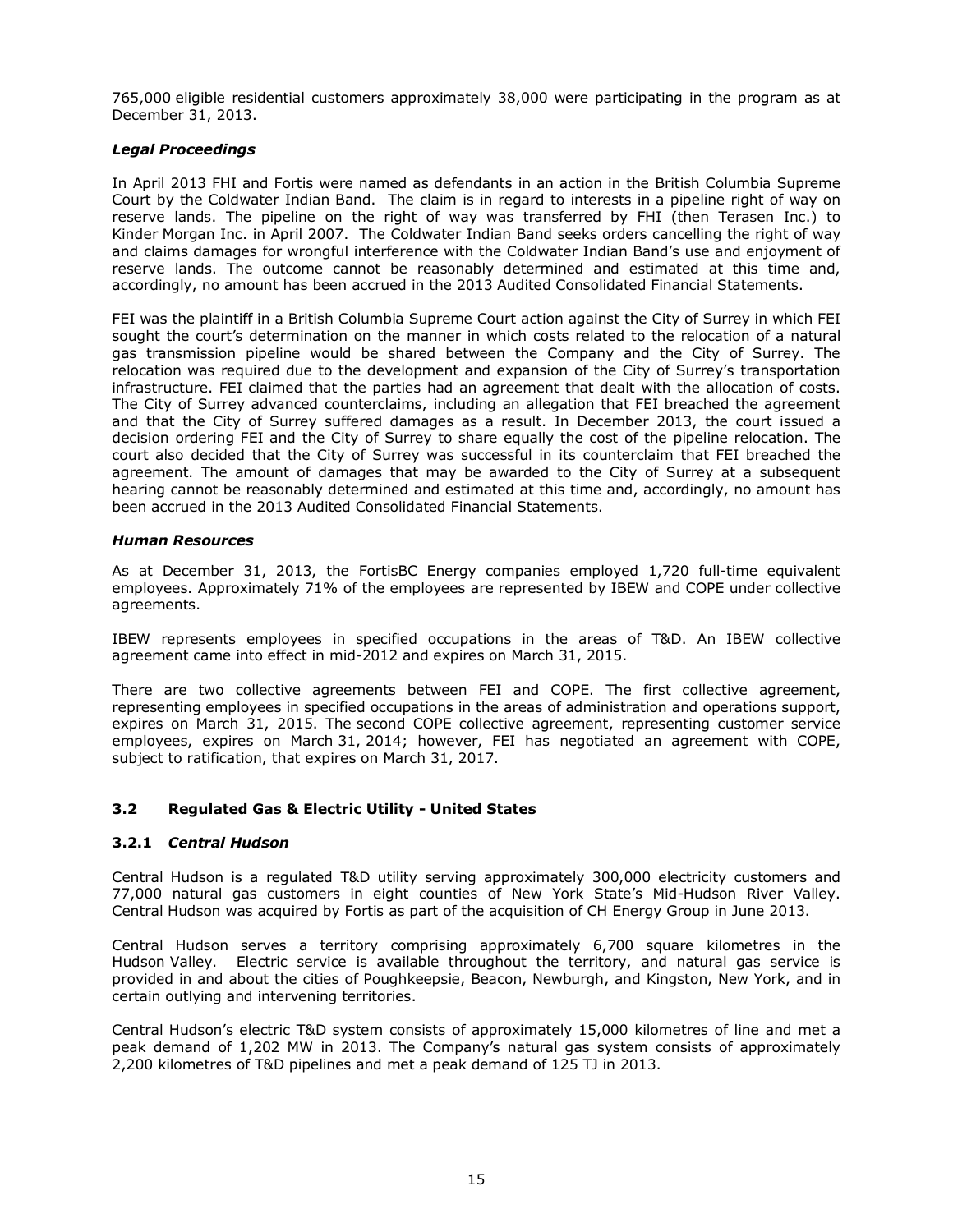765,000 eligible residential customers approximately 38,000 were participating in the program as at December 31, 2013.

***Legal Proceedings***

In April 2013 FHI and Fortis were named as defendants in an action in the British Columbia Supreme Court by the Coldwater Indian Band. The claim is in regard to interests in a pipeline right of way on reserve lands. The pipeline on the right of way was transferred by FHI (then Terasen Inc.) to Kinder Morgan Inc. in April 2007. The Coldwater Indian Band seeks orders cancelling the right of way and claims damages for wrongful interference with the Coldwater Indian Band's use and enjoyment of reserve lands. The outcome cannot be reasonably determined and estimated at this time and, accordingly, no amount has been accrued in the 2013 Audited Consolidated Financial Statements.

FEI was the plaintiff in a British Columbia Supreme Court action against the City of Surrey in which FEI sought the court's determination on the manner in which costs related to the relocation of a natural gas transmission pipeline would be shared between the Company and the City of Surrey. The relocation was required due to the development and expansion of the City of Surrey's transportation infrastructure. FEI claimed that the parties had an agreement that dealt with the allocation of costs. The City of Surrey advanced counterclaims, including an allegation that FEI breached the agreement and that the City of Surrey suffered damages as a result. In December 2013, the court issued a decision ordering FEI and the City of Surrey to share equally the cost of the pipeline relocation. The court also decided that the City of Surrey was successful in its counterclaim that FEI breached the agreement. The amount of damages that may be awarded to the City of Surrey at a subsequent hearing cannot be reasonably determined and estimated at this time and, accordingly, no amount has been accrued in the 2013 Audited Consolidated Financial Statements.

***Human Resources***

As at December 31, 2013, the FortisBC Energy companies employed 1,720 full-time equivalent employees. Approximately 71% of the employees are represented by IBEW and COPE under collective agreements.

IBEW represents employees in specified occupations in the areas of T&D. An IBEW collective agreement came into effect in mid-2012 and expires on March 31, 2015.

There are two collective agreements between FEI and COPE. The first collective agreement, representing employees in specified occupations in the areas of administration and operations support, expires on March 31, 2015. The second COPE collective agreement, representing customer service employees, expires on March 31, 2014; however, FEI has negotiated an agreement with COPE, subject to ratification, that expires on March 31, 2017.

### 3.2 Regulated Gas & Electric Utility - United States

#### 3.2.1 *Central Hudson*

Central Hudson is a regulated T&D utility serving approximately 300,000 electricity customers and 77,000 natural gas customers in eight counties of New York State's Mid-Hudson River Valley. Central Hudson was acquired by Fortis as part of the acquisition of CH Energy Group in June 2013.

Central Hudson serves a territory comprising approximately 6,700 square kilometres in the Hudson Valley. Electric service is available throughout the territory, and natural gas service is provided in and about the cities of Poughkeepsie, Beacon, Newburgh, and Kingston, New York, and in certain outlying and intervening territories.

Central Hudson's electric T&D system consists of approximately 15,000 kilometres of line and met a peak demand of 1,202 MW in 2013. The Company's natural gas system consists of approximately 2,200 kilometres of T&D pipelines and met a peak demand of 125 TJ in 2013.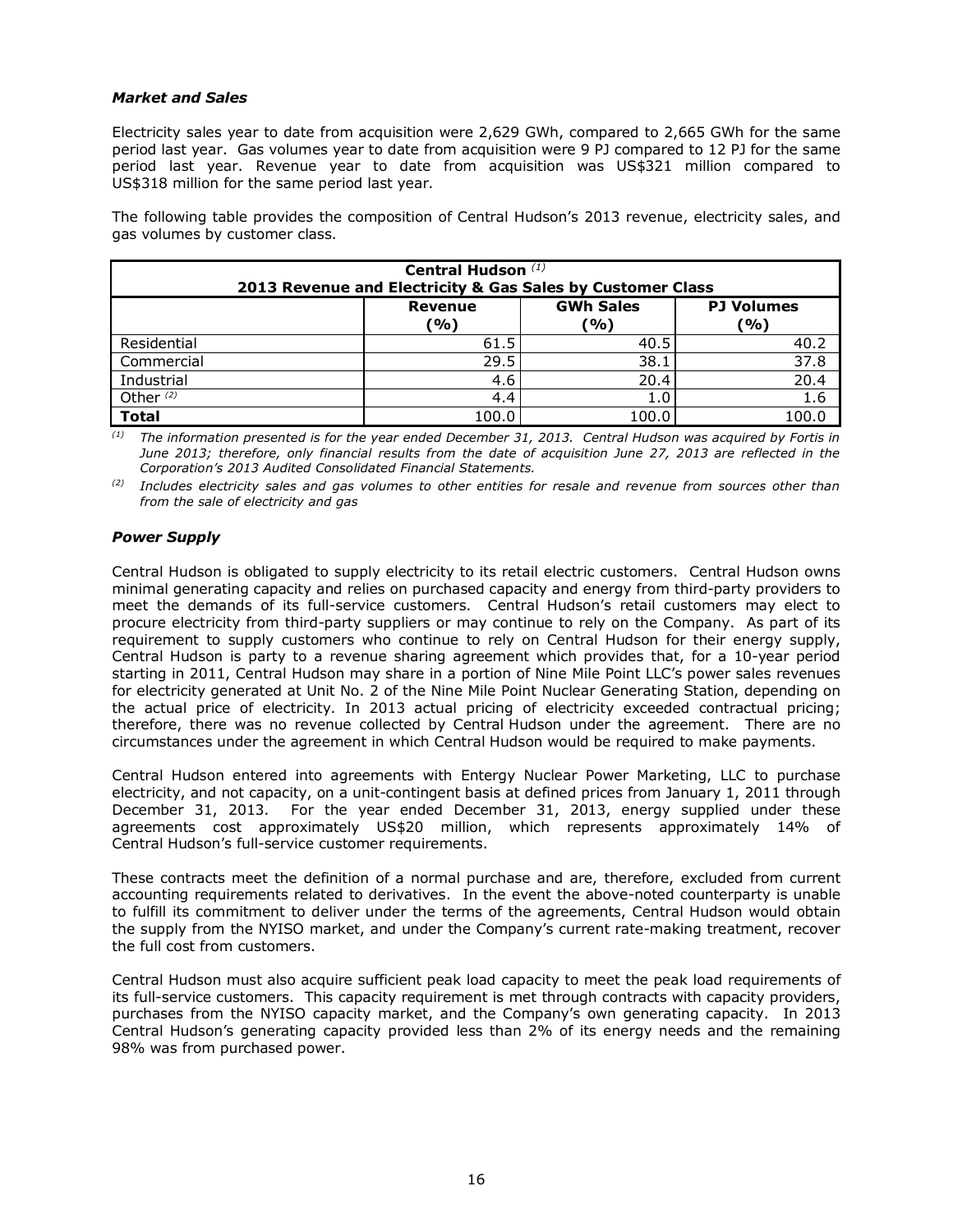### *Market and Sales*

Electricity sales year to date from acquisition were 2,629 GWh, compared to 2,665 GWh for the same period last year. Gas volumes year to date from acquisition were 9 PJ compared to 12 PJ for the same period last year. Revenue year to date from acquisition was US$321 million compared to US$318 million for the same period last year.

The following table provides the composition of Central Hudson's 2013 revenue, electricity sales, and gas volumes by customer class.

| **Central Hudson** *(1)* **2013 Revenue and Electricity & Gas Sales by Customer Class** | | | |
|---|---|---|---|
| | **Revenue (%)** | **GWh Sales (%)** | **PJ Volumes (%)** |
| Residential | 61.5 | 40.5 | 40.2 |
| Commercial | 29.5 | 38.1 | 37.8 |
| Industrial | 4.6 | 20.4 | 20.4 |
| Other *(2)* | 4.4 | 1.0 | 1.6 |
| **Total** | 100.0 | 100.0 | 100.0 |

*(1) The information presented is for the year ended December 31, 2013. Central Hudson was acquired by Fortis in June 2013; therefore, only financial results from the date of acquisition June 27, 2013 are reflected in the Corporation's 2013 Audited Consolidated Financial Statements.*

*(2) Includes electricity sales and gas volumes to other entities for resale and revenue from sources other than from the sale of electricity and gas*

### *Power Supply*

Central Hudson is obligated to supply electricity to its retail electric customers. Central Hudson owns minimal generating capacity and relies on purchased capacity and energy from third-party providers to meet the demands of its full-service customers. Central Hudson's retail customers may elect to procure electricity from third-party suppliers or may continue to rely on the Company. As part of its requirement to supply customers who continue to rely on Central Hudson for their energy supply, Central Hudson is party to a revenue sharing agreement which provides that, for a 10-year period starting in 2011, Central Hudson may share in a portion of Nine Mile Point LLC's power sales revenues for electricity generated at Unit No. 2 of the Nine Mile Point Nuclear Generating Station, depending on the actual price of electricity. In 2013 actual pricing of electricity exceeded contractual pricing; therefore, there was no revenue collected by Central Hudson under the agreement. There are no circumstances under the agreement in which Central Hudson would be required to make payments.

Central Hudson entered into agreements with Entergy Nuclear Power Marketing, LLC to purchase electricity, and not capacity, on a unit-contingent basis at defined prices from January 1, 2011 through December 31, 2013. For the year ended December 31, 2013, energy supplied under these agreements cost approximately US$20 million, which represents approximately 14% of Central Hudson's full-service customer requirements.

These contracts meet the definition of a normal purchase and are, therefore, excluded from current accounting requirements related to derivatives. In the event the above-noted counterparty is unable to fulfill its commitment to deliver under the terms of the agreements, Central Hudson would obtain the supply from the NYISO market, and under the Company's current rate-making treatment, recover the full cost from customers.

Central Hudson must also acquire sufficient peak load capacity to meet the peak load requirements of its full-service customers. This capacity requirement is met through contracts with capacity providers, purchases from the NYISO capacity market, and the Company's own generating capacity. In 2013 Central Hudson's generating capacity provided less than 2% of its energy needs and the remaining 98% was from purchased power.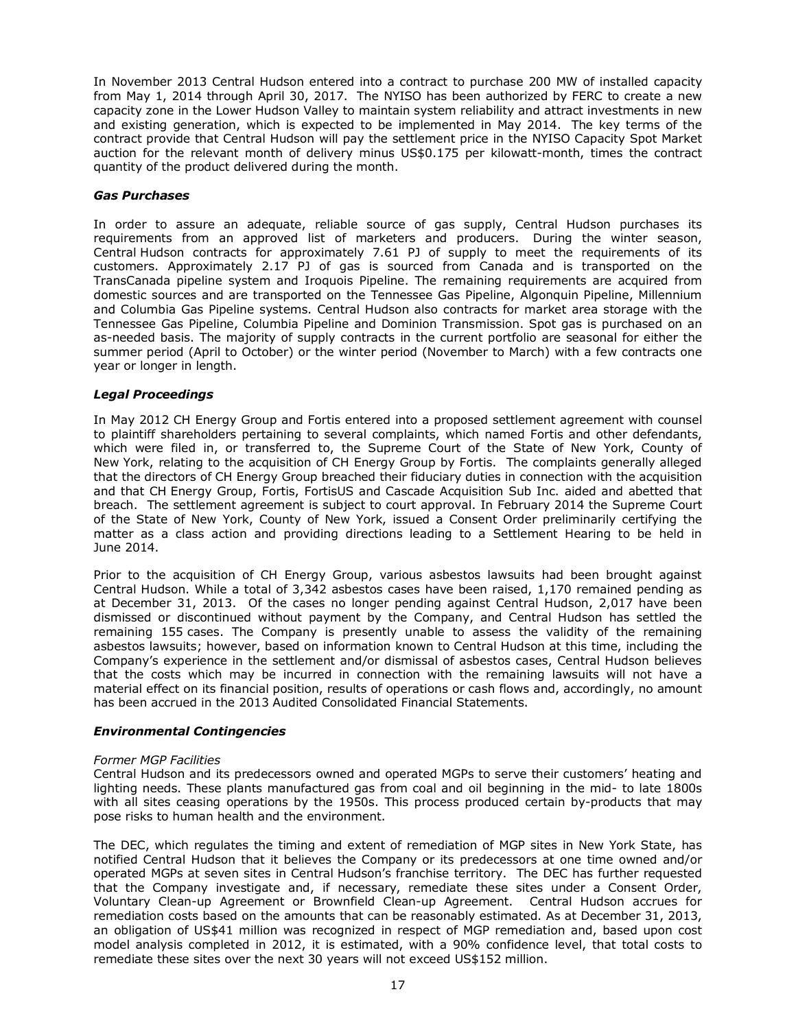In November 2013 Central Hudson entered into a contract to purchase 200 MW of installed capacity from May 1, 2014 through April 30, 2017. The NYISO has been authorized by FERC to create a new capacity zone in the Lower Hudson Valley to maintain system reliability and attract investments in new and existing generation, which is expected to be implemented in May 2014. The key terms of the contract provide that Central Hudson will pay the settlement price in the NYISO Capacity Spot Market auction for the relevant month of delivery minus US$0.175 per kilowatt-month, times the contract quantity of the product delivered during the month.

### *Gas Purchases*

In order to assure an adequate, reliable source of gas supply, Central Hudson purchases its requirements from an approved list of marketers and producers. During the winter season, Central Hudson contracts for approximately 7.61 PJ of supply to meet the requirements of its customers. Approximately 2.17 PJ of gas is sourced from Canada and is transported on the TransCanada pipeline system and Iroquois Pipeline. The remaining requirements are acquired from domestic sources and are transported on the Tennessee Gas Pipeline, Algonquin Pipeline, Millennium and Columbia Gas Pipeline systems. Central Hudson also contracts for market area storage with the Tennessee Gas Pipeline, Columbia Pipeline and Dominion Transmission. Spot gas is purchased on an as-needed basis. The majority of supply contracts in the current portfolio are seasonal for either the summer period (April to October) or the winter period (November to March) with a few contracts one year or longer in length.

### *Legal Proceedings*

In May 2012 CH Energy Group and Fortis entered into a proposed settlement agreement with counsel to plaintiff shareholders pertaining to several complaints, which named Fortis and other defendants, which were filed in, or transferred to, the Supreme Court of the State of New York, County of New York, relating to the acquisition of CH Energy Group by Fortis. The complaints generally alleged that the directors of CH Energy Group breached their fiduciary duties in connection with the acquisition and that CH Energy Group, Fortis, FortisUS and Cascade Acquisition Sub Inc. aided and abetted that breach. The settlement agreement is subject to court approval. In February 2014 the Supreme Court of the State of New York, County of New York, issued a Consent Order preliminarily certifying the matter as a class action and providing directions leading to a Settlement Hearing to be held in June 2014.

Prior to the acquisition of CH Energy Group, various asbestos lawsuits had been brought against Central Hudson. While a total of 3,342 asbestos cases have been raised, 1,170 remained pending as at December 31, 2013. Of the cases no longer pending against Central Hudson, 2,017 have been dismissed or discontinued without payment by the Company, and Central Hudson has settled the remaining 155 cases. The Company is presently unable to assess the validity of the remaining asbestos lawsuits; however, based on information known to Central Hudson at this time, including the Company's experience in the settlement and/or dismissal of asbestos cases, Central Hudson believes that the costs which may be incurred in connection with the remaining lawsuits will not have a material effect on its financial position, results of operations or cash flows and, accordingly, no amount has been accrued in the 2013 Audited Consolidated Financial Statements.

### *Environmental Contingencies*

*Former MGP Facilities*

Central Hudson and its predecessors owned and operated MGPs to serve their customers' heating and lighting needs. These plants manufactured gas from coal and oil beginning in the mid- to late 1800s with all sites ceasing operations by the 1950s. This process produced certain by-products that may pose risks to human health and the environment.

The DEC, which regulates the timing and extent of remediation of MGP sites in New York State, has notified Central Hudson that it believes the Company or its predecessors at one time owned and/or operated MGPs at seven sites in Central Hudson's franchise territory. The DEC has further requested that the Company investigate and, if necessary, remediate these sites under a Consent Order, Voluntary Clean-up Agreement or Brownfield Clean-up Agreement. Central Hudson accrues for remediation costs based on the amounts that can be reasonably estimated. As at December 31, 2013, an obligation of US$41 million was recognized in respect of MGP remediation and, based upon cost model analysis completed in 2012, it is estimated, with a 90% confidence level, that total costs to remediate these sites over the next 30 years will not exceed US$152 million.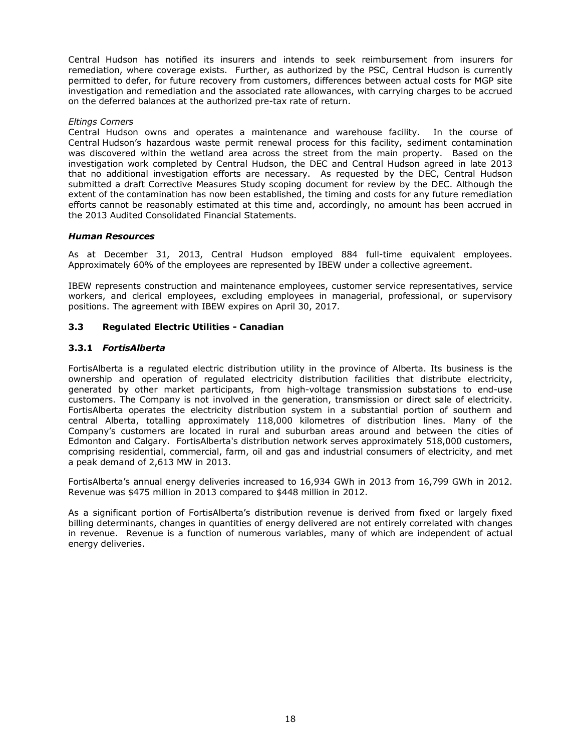Central Hudson has notified its insurers and intends to seek reimbursement from insurers for remediation, where coverage exists. Further, as authorized by the PSC, Central Hudson is currently permitted to defer, for future recovery from customers, differences between actual costs for MGP site investigation and remediation and the associated rate allowances, with carrying charges to be accrued on the deferred balances at the authorized pre-tax rate of return.

*Eltings Corners*
Central Hudson owns and operates a maintenance and warehouse facility. In the course of Central Hudson's hazardous waste permit renewal process for this facility, sediment contamination was discovered within the wetland area across the street from the main property. Based on the investigation work completed by Central Hudson, the DEC and Central Hudson agreed in late 2013 that no additional investigation efforts are necessary. As requested by the DEC, Central Hudson submitted a draft Corrective Measures Study scoping document for review by the DEC. Although the extent of the contamination has now been established, the timing and costs for any future remediation efforts cannot be reasonably estimated at this time and, accordingly, no amount has been accrued in the 2013 Audited Consolidated Financial Statements.

***Human Resources***

As at December 31, 2013, Central Hudson employed 884 full-time equivalent employees. Approximately 60% of the employees are represented by IBEW under a collective agreement.

IBEW represents construction and maintenance employees, customer service representatives, service workers, and clerical employees, excluding employees in managerial, professional, or supervisory positions. The agreement with IBEW expires on April 30, 2017.

## 3.3 Regulated Electric Utilities - Canadian

### 3.3.1 *FortisAlberta*

FortisAlberta is a regulated electric distribution utility in the province of Alberta. Its business is the ownership and operation of regulated electricity distribution facilities that distribute electricity, generated by other market participants, from high-voltage transmission substations to end-use customers. The Company is not involved in the generation, transmission or direct sale of electricity. FortisAlberta operates the electricity distribution system in a substantial portion of southern and central Alberta, totalling approximately 118,000 kilometres of distribution lines. Many of the Company's customers are located in rural and suburban areas around and between the cities of Edmonton and Calgary. FortisAlberta's distribution network serves approximately 518,000 customers, comprising residential, commercial, farm, oil and gas and industrial consumers of electricity, and met a peak demand of 2,613 MW in 2013.

FortisAlberta's annual energy deliveries increased to 16,934 GWh in 2013 from 16,799 GWh in 2012. Revenue was $475 million in 2013 compared to $448 million in 2012.

As a significant portion of FortisAlberta's distribution revenue is derived from fixed or largely fixed billing determinants, changes in quantities of energy delivered are not entirely correlated with changes in revenue. Revenue is a function of numerous variables, many of which are independent of actual energy deliveries.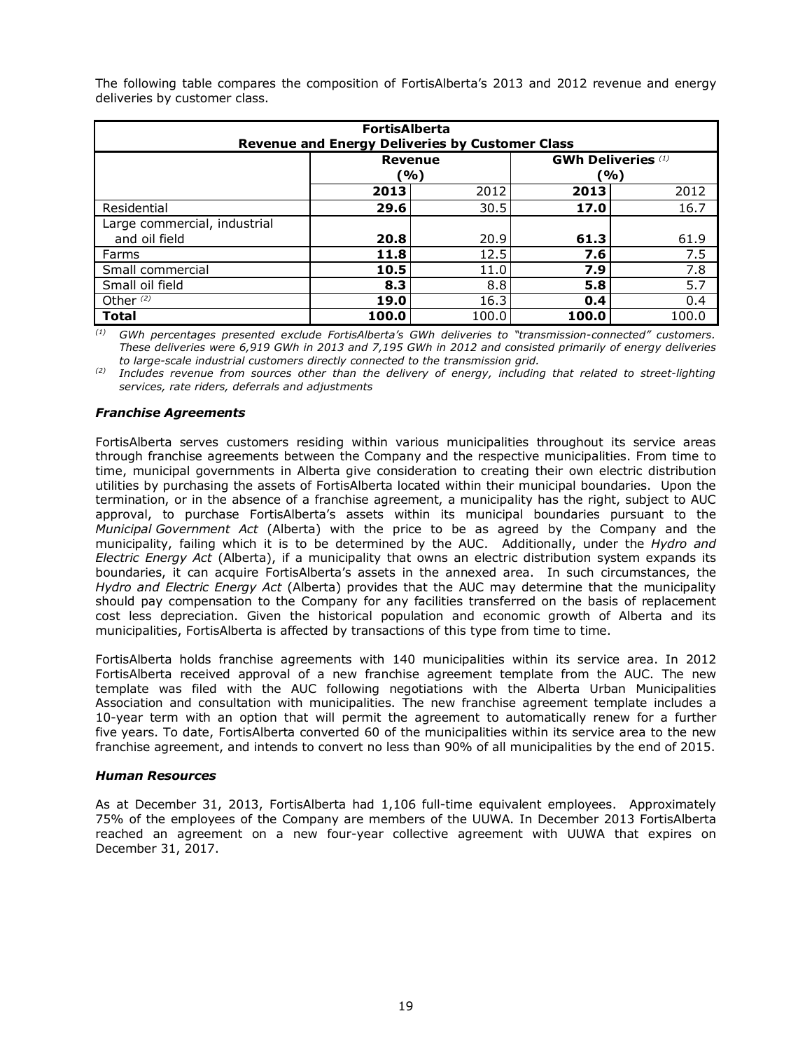The following table compares the composition of FortisAlberta's 2013 and 2012 revenue and energy deliveries by customer class.

| FortisAlberta Revenue and Energy Deliveries by Customer Class | | | | |
|---|---|---|---|---|
| | Revenue (%) | | GWh Deliveries [(1)] (%) | |
| | **2013** | 2012 | **2013** | 2012 |
| Residential | **29.6** | 30.5 | **17.0** | 16.7 |
| Large commercial, industrial and oil field | **20.8** | 20.9 | **61.3** | 61.9 |
| Farms | **11.8** | 12.5 | **7.6** | 7.5 |
| Small commercial | **10.5** | 11.0 | **7.9** | 7.8 |
| Small oil field | **8.3** | 8.8 | **5.8** | 5.7 |
| Other [(2)] | **19.0** | 16.3 | **0.4** | 0.4 |
| **Total** | **100.0** | 100.0 | **100.0** | 100.0 |

[(1)] *GWh percentages presented exclude FortisAlberta's GWh deliveries to "transmission-connected" customers. These deliveries were 6,919 GWh in 2013 and 7,195 GWh in 2012 and consisted primarily of energy deliveries to large-scale industrial customers directly connected to the transmission grid.*

[(2)] *Includes revenue from sources other than the delivery of energy, including that related to street-lighting services, rate riders, deferrals and adjustments*

### *Franchise Agreements*

FortisAlberta serves customers residing within various municipalities throughout its service areas through franchise agreements between the Company and the respective municipalities. From time to time, municipal governments in Alberta give consideration to creating their own electric distribution utilities by purchasing the assets of FortisAlberta located within their municipal boundaries. Upon the termination, or in the absence of a franchise agreement, a municipality has the right, subject to AUC approval, to purchase FortisAlberta's assets within its municipal boundaries pursuant to the *Municipal Government Act* (Alberta) with the price to be as agreed by the Company and the municipality, failing which it is to be determined by the AUC. Additionally, under the *Hydro and Electric Energy Act* (Alberta), if a municipality that owns an electric distribution system expands its boundaries, it can acquire FortisAlberta's assets in the annexed area. In such circumstances, the *Hydro and Electric Energy Act* (Alberta) provides that the AUC may determine that the municipality should pay compensation to the Company for any facilities transferred on the basis of replacement cost less depreciation. Given the historical population and economic growth of Alberta and its municipalities, FortisAlberta is affected by transactions of this type from time to time.

FortisAlberta holds franchise agreements with 140 municipalities within its service area. In 2012 FortisAlberta received approval of a new franchise agreement template from the AUC. The new template was filed with the AUC following negotiations with the Alberta Urban Municipalities Association and consultation with municipalities. The new franchise agreement template includes a 10-year term with an option that will permit the agreement to automatically renew for a further five years. To date, FortisAlberta converted 60 of the municipalities within its service area to the new franchise agreement, and intends to convert no less than 90% of all municipalities by the end of 2015.

### *Human Resources*

As at December 31, 2013, FortisAlberta had 1,106 full-time equivalent employees. Approximately 75% of the employees of the Company are members of the UUWA. In December 2013 FortisAlberta reached an agreement on a new four-year collective agreement with UUWA that expires on December 31, 2017.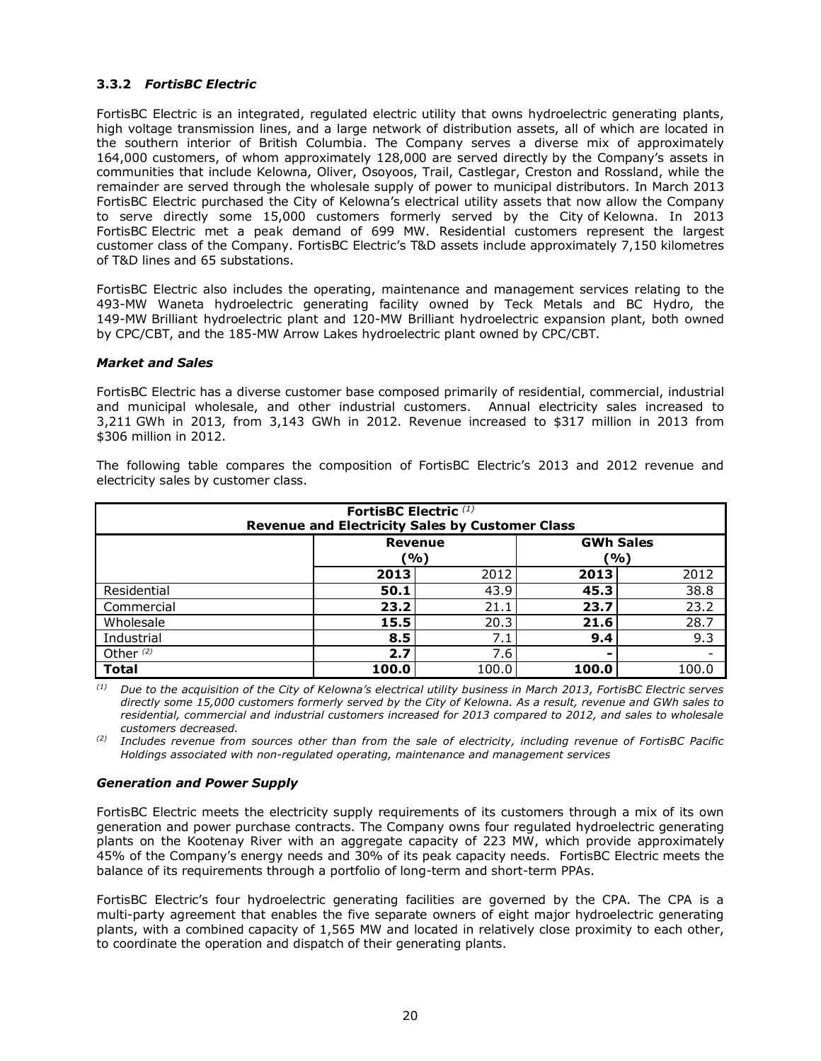### 3.3.2 *FortisBC Electric*

FortisBC Electric is an integrated, regulated electric utility that owns hydroelectric generating plants, high voltage transmission lines, and a large network of distribution assets, all of which are located in the southern interior of British Columbia. The Company serves a diverse mix of approximately 164,000 customers, of whom approximately 128,000 are served directly by the Company's assets in communities that include Kelowna, Oliver, Osoyoos, Trail, Castlegar, Creston and Rossland, while the remainder are served through the wholesale supply of power to municipal distributors. In March 2013 FortisBC Electric purchased the City of Kelowna's electrical utility assets that now allow the Company to serve directly some 15,000 customers formerly served by the City of Kelowna. In 2013 FortisBC Electric met a peak demand of 699 MW. Residential customers represent the largest customer class of the Company. FortisBC Electric's T&D assets include approximately 7,150 kilometres of T&D lines and 65 substations.

FortisBC Electric also includes the operating, maintenance and management services relating to the 493-MW Waneta hydroelectric generating facility owned by Teck Metals and BC Hydro, the 149-MW Brilliant hydroelectric plant and 120-MW Brilliant hydroelectric expansion plant, both owned by CPC/CBT, and the 185-MW Arrow Lakes hydroelectric plant owned by CPC/CBT.

#### *Market and Sales*

FortisBC Electric has a diverse customer base composed primarily of residential, commercial, industrial and municipal wholesale, and other industrial customers. Annual electricity sales increased to 3,211 GWh in 2013, from 3,143 GWh in 2012. Revenue increased to $317 million in 2013 from $306 million in 2012.

The following table compares the composition of FortisBC Electric's 2013 and 2012 revenue and electricity sales by customer class.

| FortisBC Electric (1) Revenue and Electricity Sales by Customer Class | | | | |
|---|---|---|---|---|
| | Revenue (%) | | GWh Sales (%) | |
| | **2013** | 2012 | **2013** | 2012 |
| Residential | **50.1** | 43.9 | **45.3** | 38.8 |
| Commercial | **23.2** | 21.1 | **23.7** | 23.2 |
| Wholesale | **15.5** | 20.3 | **21.6** | 28.7 |
| Industrial | **8.5** | 7.1 | **9.4** | 9.3 |
| Other (2) | **2.7** | 7.6 | **-** | - |
| **Total** | **100.0** | 100.0 | **100.0** | 100.0 |

(1) *Due to the acquisition of the City of Kelowna's electrical utility business in March 2013, FortisBC Electric serves directly some 15,000 customers formerly served by the City of Kelowna. As a result, revenue and GWh sales to residential, commercial and industrial customers increased for 2013 compared to 2012, and sales to wholesale customers decreased.*

(2) *Includes revenue from sources other than from the sale of electricity, including revenue of FortisBC Pacific Holdings associated with non-regulated operating, maintenance and management services*

#### *Generation and Power Supply*

FortisBC Electric meets the electricity supply requirements of its customers through a mix of its own generation and power purchase contracts. The Company owns four regulated hydroelectric generating plants on the Kootenay River with an aggregate capacity of 223 MW, which provide approximately 45% of the Company's energy needs and 30% of its peak capacity needs. FortisBC Electric meets the balance of its requirements through a portfolio of long-term and short-term PPAs.

FortisBC Electric's four hydroelectric generating facilities are governed by the CPA. The CPA is a multi-party agreement that enables the five separate owners of eight major hydroelectric generating plants, with a combined capacity of 1,565 MW and located in relatively close proximity to each other, to coordinate the operation and dispatch of their generating plants.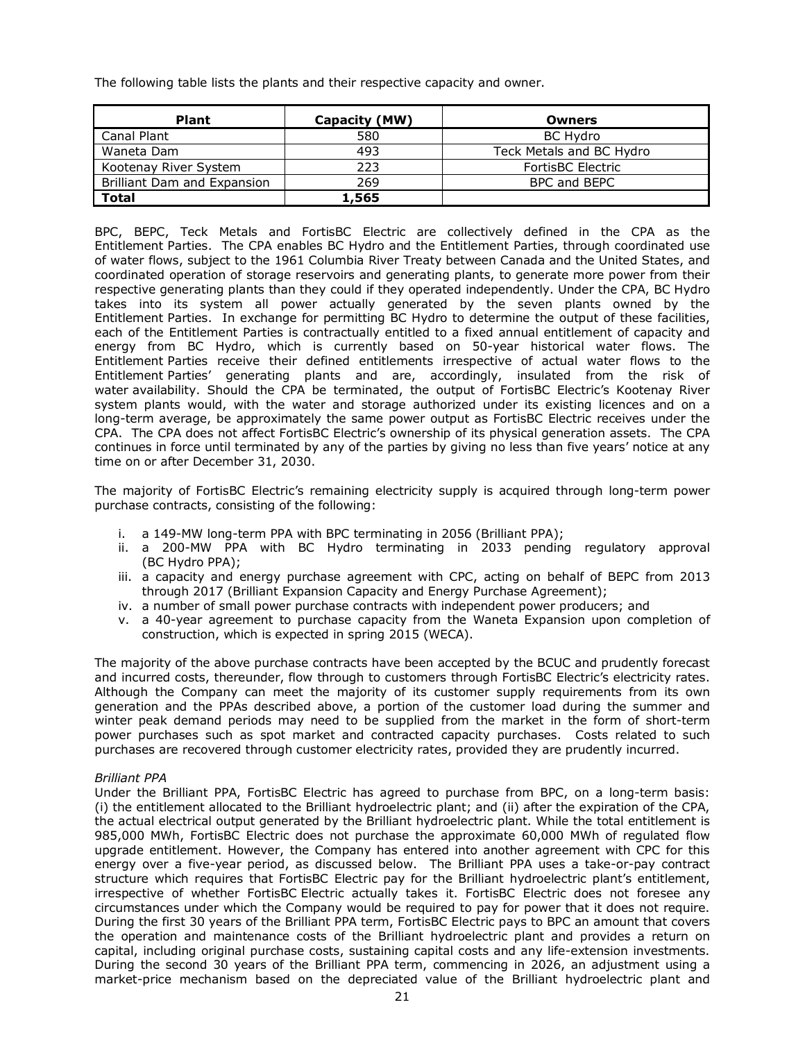The following table lists the plants and their respective capacity and owner.

| Plant | Capacity (MW) | Owners |
|---|---|---|
| Canal Plant | 580 | BC Hydro |
| Waneta Dam | 493 | Teck Metals and BC Hydro |
| Kootenay River System | 223 | FortisBC Electric |
| Brilliant Dam and Expansion | 269 | BPC and BEPC |
| **Total** | **1,565** | |

BPC, BEPC, Teck Metals and FortisBC Electric are collectively defined in the CPA as the Entitlement Parties. The CPA enables BC Hydro and the Entitlement Parties, through coordinated use of water flows, subject to the 1961 Columbia River Treaty between Canada and the United States, and coordinated operation of storage reservoirs and generating plants, to generate more power from their respective generating plants than they could if they operated independently. Under the CPA, BC Hydro takes into its system all power actually generated by the seven plants owned by the Entitlement Parties. In exchange for permitting BC Hydro to determine the output of these facilities, each of the Entitlement Parties is contractually entitled to a fixed annual entitlement of capacity and energy from BC Hydro, which is currently based on 50-year historical water flows. The Entitlement Parties receive their defined entitlements irrespective of actual water flows to the Entitlement Parties' generating plants and are, accordingly, insulated from the risk of water availability. Should the CPA be terminated, the output of FortisBC Electric's Kootenay River system plants would, with the water and storage authorized under its existing licences and on a long-term average, be approximately the same power output as FortisBC Electric receives under the CPA. The CPA does not affect FortisBC Electric's ownership of its physical generation assets. The CPA continues in force until terminated by any of the parties by giving no less than five years' notice at any time on or after December 31, 2030.

The majority of FortisBC Electric's remaining electricity supply is acquired through long-term power purchase contracts, consisting of the following:

i. a 149-MW long-term PPA with BPC terminating in 2056 (Brilliant PPA);
ii. a 200-MW PPA with BC Hydro terminating in 2033 pending regulatory approval (BC Hydro PPA);
iii. a capacity and energy purchase agreement with CPC, acting on behalf of BEPC from 2013 through 2017 (Brilliant Expansion Capacity and Energy Purchase Agreement);
iv. a number of small power purchase contracts with independent power producers; and
v. a 40-year agreement to purchase capacity from the Waneta Expansion upon completion of construction, which is expected in spring 2015 (WECA).

The majority of the above purchase contracts have been accepted by the BCUC and prudently forecast and incurred costs, thereunder, flow through to customers through FortisBC Electric's electricity rates. Although the Company can meet the majority of its customer supply requirements from its own generation and the PPAs described above, a portion of the customer load during the summer and winter peak demand periods may need to be supplied from the market in the form of short-term power purchases such as spot market and contracted capacity purchases. Costs related to such purchases are recovered through customer electricity rates, provided they are prudently incurred.

*Brilliant PPA*

Under the Brilliant PPA, FortisBC Electric has agreed to purchase from BPC, on a long-term basis: (i) the entitlement allocated to the Brilliant hydroelectric plant; and (ii) after the expiration of the CPA, the actual electrical output generated by the Brilliant hydroelectric plant. While the total entitlement is 985,000 MWh, FortisBC Electric does not purchase the approximate 60,000 MWh of regulated flow upgrade entitlement. However, the Company has entered into another agreement with CPC for this energy over a five-year period, as discussed below. The Brilliant PPA uses a take-or-pay contract structure which requires that FortisBC Electric pay for the Brilliant hydroelectric plant's entitlement, irrespective of whether FortisBC Electric actually takes it. FortisBC Electric does not foresee any circumstances under which the Company would be required to pay for power that it does not require. During the first 30 years of the Brilliant PPA term, FortisBC Electric pays to BPC an amount that covers the operation and maintenance costs of the Brilliant hydroelectric plant and provides a return on capital, including original purchase costs, sustaining capital costs and any life-extension investments. During the second 30 years of the Brilliant PPA term, commencing in 2026, an adjustment using a market-price mechanism based on the depreciated value of the Brilliant hydroelectric plant and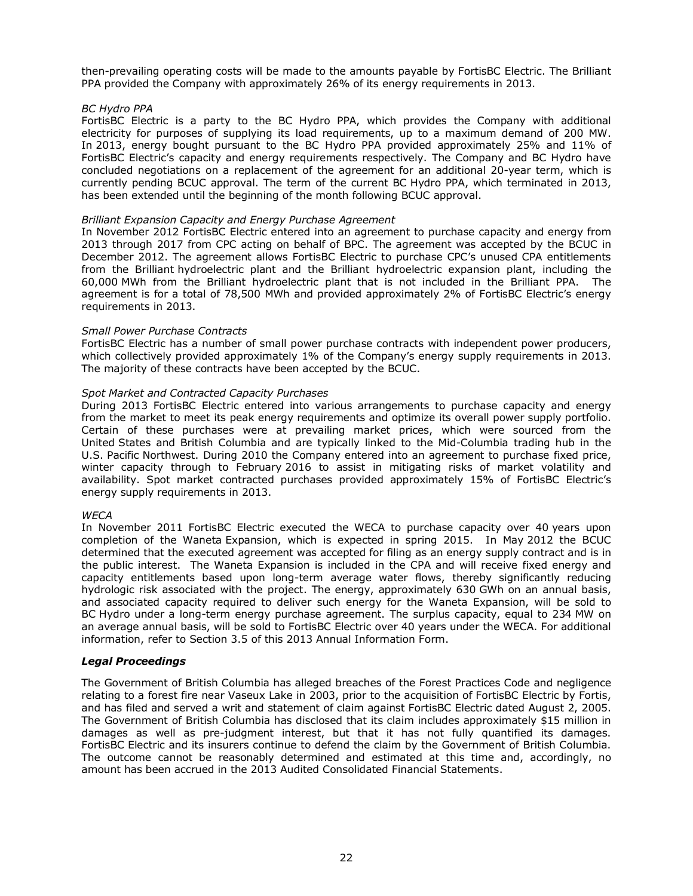then-prevailing operating costs will be made to the amounts payable by FortisBC Electric. The Brilliant PPA provided the Company with approximately 26% of its energy requirements in 2013.

*BC Hydro PPA*

FortisBC Electric is a party to the BC Hydro PPA, which provides the Company with additional electricity for purposes of supplying its load requirements, up to a maximum demand of 200 MW. In 2013, energy bought pursuant to the BC Hydro PPA provided approximately 25% and 11% of FortisBC Electric's capacity and energy requirements respectively. The Company and BC Hydro have concluded negotiations on a replacement of the agreement for an additional 20-year term, which is currently pending BCUC approval. The term of the current BC Hydro PPA, which terminated in 2013, has been extended until the beginning of the month following BCUC approval.

*Brilliant Expansion Capacity and Energy Purchase Agreement*

In November 2012 FortisBC Electric entered into an agreement to purchase capacity and energy from 2013 through 2017 from CPC acting on behalf of BPC. The agreement was accepted by the BCUC in December 2012. The agreement allows FortisBC Electric to purchase CPC's unused CPA entitlements from the Brilliant hydroelectric plant and the Brilliant hydroelectric expansion plant, including the 60,000 MWh from the Brilliant hydroelectric plant that is not included in the Brilliant PPA. The agreement is for a total of 78,500 MWh and provided approximately 2% of FortisBC Electric's energy requirements in 2013.

*Small Power Purchase Contracts*

FortisBC Electric has a number of small power purchase contracts with independent power producers, which collectively provided approximately 1% of the Company's energy supply requirements in 2013. The majority of these contracts have been accepted by the BCUC.

*Spot Market and Contracted Capacity Purchases*

During 2013 FortisBC Electric entered into various arrangements to purchase capacity and energy from the market to meet its peak energy requirements and optimize its overall power supply portfolio. Certain of these purchases were at prevailing market prices, which were sourced from the United States and British Columbia and are typically linked to the Mid-Columbia trading hub in the U.S. Pacific Northwest. During 2010 the Company entered into an agreement to purchase fixed price, winter capacity through to February 2016 to assist in mitigating risks of market volatility and availability. Spot market contracted purchases provided approximately 15% of FortisBC Electric's energy supply requirements in 2013.

*WECA*

In November 2011 FortisBC Electric executed the WECA to purchase capacity over 40 years upon completion of the Waneta Expansion, which is expected in spring 2015. In May 2012 the BCUC determined that the executed agreement was accepted for filing as an energy supply contract and is in the public interest. The Waneta Expansion is included in the CPA and will receive fixed energy and capacity entitlements based upon long-term average water flows, thereby significantly reducing hydrologic risk associated with the project. The energy, approximately 630 GWh on an annual basis, and associated capacity required to deliver such energy for the Waneta Expansion, will be sold to BC Hydro under a long-term energy purchase agreement. The surplus capacity, equal to 234 MW on an average annual basis, will be sold to FortisBC Electric over 40 years under the WECA. For additional information, refer to Section 3.5 of this 2013 Annual Information Form.

### *Legal Proceedings*

The Government of British Columbia has alleged breaches of the Forest Practices Code and negligence relating to a forest fire near Vaseux Lake in 2003, prior to the acquisition of FortisBC Electric by Fortis, and has filed and served a writ and statement of claim against FortisBC Electric dated August 2, 2005. The Government of British Columbia has disclosed that its claim includes approximately $15 million in damages as well as pre-judgment interest, but that it has not fully quantified its damages. FortisBC Electric and its insurers continue to defend the claim by the Government of British Columbia. The outcome cannot be reasonably determined and estimated at this time and, accordingly, no amount has been accrued in the 2013 Audited Consolidated Financial Statements.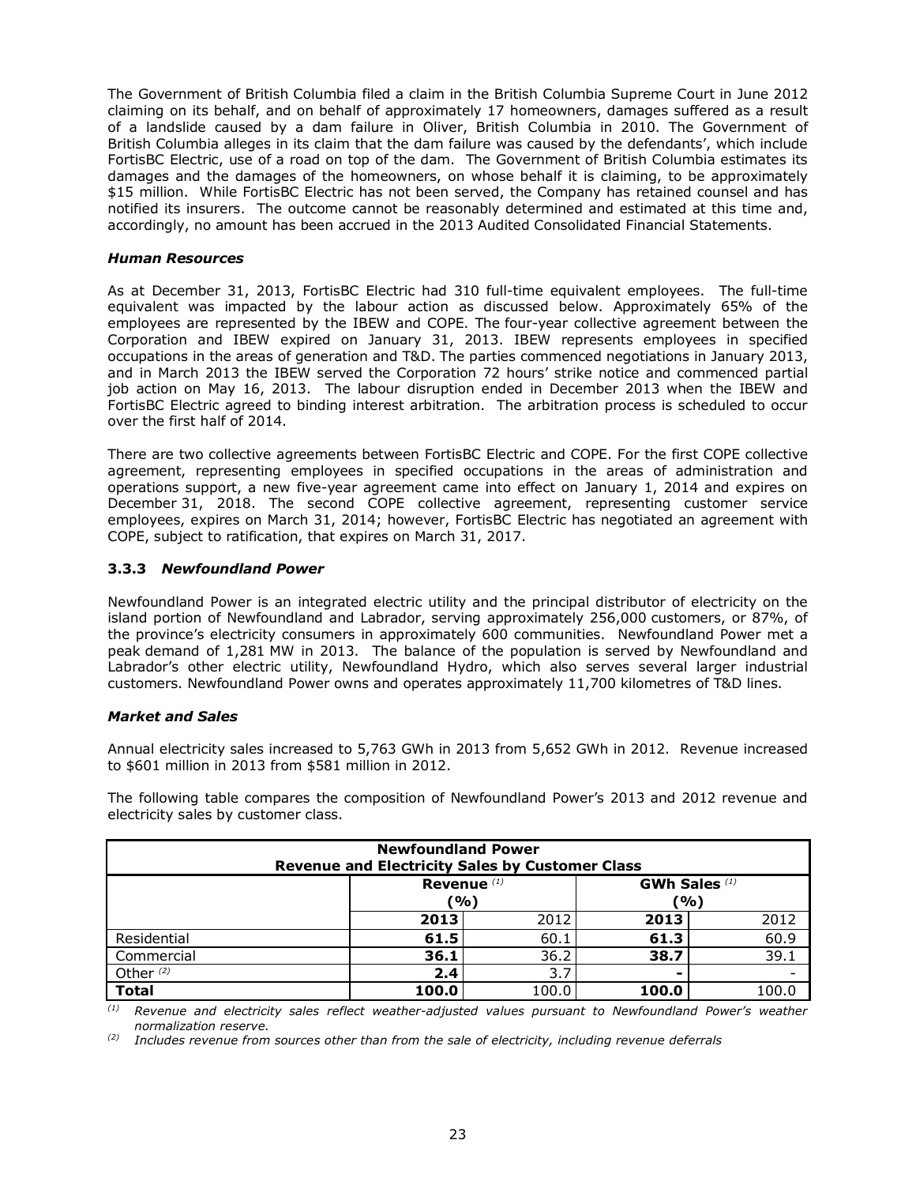The Government of British Columbia filed a claim in the British Columbia Supreme Court in June 2012 claiming on its behalf, and on behalf of approximately 17 homeowners, damages suffered as a result of a landslide caused by a dam failure in Oliver, British Columbia in 2010. The Government of British Columbia alleges in its claim that the dam failure was caused by the defendants', which include FortisBC Electric, use of a road on top of the dam. The Government of British Columbia estimates its damages and the damages of the homeowners, on whose behalf it is claiming, to be approximately $15 million. While FortisBC Electric has not been served, the Company has retained counsel and has notified its insurers. The outcome cannot be reasonably determined and estimated at this time and, accordingly, no amount has been accrued in the 2013 Audited Consolidated Financial Statements.

***Human Resources***

As at December 31, 2013, FortisBC Electric had 310 full-time equivalent employees. The full-time equivalent was impacted by the labour action as discussed below. Approximately 65% of the employees are represented by the IBEW and COPE. The four-year collective agreement between the Corporation and IBEW expired on January 31, 2013. IBEW represents employees in specified occupations in the areas of generation and T&D. The parties commenced negotiations in January 2013, and in March 2013 the IBEW served the Corporation 72 hours' strike notice and commenced partial job action on May 16, 2013. The labour disruption ended in December 2013 when the IBEW and FortisBC Electric agreed to binding interest arbitration. The arbitration process is scheduled to occur over the first half of 2014.

There are two collective agreements between FortisBC Electric and COPE. For the first COPE collective agreement, representing employees in specified occupations in the areas of administration and operations support, a new five-year agreement came into effect on January 1, 2014 and expires on December 31, 2018. The second COPE collective agreement, representing customer service employees, expires on March 31, 2014; however, FortisBC Electric has negotiated an agreement with COPE, subject to ratification, that expires on March 31, 2017.

### 3.3.3 *Newfoundland Power*

Newfoundland Power is an integrated electric utility and the principal distributor of electricity on the island portion of Newfoundland and Labrador, serving approximately 256,000 customers, or 87%, of the province's electricity consumers in approximately 600 communities. Newfoundland Power met a peak demand of 1,281 MW in 2013. The balance of the population is served by Newfoundland and Labrador's other electric utility, Newfoundland Hydro, which also serves several larger industrial customers. Newfoundland Power owns and operates approximately 11,700 kilometres of T&D lines.

***Market and Sales***

Annual electricity sales increased to 5,763 GWh in 2013 from 5,652 GWh in 2012. Revenue increased to $601 million in 2013 from $581 million in 2012.

The following table compares the composition of Newfoundland Power's 2013 and 2012 revenue and electricity sales by customer class.

| **Newfoundland Power Revenue and Electricity Sales by Customer Class** | | | | |
|---|---|---|---|---|
| | **Revenue** [(1)] **(%)** | | **GWh Sales** [(1)] **(%)** | |
| | **2013** | 2012 | **2013** | 2012 |
| Residential | **61.5** | 60.1 | **61.3** | 60.9 |
| Commercial | **36.1** | 36.2 | **38.7** | 39.1 |
| Other [(2)] | **2.4** | 3.7 | **-** | - |
| **Total** | **100.0** | 100.0 | **100.0** | 100.0 |

[(1)] *Revenue and electricity sales reflect weather-adjusted values pursuant to Newfoundland Power's weather normalization reserve.*

[(2)] *Includes revenue from sources other than from the sale of electricity, including revenue deferrals*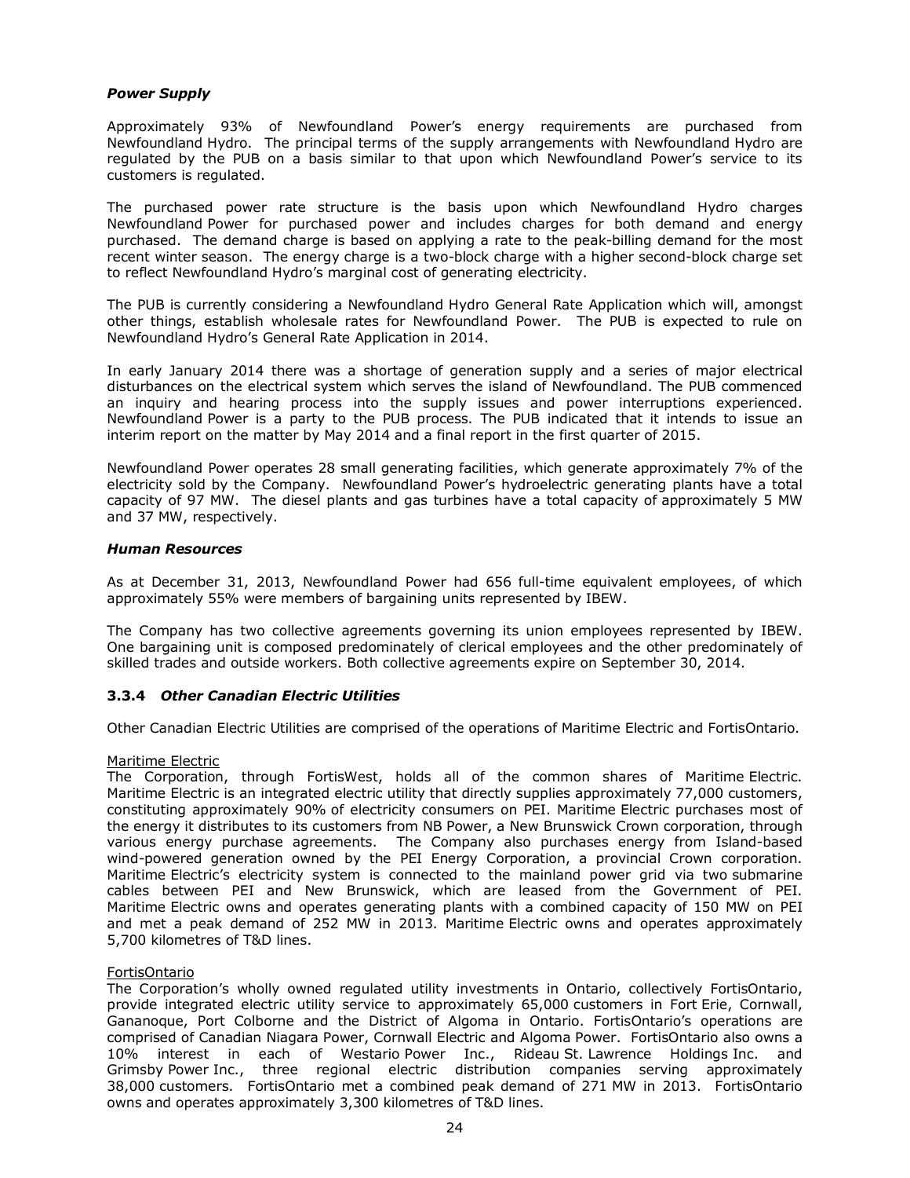### *Power Supply*

Approximately 93% of Newfoundland Power's energy requirements are purchased from Newfoundland Hydro. The principal terms of the supply arrangements with Newfoundland Hydro are regulated by the PUB on a basis similar to that upon which Newfoundland Power's service to its customers is regulated.

The purchased power rate structure is the basis upon which Newfoundland Hydro charges Newfoundland Power for purchased power and includes charges for both demand and energy purchased. The demand charge is based on applying a rate to the peak-billing demand for the most recent winter season. The energy charge is a two-block charge with a higher second-block charge set to reflect Newfoundland Hydro's marginal cost of generating electricity.

The PUB is currently considering a Newfoundland Hydro General Rate Application which will, amongst other things, establish wholesale rates for Newfoundland Power. The PUB is expected to rule on Newfoundland Hydro's General Rate Application in 2014.

In early January 2014 there was a shortage of generation supply and a series of major electrical disturbances on the electrical system which serves the island of Newfoundland. The PUB commenced an inquiry and hearing process into the supply issues and power interruptions experienced. Newfoundland Power is a party to the PUB process. The PUB indicated that it intends to issue an interim report on the matter by May 2014 and a final report in the first quarter of 2015.

Newfoundland Power operates 28 small generating facilities, which generate approximately 7% of the electricity sold by the Company. Newfoundland Power's hydroelectric generating plants have a total capacity of 97 MW. The diesel plants and gas turbines have a total capacity of approximately 5 MW and 37 MW, respectively.

### *Human Resources*

As at December 31, 2013, Newfoundland Power had 656 full-time equivalent employees, of which approximately 55% were members of bargaining units represented by IBEW.

The Company has two collective agreements governing its union employees represented by IBEW. One bargaining unit is composed predominately of clerical employees and the other predominately of skilled trades and outside workers. Both collective agreements expire on September 30, 2014.

### 3.3.4 *Other Canadian Electric Utilities*

Other Canadian Electric Utilities are comprised of the operations of Maritime Electric and FortisOntario.

Maritime Electric

The Corporation, through FortisWest, holds all of the common shares of Maritime Electric. Maritime Electric is an integrated electric utility that directly supplies approximately 77,000 customers, constituting approximately 90% of electricity consumers on PEI. Maritime Electric purchases most of the energy it distributes to its customers from NB Power, a New Brunswick Crown corporation, through various energy purchase agreements. The Company also purchases energy from Island-based wind-powered generation owned by the PEI Energy Corporation, a provincial Crown corporation. Maritime Electric's electricity system is connected to the mainland power grid via two submarine cables between PEI and New Brunswick, which are leased from the Government of PEI. Maritime Electric owns and operates generating plants with a combined capacity of 150 MW on PEI and met a peak demand of 252 MW in 2013. Maritime Electric owns and operates approximately 5,700 kilometres of T&D lines.

FortisOntario

The Corporation's wholly owned regulated utility investments in Ontario, collectively FortisOntario, provide integrated electric utility service to approximately 65,000 customers in Fort Erie, Cornwall, Gananoque, Port Colborne and the District of Algoma in Ontario. FortisOntario's operations are comprised of Canadian Niagara Power, Cornwall Electric and Algoma Power. FortisOntario also owns a 10% interest in each of Westario Power Inc., Rideau St. Lawrence Holdings Inc. and Grimsby Power Inc., three regional electric distribution companies serving approximately 38,000 customers. FortisOntario met a combined peak demand of 271 MW in 2013. FortisOntario owns and operates approximately 3,300 kilometres of T&D lines.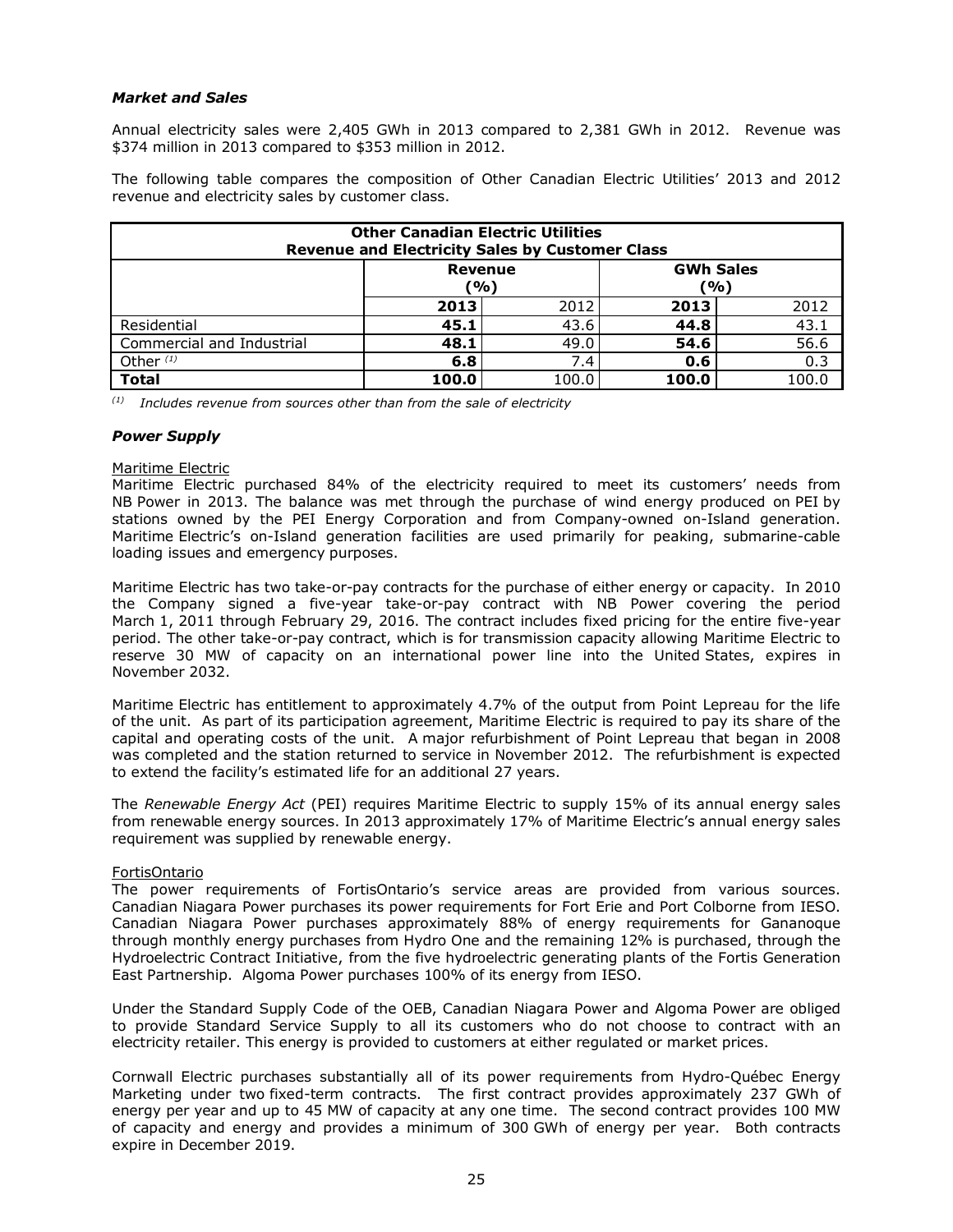### *Market and Sales*

Annual electricity sales were 2,405 GWh in 2013 compared to 2,381 GWh in 2012. Revenue was $374 million in 2013 compared to $353 million in 2012.

The following table compares the composition of Other Canadian Electric Utilities' 2013 and 2012 revenue and electricity sales by customer class.

| Other Canadian Electric Utilities Revenue and Electricity Sales by Customer Class | | | | |
|---|---|---|---|---|
| | Revenue (%) | | GWh Sales (%) | |
| | **2013** | 2012 | **2013** | 2012 |
| Residential | **45.1** | 43.6 | **44.8** | 43.1 |
| Commercial and Industrial | **48.1** | 49.0 | **54.6** | 56.6 |
| Other [(1)] | **6.8** | 7.4 | **0.6** | 0.3 |
| **Total** | **100.0** | 100.0 | **100.0** | 100.0 |

[(1)] *Includes revenue from sources other than from the sale of electricity*

### *Power Supply*

Maritime Electric

Maritime Electric purchased 84% of the electricity required to meet its customers' needs from NB Power in 2013. The balance was met through the purchase of wind energy produced on PEI by stations owned by the PEI Energy Corporation and from Company-owned on-Island generation. Maritime Electric's on-Island generation facilities are used primarily for peaking, submarine-cable loading issues and emergency purposes.

Maritime Electric has two take-or-pay contracts for the purchase of either energy or capacity. In 2010 the Company signed a five-year take-or-pay contract with NB Power covering the period March 1, 2011 through February 29, 2016. The contract includes fixed pricing for the entire five-year period. The other take-or-pay contract, which is for transmission capacity allowing Maritime Electric to reserve 30 MW of capacity on an international power line into the United States, expires in November 2032.

Maritime Electric has entitlement to approximately 4.7% of the output from Point Lepreau for the life of the unit. As part of its participation agreement, Maritime Electric is required to pay its share of the capital and operating costs of the unit. A major refurbishment of Point Lepreau that began in 2008 was completed and the station returned to service in November 2012. The refurbishment is expected to extend the facility's estimated life for an additional 27 years.

The *Renewable Energy Act* (PEI) requires Maritime Electric to supply 15% of its annual energy sales from renewable energy sources. In 2013 approximately 17% of Maritime Electric's annual energy sales requirement was supplied by renewable energy.

FortisOntario

The power requirements of FortisOntario's service areas are provided from various sources. Canadian Niagara Power purchases its power requirements for Fort Erie and Port Colborne from IESO. Canadian Niagara Power purchases approximately 88% of energy requirements for Gananoque through monthly energy purchases from Hydro One and the remaining 12% is purchased, through the Hydroelectric Contract Initiative, from the five hydroelectric generating plants of the Fortis Generation East Partnership. Algoma Power purchases 100% of its energy from IESO.

Under the Standard Supply Code of the OEB, Canadian Niagara Power and Algoma Power are obliged to provide Standard Service Supply to all its customers who do not choose to contract with an electricity retailer. This energy is provided to customers at either regulated or market prices.

Cornwall Electric purchases substantially all of its power requirements from Hydro-Québec Energy Marketing under two fixed-term contracts. The first contract provides approximately 237 GWh of energy per year and up to 45 MW of capacity at any one time. The second contract provides 100 MW of capacity and energy and provides a minimum of 300 GWh of energy per year. Both contracts expire in December 2019.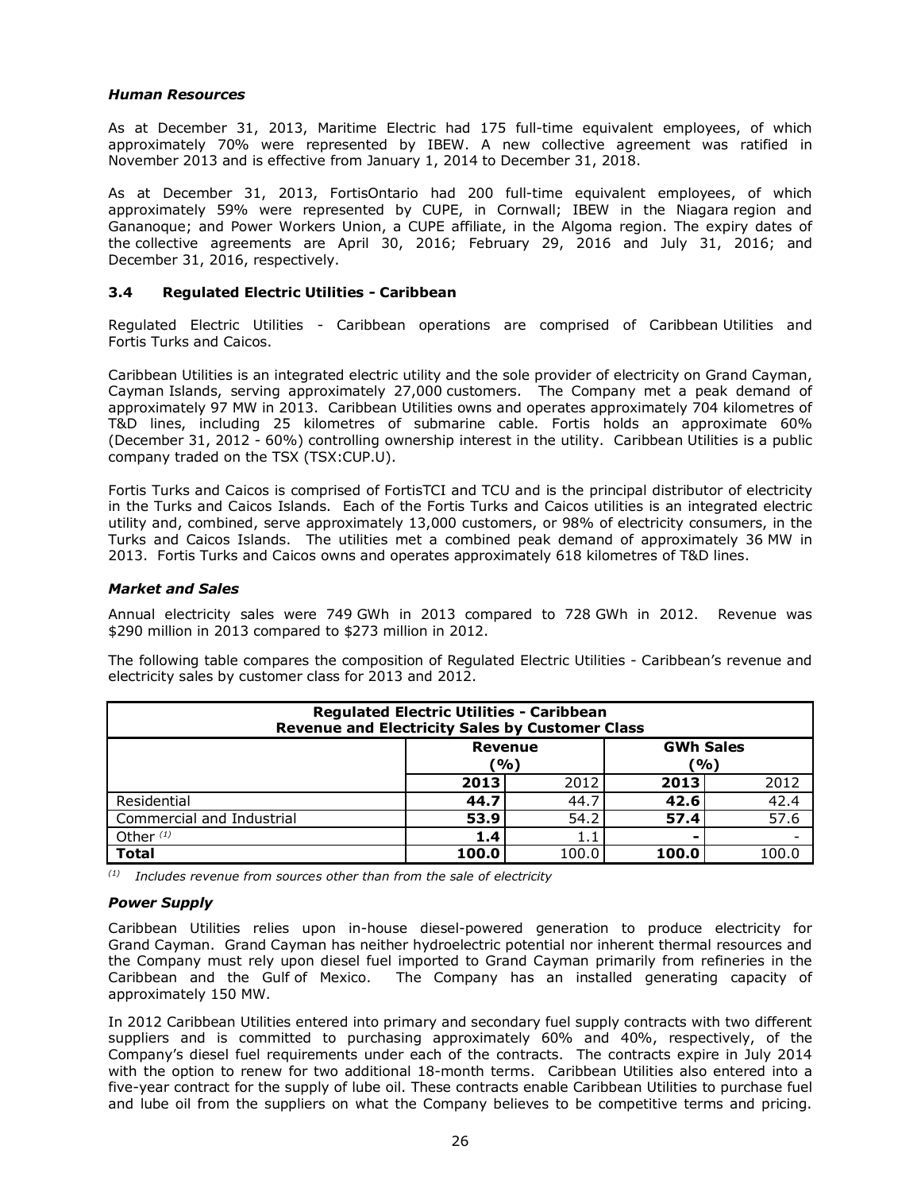***Human Resources***

As at December 31, 2013, Maritime Electric had 175 full-time equivalent employees, of which approximately 70% were represented by IBEW. A new collective agreement was ratified in November 2013 and is effective from January 1, 2014 to December 31, 2018.

As at December 31, 2013, FortisOntario had 200 full-time equivalent employees, of which approximately 59% were represented by CUPE, in Cornwall; IBEW in the Niagara region and Gananoque; and Power Workers Union, a CUPE affiliate, in the Algoma region. The expiry dates of the collective agreements are April 30, 2016; February 29, 2016 and July 31, 2016; and December 31, 2016, respectively.

### 3.4 Regulated Electric Utilities - Caribbean

Regulated Electric Utilities - Caribbean operations are comprised of Caribbean Utilities and Fortis Turks and Caicos.

Caribbean Utilities is an integrated electric utility and the sole provider of electricity on Grand Cayman, Cayman Islands, serving approximately 27,000 customers. The Company met a peak demand of approximately 97 MW in 2013. Caribbean Utilities owns and operates approximately 704 kilometres of T&D lines, including 25 kilometres of submarine cable. Fortis holds an approximate 60% (December 31, 2012 - 60%) controlling ownership interest in the utility. Caribbean Utilities is a public company traded on the TSX (TSX:CUP.U).

Fortis Turks and Caicos is comprised of FortisTCI and TCU and is the principal distributor of electricity in the Turks and Caicos Islands. Each of the Fortis Turks and Caicos utilities is an integrated electric utility and, combined, serve approximately 13,000 customers, or 98% of electricity consumers, in the Turks and Caicos Islands. The utilities met a combined peak demand of approximately 36 MW in 2013. Fortis Turks and Caicos owns and operates approximately 618 kilometres of T&D lines.

***Market and Sales***

Annual electricity sales were 749 GWh in 2013 compared to 728 GWh in 2012. Revenue was $290 million in 2013 compared to $273 million in 2012.

The following table compares the composition of Regulated Electric Utilities - Caribbean's revenue and electricity sales by customer class for 2013 and 2012.

| Regulated Electric Utilities - Caribbean Revenue and Electricity Sales by Customer Class | | | | |
|---|---|---|---|---|
| | Revenue (%) | | GWh Sales (%) | |
| | **2013** | 2012 | **2013** | 2012 |
| Residential | **44.7** | 44.7 | **42.6** | 42.4 |
| Commercial and Industrial | **53.9** | 54.2 | **57.4** | 57.6 |
| Other [(1)] | **1.4** | 1.1 | **-** | - |
| **Total** | **100.0** | 100.0 | **100.0** | 100.0 |

[(1)] *Includes revenue from sources other than from the sale of electricity*

***Power Supply***

Caribbean Utilities relies upon in-house diesel-powered generation to produce electricity for Grand Cayman. Grand Cayman has neither hydroelectric potential nor inherent thermal resources and the Company must rely upon diesel fuel imported to Grand Cayman primarily from refineries in the Caribbean and the Gulf of Mexico. The Company has an installed generating capacity of approximately 150 MW.

In 2012 Caribbean Utilities entered into primary and secondary fuel supply contracts with two different suppliers and is committed to purchasing approximately 60% and 40%, respectively, of the Company's diesel fuel requirements under each of the contracts. The contracts expire in July 2014 with the option to renew for two additional 18-month terms. Caribbean Utilities also entered into a five-year contract for the supply of lube oil. These contracts enable Caribbean Utilities to purchase fuel and lube oil from the suppliers on what the Company believes to be competitive terms and pricing.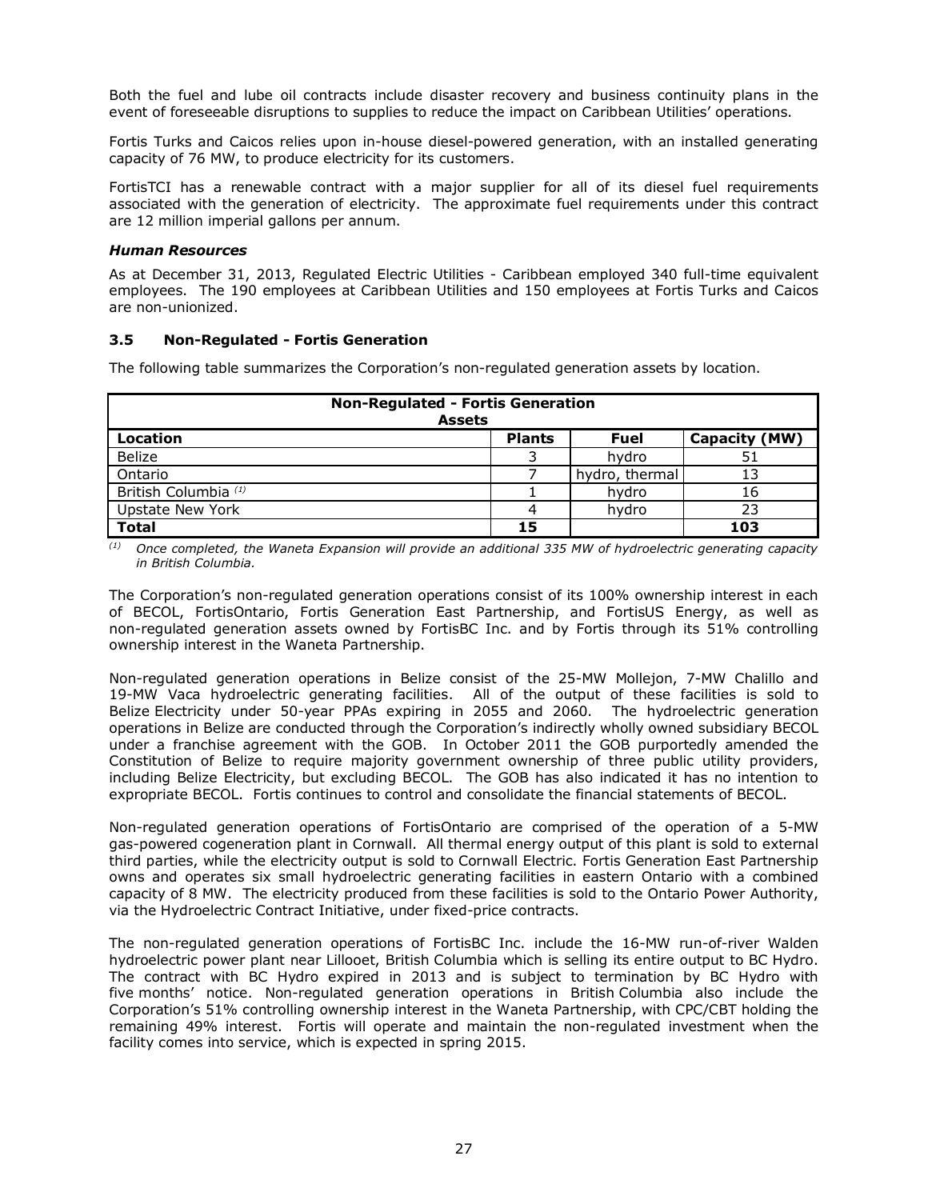Both the fuel and lube oil contracts include disaster recovery and business continuity plans in the event of foreseeable disruptions to supplies to reduce the impact on Caribbean Utilities' operations.

Fortis Turks and Caicos relies upon in-house diesel-powered generation, with an installed generating capacity of 76 MW, to produce electricity for its customers.

FortisTCI has a renewable contract with a major supplier for all of its diesel fuel requirements associated with the generation of electricity. The approximate fuel requirements under this contract are 12 million imperial gallons per annum.

***Human Resources***

As at December 31, 2013, Regulated Electric Utilities - Caribbean employed 340 full-time equivalent employees. The 190 employees at Caribbean Utilities and 150 employees at Fortis Turks and Caicos are non-unionized.

### 3.5 Non-Regulated - Fortis Generation

The following table summarizes the Corporation's non-regulated generation assets by location.

| **Non-Regulated - Fortis Generation Assets** | | | |
|---|---|---|---|
| **Location** | **Plants** | **Fuel** | **Capacity (MW)** |
| Belize | 3 | hydro | 51 |
| Ontario | 7 | hydro, thermal | 13 |
| British Columbia [(1)] | 1 | hydro | 16 |
| Upstate New York | 4 | hydro | 23 |
| **Total** | **15** | | **103** |

[(1)] *Once completed, the Waneta Expansion will provide an additional 335 MW of hydroelectric generating capacity in British Columbia.*

The Corporation's non-regulated generation operations consist of its 100% ownership interest in each of BECOL, FortisOntario, Fortis Generation East Partnership, and FortisUS Energy, as well as non-regulated generation assets owned by FortisBC Inc. and by Fortis through its 51% controlling ownership interest in the Waneta Partnership.

Non-regulated generation operations in Belize consist of the 25-MW Mollejon, 7-MW Chalillo and 19-MW Vaca hydroelectric generating facilities. All of the output of these facilities is sold to Belize Electricity under 50-year PPAs expiring in 2055 and 2060. The hydroelectric generation operations in Belize are conducted through the Corporation's indirectly wholly owned subsidiary BECOL under a franchise agreement with the GOB. In October 2011 the GOB purportedly amended the Constitution of Belize to require majority government ownership of three public utility providers, including Belize Electricity, but excluding BECOL. The GOB has also indicated it has no intention to expropriate BECOL. Fortis continues to control and consolidate the financial statements of BECOL.

Non-regulated generation operations of FortisOntario are comprised of the operation of a 5-MW gas-powered cogeneration plant in Cornwall. All thermal energy output of this plant is sold to external third parties, while the electricity output is sold to Cornwall Electric. Fortis Generation East Partnership owns and operates six small hydroelectric generating facilities in eastern Ontario with a combined capacity of 8 MW. The electricity produced from these facilities is sold to the Ontario Power Authority, via the Hydroelectric Contract Initiative, under fixed-price contracts.

The non-regulated generation operations of FortisBC Inc. include the 16-MW run-of-river Walden hydroelectric power plant near Lillooet, British Columbia which is selling its entire output to BC Hydro. The contract with BC Hydro expired in 2013 and is subject to termination by BC Hydro with five months' notice. Non-regulated generation operations in British Columbia also include the Corporation's 51% controlling ownership interest in the Waneta Partnership, with CPC/CBT holding the remaining 49% interest. Fortis will operate and maintain the non-regulated investment when the facility comes into service, which is expected in spring 2015.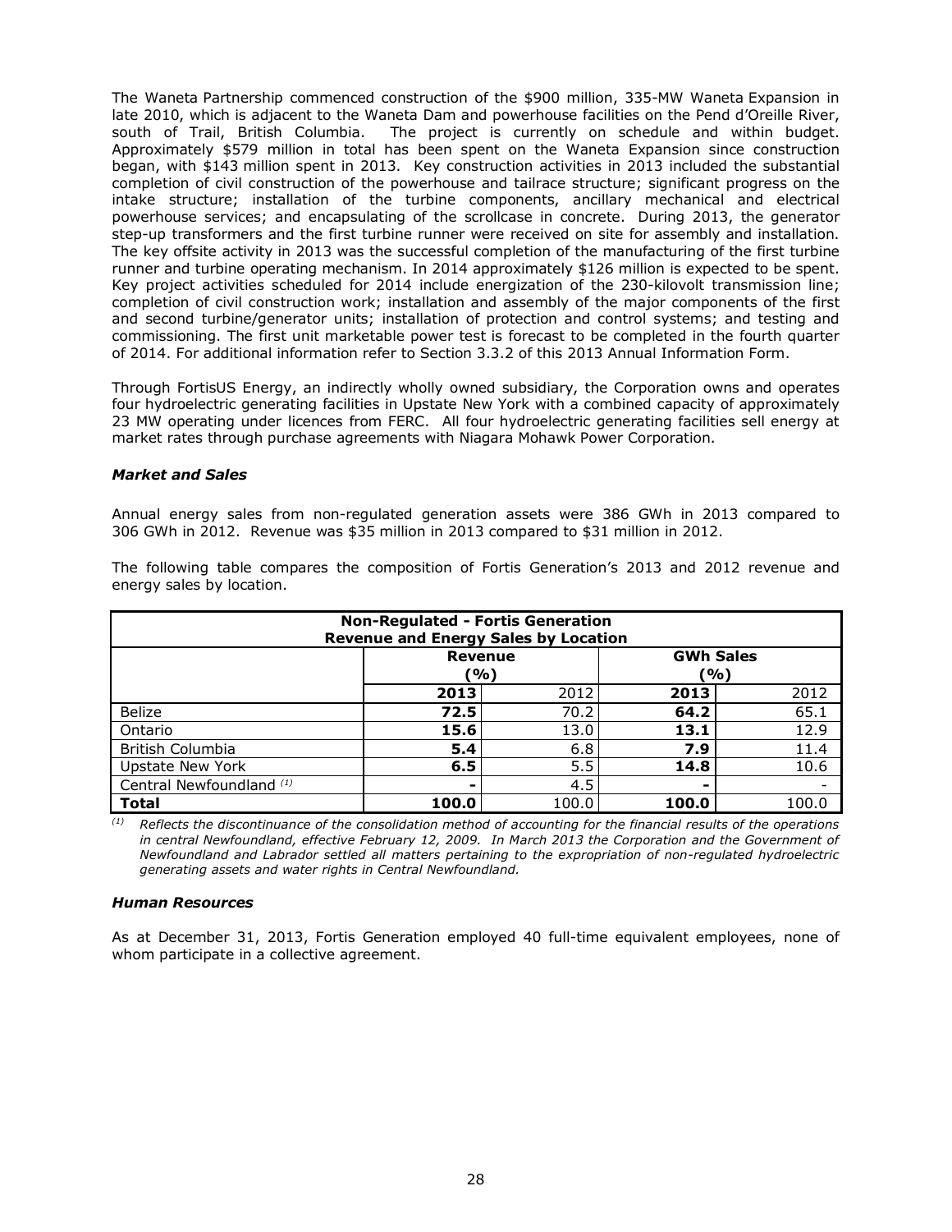The Waneta Partnership commenced construction of the $900 million, 335-MW Waneta Expansion in late 2010, which is adjacent to the Waneta Dam and powerhouse facilities on the Pend d'Oreille River, south of Trail, British Columbia. The project is currently on schedule and within budget. Approximately $579 million in total has been spent on the Waneta Expansion since construction began, with $143 million spent in 2013. Key construction activities in 2013 included the substantial completion of civil construction of the powerhouse and tailrace structure; significant progress on the intake structure; installation of the turbine components, ancillary mechanical and electrical powerhouse services; and encapsulating of the scrollcase in concrete. During 2013, the generator step-up transformers and the first turbine runner were received on site for assembly and installation. The key offsite activity in 2013 was the successful completion of the manufacturing of the first turbine runner and turbine operating mechanism. In 2014 approximately $126 million is expected to be spent. Key project activities scheduled for 2014 include energization of the 230-kilovolt transmission line; completion of civil construction work; installation and assembly of the major components of the first and second turbine/generator units; installation of protection and control systems; and testing and commissioning. The first unit marketable power test is forecast to be completed in the fourth quarter of 2014. For additional information refer to Section 3.3.2 of this 2013 Annual Information Form.

Through FortisUS Energy, an indirectly wholly owned subsidiary, the Corporation owns and operates four hydroelectric generating facilities in Upstate New York with a combined capacity of approximately 23 MW operating under licences from FERC. All four hydroelectric generating facilities sell energy at market rates through purchase agreements with Niagara Mohawk Power Corporation.

### *Market and Sales*

Annual energy sales from non-regulated generation assets were 386 GWh in 2013 compared to 306 GWh in 2012. Revenue was $35 million in 2013 compared to $31 million in 2012.

The following table compares the composition of Fortis Generation's 2013 and 2012 revenue and energy sales by location.

| **Non-Regulated - Fortis Generation Revenue and Energy Sales by Location** | | | | |
|---|---|---|---|---|
| | **Revenue (%)** | | **GWh Sales (%)** | |
| | **2013** | 2012 | **2013** | 2012 |
| Belize | **72.5** | 70.2 | **64.2** | 65.1 |
| Ontario | **15.6** | 13.0 | **13.1** | 12.9 |
| British Columbia | **5.4** | 6.8 | **7.9** | 11.4 |
| Upstate New York | **6.5** | 5.5 | **14.8** | 10.6 |
| Central Newfoundland [(1)] | **-** | 4.5 | **-** | - |
| **Total** | **100.0** | 100.0 | **100.0** | 100.0 |

[(1)] *Reflects the discontinuance of the consolidation method of accounting for the financial results of the operations in central Newfoundland, effective February 12, 2009. In March 2013 the Corporation and the Government of Newfoundland and Labrador settled all matters pertaining to the expropriation of non-regulated hydroelectric generating assets and water rights in Central Newfoundland.*

### *Human Resources*

As at December 31, 2013, Fortis Generation employed 40 full-time equivalent employees, none of whom participate in a collective agreement.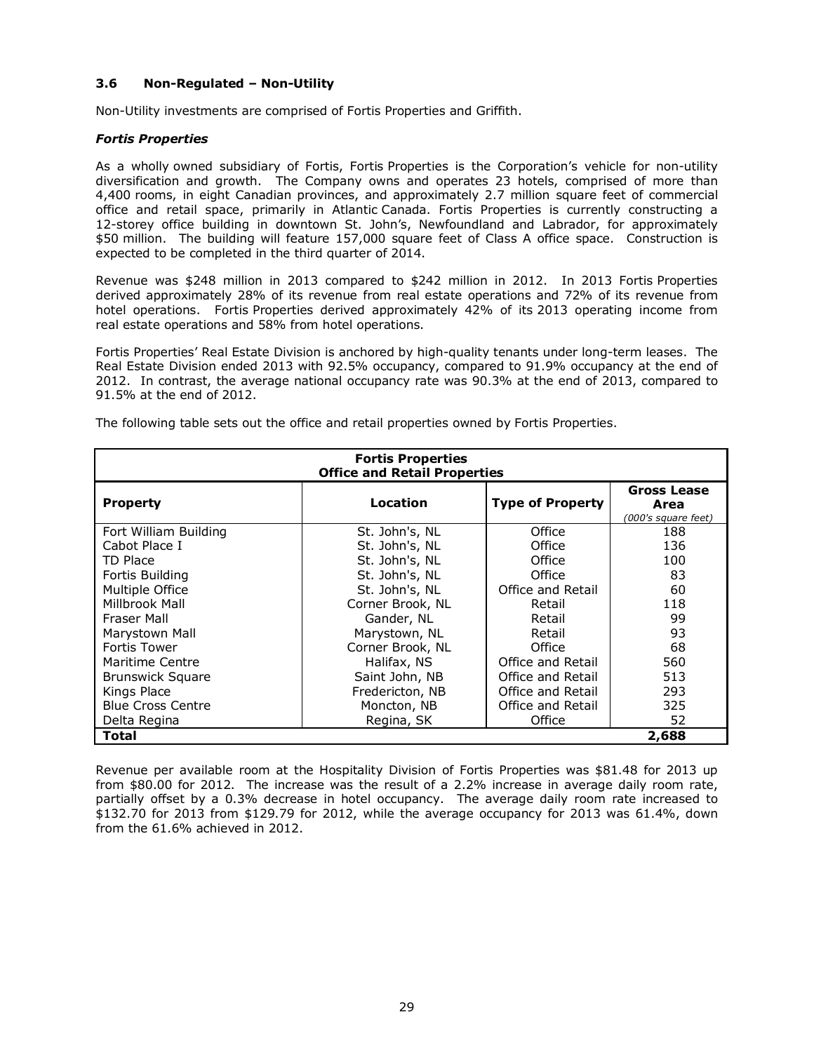### 3.6 Non-Regulated – Non-Utility

Non-Utility investments are comprised of Fortis Properties and Griffith.

#### *Fortis Properties*

As a wholly owned subsidiary of Fortis, Fortis Properties is the Corporation's vehicle for non-utility diversification and growth. The Company owns and operates 23 hotels, comprised of more than 4,400 rooms, in eight Canadian provinces, and approximately 2.7 million square feet of commercial office and retail space, primarily in Atlantic Canada. Fortis Properties is currently constructing a 12-storey office building in downtown St. John's, Newfoundland and Labrador, for approximately $50 million. The building will feature 157,000 square feet of Class A office space. Construction is expected to be completed in the third quarter of 2014.

Revenue was $248 million in 2013 compared to $242 million in 2012. In 2013 Fortis Properties derived approximately 28% of its revenue from real estate operations and 72% of its revenue from hotel operations. Fortis Properties derived approximately 42% of its 2013 operating income from real estate operations and 58% from hotel operations.

Fortis Properties' Real Estate Division is anchored by high-quality tenants under long-term leases. The Real Estate Division ended 2013 with 92.5% occupancy, compared to 91.9% occupancy at the end of 2012. In contrast, the average national occupancy rate was 90.3% at the end of 2013, compared to 91.5% at the end of 2012.

The following table sets out the office and retail properties owned by Fortis Properties.

**Fortis Properties**
**Office and Retail Properties**

| Property | Location | Type of Property | Gross Lease Area *(000's square feet)* |
|---|---|---|---|
| Fort William Building | St. John's, NL | Office | 188 |
| Cabot Place I | St. John's, NL | Office | 136 |
| TD Place | St. John's, NL | Office | 100 |
| Fortis Building | St. John's, NL | Office | 83 |
| Multiple Office | St. John's, NL | Office and Retail | 60 |
| Millbrook Mall | Corner Brook, NL | Retail | 118 |
| Fraser Mall | Gander, NL | Retail | 99 |
| Marystown Mall | Marystown, NL | Retail | 93 |
| Fortis Tower | Corner Brook, NL | Office | 68 |
| Maritime Centre | Halifax, NS | Office and Retail | 560 |
| Brunswick Square | Saint John, NB | Office and Retail | 513 |
| Kings Place | Fredericton, NB | Office and Retail | 293 |
| Blue Cross Centre | Moncton, NB | Office and Retail | 325 |
| Delta Regina | Regina, SK | Office | 52 |
| **Total** | | | **2,688** |

Revenue per available room at the Hospitality Division of Fortis Properties was $81.48 for 2013 up from $80.00 for 2012. The increase was the result of a 2.2% increase in average daily room rate, partially offset by a 0.3% decrease in hotel occupancy. The average daily room rate increased to $132.70 for 2013 from $129.79 for 2012, while the average occupancy for 2013 was 61.4%, down from the 61.6% achieved in 2012.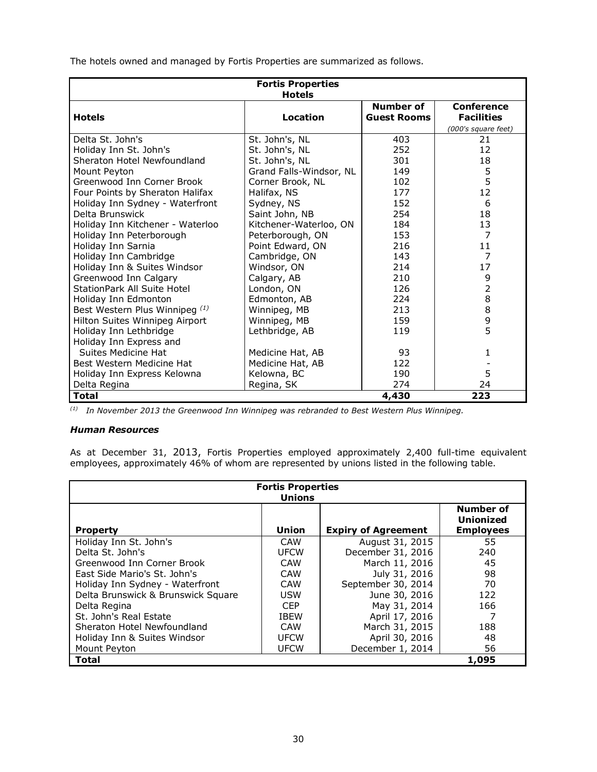The hotels owned and managed by Fortis Properties are summarized as follows.

| Fortis Properties Hotels | | | |
|---|---|---|---|
| **Hotels** | **Location** | **Number of Guest Rooms** | **Conference Facilities** *(000's square feet)* |
| Delta St. John's | St. John's, NL | 403 | 21 |
| Holiday Inn St. John's | St. John's, NL | 252 | 12 |
| Sheraton Hotel Newfoundland | St. John's, NL | 301 | 18 |
| Mount Peyton | Grand Falls-Windsor, NL | 149 | 5 |
| Greenwood Inn Corner Brook | Corner Brook, NL | 102 | 5 |
| Four Points by Sheraton Halifax | Halifax, NS | 177 | 12 |
| Holiday Inn Sydney - Waterfront | Sydney, NS | 152 | 6 |
| Delta Brunswick | Saint John, NB | 254 | 18 |
| Holiday Inn Kitchener - Waterloo | Kitchener-Waterloo, ON | 184 | 13 |
| Holiday Inn Peterborough | Peterborough, ON | 153 | 7 |
| Holiday Inn Sarnia | Point Edward, ON | 216 | 11 |
| Holiday Inn Cambridge | Cambridge, ON | 143 | 7 |
| Holiday Inn & Suites Windsor | Windsor, ON | 214 | 17 |
| Greenwood Inn Calgary | Calgary, AB | 210 | 9 |
| StationPark All Suite Hotel | London, ON | 126 | 2 |
| Holiday Inn Edmonton | Edmonton, AB | 224 | 8 |
| Best Western Plus Winnipeg [(1)] | Winnipeg, MB | 213 | 8 |
| Hilton Suites Winnipeg Airport | Winnipeg, MB | 159 | 9 |
| Holiday Inn Lethbridge | Lethbridge, AB | 119 | 5 |
| Holiday Inn Express and Suites Medicine Hat | Medicine Hat, AB | 93 | 1 |
| Best Western Medicine Hat | Medicine Hat, AB | 122 | - |
| Holiday Inn Express Kelowna | Kelowna, BC | 190 | 5 |
| Delta Regina | Regina, SK | 274 | 24 |
| **Total** | | **4,430** | **223** |

[(1)] *In November 2013 the Greenwood Inn Winnipeg was rebranded to Best Western Plus Winnipeg.*

### *Human Resources*

As at December 31, 2013, Fortis Properties employed approximately 2,400 full-time equivalent employees, approximately 46% of whom are represented by unions listed in the following table.

| Fortis Properties Unions | | | |
|---|---|---|---|
| **Property** | **Union** | **Expiry of Agreement** | **Number of Unionized Employees** |
| Holiday Inn St. John's | CAW | August 31, 2015 | 55 |
| Delta St. John's | UFCW | December 31, 2016 | 240 |
| Greenwood Inn Corner Brook | CAW | March 11, 2016 | 45 |
| East Side Mario's St. John's | CAW | July 31, 2016 | 98 |
| Holiday Inn Sydney - Waterfront | CAW | September 30, 2014 | 70 |
| Delta Brunswick & Brunswick Square | USW | June 30, 2016 | 122 |
| Delta Regina | CEP | May 31, 2014 | 166 |
| St. John's Real Estate | IBEW | April 17, 2016 | 7 |
| Sheraton Hotel Newfoundland | CAW | March 31, 2015 | 188 |
| Holiday Inn & Suites Windsor | UFCW | April 30, 2016 | 48 |
| Mount Peyton | UFCW | December 1, 2014 | 56 |
| **Total** | | | **1,095** |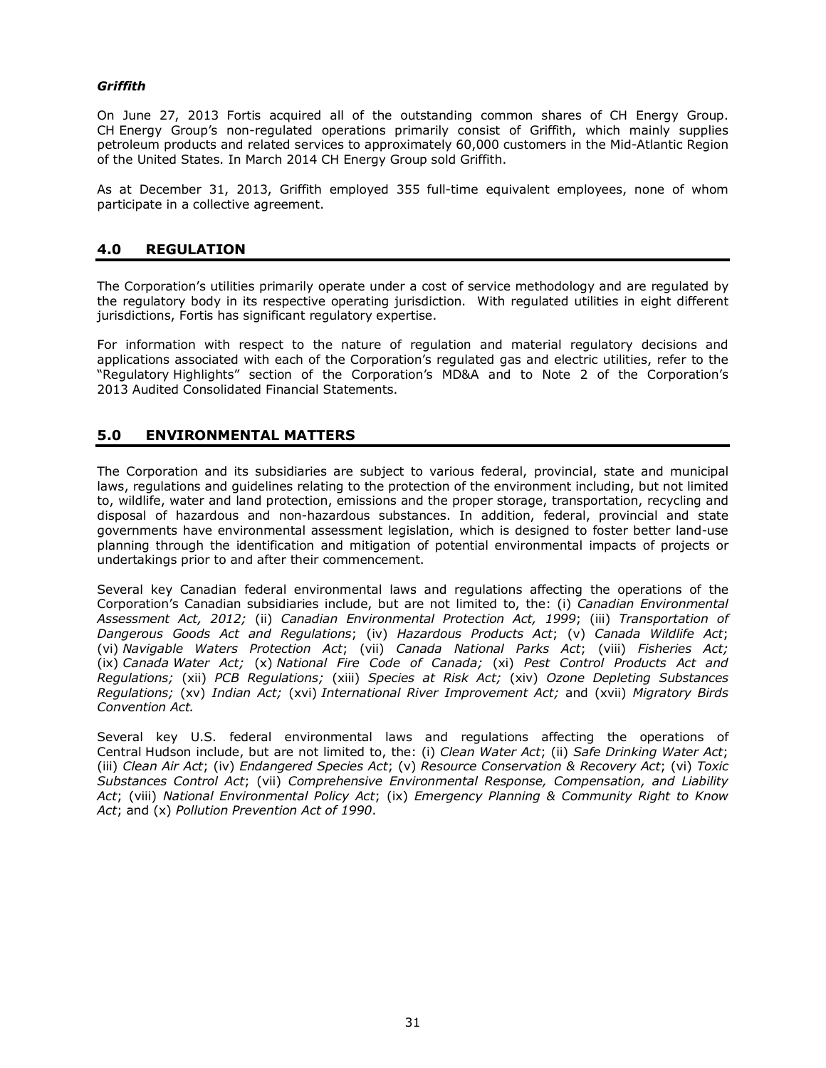### *Griffith*

On June 27, 2013 Fortis acquired all of the outstanding common shares of CH Energy Group. CH Energy Group's non-regulated operations primarily consist of Griffith, which mainly supplies petroleum products and related services to approximately 60,000 customers in the Mid-Atlantic Region of the United States. In March 2014 CH Energy Group sold Griffith.

As at December 31, 2013, Griffith employed 355 full-time equivalent employees, none of whom participate in a collective agreement.

## 4.0 REGULATION

The Corporation's utilities primarily operate under a cost of service methodology and are regulated by the regulatory body in its respective operating jurisdiction. With regulated utilities in eight different jurisdictions, Fortis has significant regulatory expertise.

For information with respect to the nature of regulation and material regulatory decisions and applications associated with each of the Corporation's regulated gas and electric utilities, refer to the "Regulatory Highlights" section of the Corporation's MD&A and to Note 2 of the Corporation's 2013 Audited Consolidated Financial Statements.

## 5.0 ENVIRONMENTAL MATTERS

The Corporation and its subsidiaries are subject to various federal, provincial, state and municipal laws, regulations and guidelines relating to the protection of the environment including, but not limited to, wildlife, water and land protection, emissions and the proper storage, transportation, recycling and disposal of hazardous and non-hazardous substances. In addition, federal, provincial and state governments have environmental assessment legislation, which is designed to foster better land-use planning through the identification and mitigation of potential environmental impacts of projects or undertakings prior to and after their commencement.

Several key Canadian federal environmental laws and regulations affecting the operations of the Corporation's Canadian subsidiaries include, but are not limited to, the: (i) *Canadian Environmental Assessment Act, 2012;* (ii) *Canadian Environmental Protection Act, 1999*; (iii) *Transportation of Dangerous Goods Act and Regulations*; (iv) *Hazardous Products Act*; (v) *Canada Wildlife Act*; (vi) *Navigable Waters Protection Act*; (vii) *Canada National Parks Act*; (viii) *Fisheries Act;* (ix) *Canada Water Act;* (x) *National Fire Code of Canada;* (xi) *Pest Control Products Act and Regulations;* (xii) *PCB Regulations;* (xiii) *Species at Risk Act;* (xiv) *Ozone Depleting Substances Regulations;* (xv) *Indian Act;* (xvi) *International River Improvement Act;* and (xvii) *Migratory Birds Convention Act.*

Several key U.S. federal environmental laws and regulations affecting the operations of Central Hudson include, but are not limited to, the: (i) *Clean Water Act*; (ii) *Safe Drinking Water Act*; (iii) *Clean Air Act*; (iv) *Endangered Species Act*; (v) *Resource Conservation & Recovery Act*; (vi) *Toxic Substances Control Act*; (vii) *Comprehensive Environmental Response, Compensation, and Liability Act*; (viii) *National Environmental Policy Act*; (ix) *Emergency Planning & Community Right to Know Act*; and (x) *Pollution Prevention Act of 1990*.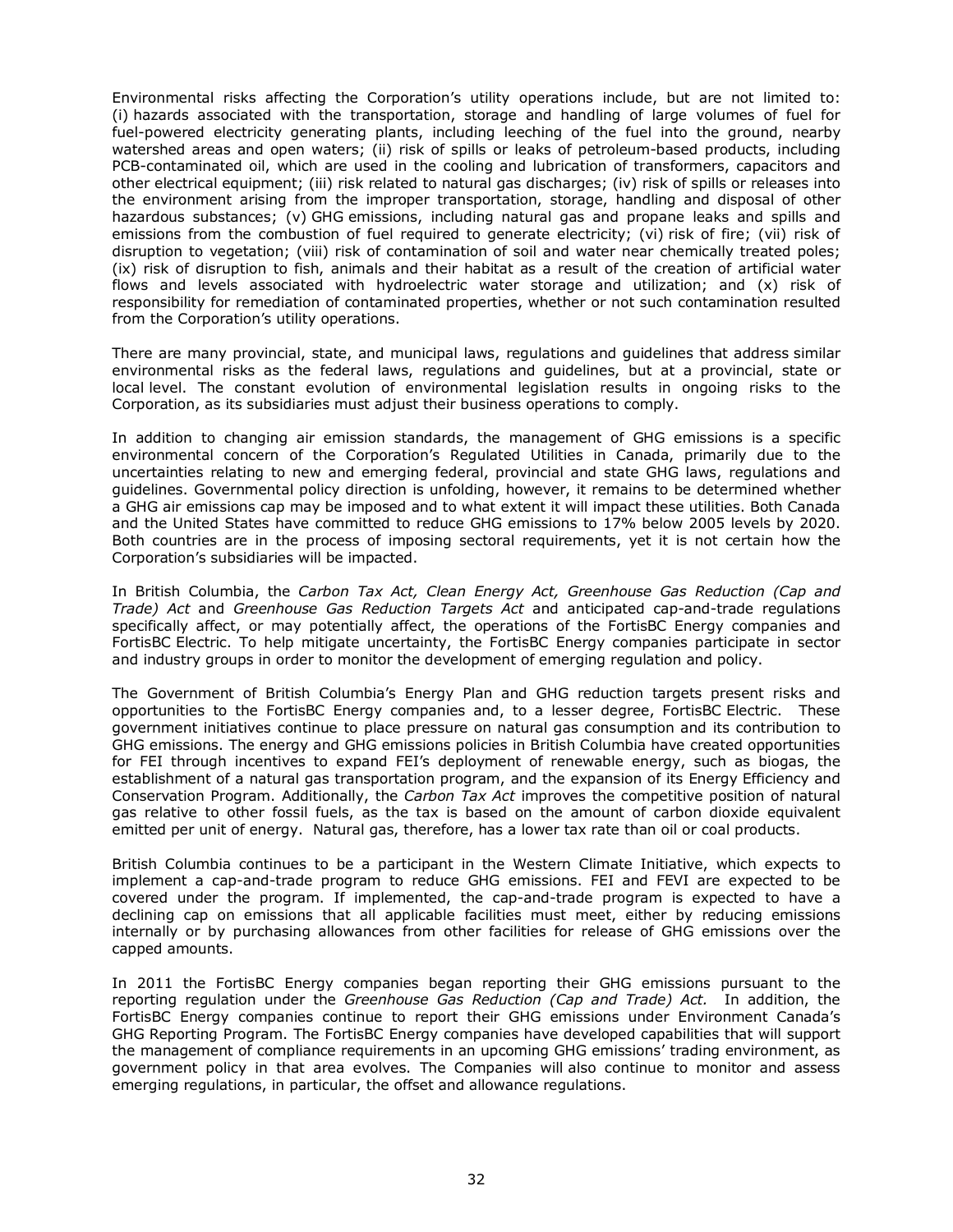Environmental risks affecting the Corporation's utility operations include, but are not limited to: (i) hazards associated with the transportation, storage and handling of large volumes of fuel for fuel-powered electricity generating plants, including leeching of the fuel into the ground, nearby watershed areas and open waters; (ii) risk of spills or leaks of petroleum-based products, including PCB-contaminated oil, which are used in the cooling and lubrication of transformers, capacitors and other electrical equipment; (iii) risk related to natural gas discharges; (iv) risk of spills or releases into the environment arising from the improper transportation, storage, handling and disposal of other hazardous substances; (v) GHG emissions, including natural gas and propane leaks and spills and emissions from the combustion of fuel required to generate electricity; (vi) risk of fire; (vii) risk of disruption to vegetation; (viii) risk of contamination of soil and water near chemically treated poles; (ix) risk of disruption to fish, animals and their habitat as a result of the creation of artificial water flows and levels associated with hydroelectric water storage and utilization; and (x) risk of responsibility for remediation of contaminated properties, whether or not such contamination resulted from the Corporation's utility operations.

There are many provincial, state, and municipal laws, regulations and guidelines that address similar environmental risks as the federal laws, regulations and guidelines, but at a provincial, state or local level. The constant evolution of environmental legislation results in ongoing risks to the Corporation, as its subsidiaries must adjust their business operations to comply.

In addition to changing air emission standards, the management of GHG emissions is a specific environmental concern of the Corporation's Regulated Utilities in Canada, primarily due to the uncertainties relating to new and emerging federal, provincial and state GHG laws, regulations and guidelines. Governmental policy direction is unfolding, however, it remains to be determined whether a GHG air emissions cap may be imposed and to what extent it will impact these utilities. Both Canada and the United States have committed to reduce GHG emissions to 17% below 2005 levels by 2020. Both countries are in the process of imposing sectoral requirements, yet it is not certain how the Corporation's subsidiaries will be impacted.

In British Columbia, the *Carbon Tax Act, Clean Energy Act, Greenhouse Gas Reduction (Cap and Trade) Act* and *Greenhouse Gas Reduction Targets Act* and anticipated cap-and-trade regulations specifically affect, or may potentially affect, the operations of the FortisBC Energy companies and FortisBC Electric. To help mitigate uncertainty, the FortisBC Energy companies participate in sector and industry groups in order to monitor the development of emerging regulation and policy.

The Government of British Columbia's Energy Plan and GHG reduction targets present risks and opportunities to the FortisBC Energy companies and, to a lesser degree, FortisBC Electric. These government initiatives continue to place pressure on natural gas consumption and its contribution to GHG emissions. The energy and GHG emissions policies in British Columbia have created opportunities for FEI through incentives to expand FEI's deployment of renewable energy, such as biogas, the establishment of a natural gas transportation program, and the expansion of its Energy Efficiency and Conservation Program. Additionally, the *Carbon Tax Act* improves the competitive position of natural gas relative to other fossil fuels, as the tax is based on the amount of carbon dioxide equivalent emitted per unit of energy. Natural gas, therefore, has a lower tax rate than oil or coal products.

British Columbia continues to be a participant in the Western Climate Initiative, which expects to implement a cap-and-trade program to reduce GHG emissions. FEI and FEVI are expected to be covered under the program. If implemented, the cap-and-trade program is expected to have a declining cap on emissions that all applicable facilities must meet, either by reducing emissions internally or by purchasing allowances from other facilities for release of GHG emissions over the capped amounts.

In 2011 the FortisBC Energy companies began reporting their GHG emissions pursuant to the reporting regulation under the *Greenhouse Gas Reduction (Cap and Trade) Act.* In addition, the FortisBC Energy companies continue to report their GHG emissions under Environment Canada's GHG Reporting Program. The FortisBC Energy companies have developed capabilities that will support the management of compliance requirements in an upcoming GHG emissions' trading environment, as government policy in that area evolves. The Companies will also continue to monitor and assess emerging regulations, in particular, the offset and allowance regulations.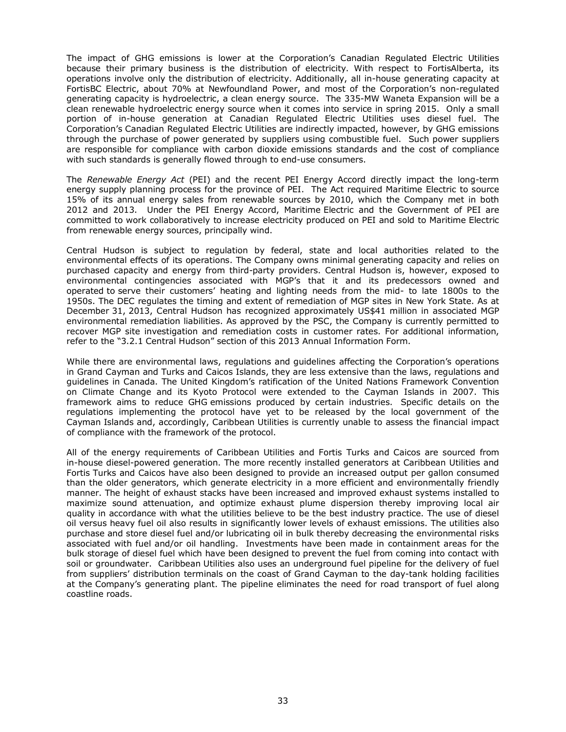The impact of GHG emissions is lower at the Corporation's Canadian Regulated Electric Utilities because their primary business is the distribution of electricity. With respect to FortisAlberta, its operations involve only the distribution of electricity. Additionally, all in-house generating capacity at FortisBC Electric, about 70% at Newfoundland Power, and most of the Corporation's non-regulated generating capacity is hydroelectric, a clean energy source. The 335-MW Waneta Expansion will be a clean renewable hydroelectric energy source when it comes into service in spring 2015. Only a small portion of in-house generation at Canadian Regulated Electric Utilities uses diesel fuel. The Corporation's Canadian Regulated Electric Utilities are indirectly impacted, however, by GHG emissions through the purchase of power generated by suppliers using combustible fuel. Such power suppliers are responsible for compliance with carbon dioxide emissions standards and the cost of compliance with such standards is generally flowed through to end-use consumers.

The *Renewable Energy Act* (PEI) and the recent PEI Energy Accord directly impact the long-term energy supply planning process for the province of PEI. The Act required Maritime Electric to source 15% of its annual energy sales from renewable sources by 2010, which the Company met in both 2012 and 2013. Under the PEI Energy Accord, Maritime Electric and the Government of PEI are committed to work collaboratively to increase electricity produced on PEI and sold to Maritime Electric from renewable energy sources, principally wind.

Central Hudson is subject to regulation by federal, state and local authorities related to the environmental effects of its operations. The Company owns minimal generating capacity and relies on purchased capacity and energy from third-party providers. Central Hudson is, however, exposed to environmental contingencies associated with MGP's that it and its predecessors owned and operated to serve their customers' heating and lighting needs from the mid- to late 1800s to the 1950s. The DEC regulates the timing and extent of remediation of MGP sites in New York State. As at December 31, 2013, Central Hudson has recognized approximately US$41 million in associated MGP environmental remediation liabilities. As approved by the PSC, the Company is currently permitted to recover MGP site investigation and remediation costs in customer rates. For additional information, refer to the "3.2.1 Central Hudson" section of this 2013 Annual Information Form.

While there are environmental laws, regulations and guidelines affecting the Corporation's operations in Grand Cayman and Turks and Caicos Islands, they are less extensive than the laws, regulations and guidelines in Canada. The United Kingdom's ratification of the United Nations Framework Convention on Climate Change and its Kyoto Protocol were extended to the Cayman Islands in 2007. This framework aims to reduce GHG emissions produced by certain industries. Specific details on the regulations implementing the protocol have yet to be released by the local government of the Cayman Islands and, accordingly, Caribbean Utilities is currently unable to assess the financial impact of compliance with the framework of the protocol.

All of the energy requirements of Caribbean Utilities and Fortis Turks and Caicos are sourced from in-house diesel-powered generation. The more recently installed generators at Caribbean Utilities and Fortis Turks and Caicos have also been designed to provide an increased output per gallon consumed than the older generators, which generate electricity in a more efficient and environmentally friendly manner. The height of exhaust stacks have been increased and improved exhaust systems installed to maximize sound attenuation, and optimize exhaust plume dispersion thereby improving local air quality in accordance with what the utilities believe to be the best industry practice. The use of diesel oil versus heavy fuel oil also results in significantly lower levels of exhaust emissions. The utilities also purchase and store diesel fuel and/or lubricating oil in bulk thereby decreasing the environmental risks associated with fuel and/or oil handling. Investments have been made in containment areas for the bulk storage of diesel fuel which have been designed to prevent the fuel from coming into contact with soil or groundwater. Caribbean Utilities also uses an underground fuel pipeline for the delivery of fuel from suppliers' distribution terminals on the coast of Grand Cayman to the day-tank holding facilities at the Company's generating plant. The pipeline eliminates the need for road transport of fuel along coastline roads.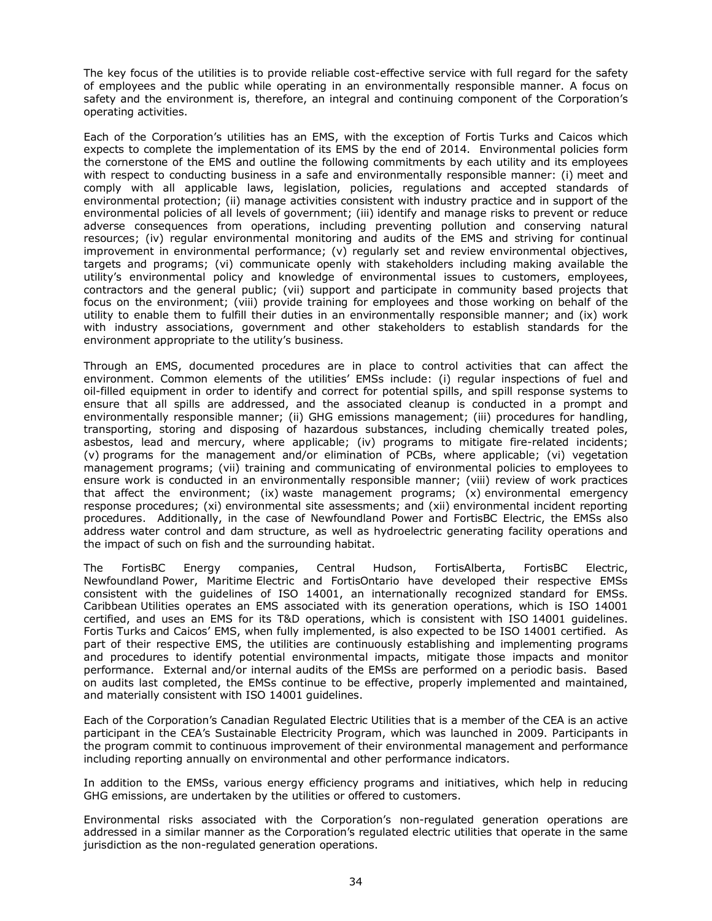The key focus of the utilities is to provide reliable cost-effective service with full regard for the safety of employees and the public while operating in an environmentally responsible manner. A focus on safety and the environment is, therefore, an integral and continuing component of the Corporation's operating activities.

Each of the Corporation's utilities has an EMS, with the exception of Fortis Turks and Caicos which expects to complete the implementation of its EMS by the end of 2014. Environmental policies form the cornerstone of the EMS and outline the following commitments by each utility and its employees with respect to conducting business in a safe and environmentally responsible manner: (i) meet and comply with all applicable laws, legislation, policies, regulations and accepted standards of environmental protection; (ii) manage activities consistent with industry practice and in support of the environmental policies of all levels of government; (iii) identify and manage risks to prevent or reduce adverse consequences from operations, including preventing pollution and conserving natural resources; (iv) regular environmental monitoring and audits of the EMS and striving for continual improvement in environmental performance; (v) regularly set and review environmental objectives, targets and programs; (vi) communicate openly with stakeholders including making available the utility's environmental policy and knowledge of environmental issues to customers, employees, contractors and the general public; (vii) support and participate in community based projects that focus on the environment; (viii) provide training for employees and those working on behalf of the utility to enable them to fulfill their duties in an environmentally responsible manner; and (ix) work with industry associations, government and other stakeholders to establish standards for the environment appropriate to the utility's business.

Through an EMS, documented procedures are in place to control activities that can affect the environment. Common elements of the utilities' EMSs include: (i) regular inspections of fuel and oil-filled equipment in order to identify and correct for potential spills, and spill response systems to ensure that all spills are addressed, and the associated cleanup is conducted in a prompt and environmentally responsible manner; (ii) GHG emissions management; (iii) procedures for handling, transporting, storing and disposing of hazardous substances, including chemically treated poles, asbestos, lead and mercury, where applicable; (iv) programs to mitigate fire-related incidents; (v) programs for the management and/or elimination of PCBs, where applicable; (vi) vegetation management programs; (vii) training and communicating of environmental policies to employees to ensure work is conducted in an environmentally responsible manner; (viii) review of work practices that affect the environment; (ix) waste management programs; (x) environmental emergency response procedures; (xi) environmental site assessments; and (xii) environmental incident reporting procedures. Additionally, in the case of Newfoundland Power and FortisBC Electric, the EMSs also address water control and dam structure, as well as hydroelectric generating facility operations and the impact of such on fish and the surrounding habitat.

The FortisBC Energy companies, Central Hudson, FortisAlberta, FortisBC Electric, Newfoundland Power, Maritime Electric and FortisOntario have developed their respective EMSs consistent with the guidelines of ISO 14001, an internationally recognized standard for EMSs. Caribbean Utilities operates an EMS associated with its generation operations, which is ISO 14001 certified, and uses an EMS for its T&D operations, which is consistent with ISO 14001 guidelines. Fortis Turks and Caicos' EMS, when fully implemented, is also expected to be ISO 14001 certified. As part of their respective EMS, the utilities are continuously establishing and implementing programs and procedures to identify potential environmental impacts, mitigate those impacts and monitor performance. External and/or internal audits of the EMSs are performed on a periodic basis. Based on audits last completed, the EMSs continue to be effective, properly implemented and maintained, and materially consistent with ISO 14001 guidelines.

Each of the Corporation's Canadian Regulated Electric Utilities that is a member of the CEA is an active participant in the CEA's Sustainable Electricity Program, which was launched in 2009. Participants in the program commit to continuous improvement of their environmental management and performance including reporting annually on environmental and other performance indicators.

In addition to the EMSs, various energy efficiency programs and initiatives, which help in reducing GHG emissions, are undertaken by the utilities or offered to customers.

Environmental risks associated with the Corporation's non-regulated generation operations are addressed in a similar manner as the Corporation's regulated electric utilities that operate in the same jurisdiction as the non-regulated generation operations.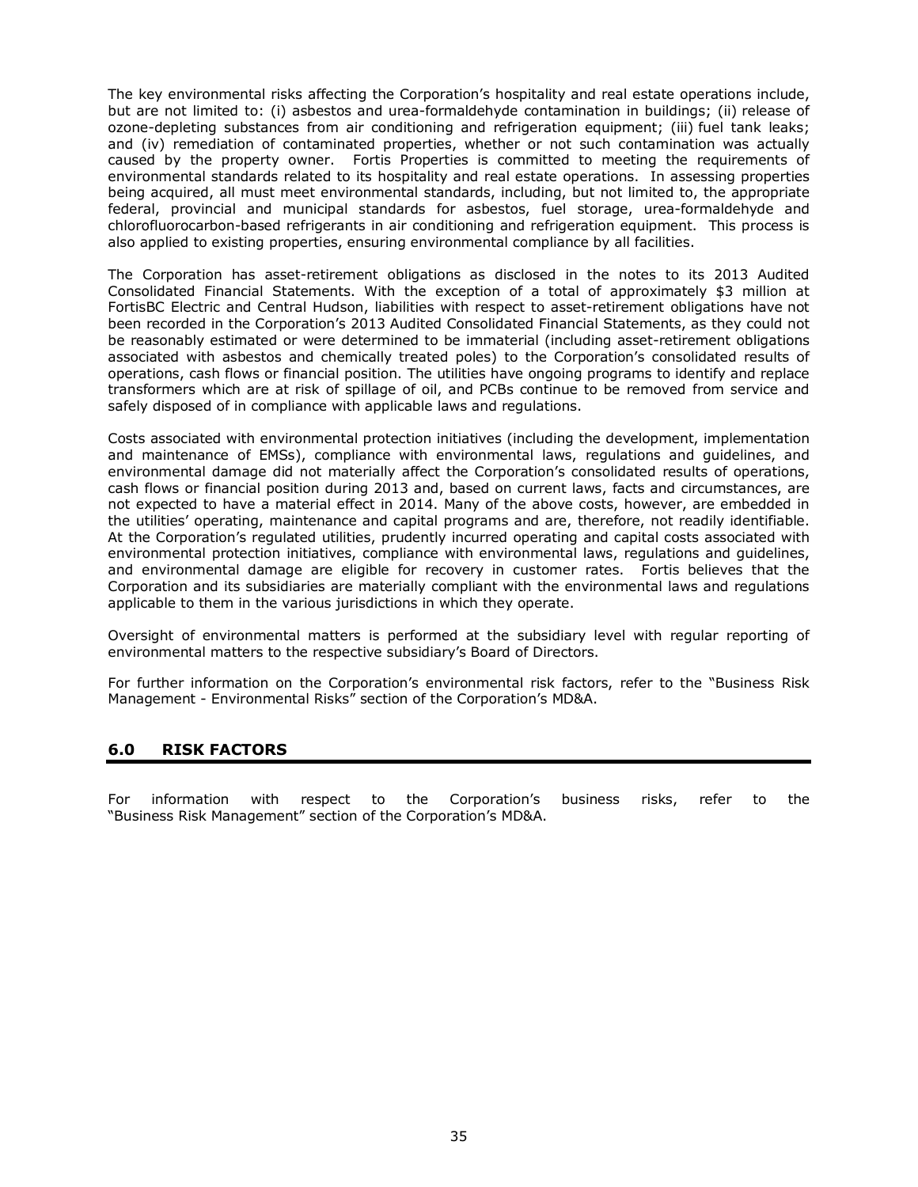The key environmental risks affecting the Corporation's hospitality and real estate operations include, but are not limited to: (i) asbestos and urea-formaldehyde contamination in buildings; (ii) release of ozone-depleting substances from air conditioning and refrigeration equipment; (iii) fuel tank leaks; and (iv) remediation of contaminated properties, whether or not such contamination was actually caused by the property owner. Fortis Properties is committed to meeting the requirements of environmental standards related to its hospitality and real estate operations. In assessing properties being acquired, all must meet environmental standards, including, but not limited to, the appropriate federal, provincial and municipal standards for asbestos, fuel storage, urea-formaldehyde and chlorofluorocarbon-based refrigerants in air conditioning and refrigeration equipment. This process is also applied to existing properties, ensuring environmental compliance by all facilities.

The Corporation has asset-retirement obligations as disclosed in the notes to its 2013 Audited Consolidated Financial Statements. With the exception of a total of approximately $3 million at FortisBC Electric and Central Hudson, liabilities with respect to asset-retirement obligations have not been recorded in the Corporation's 2013 Audited Consolidated Financial Statements, as they could not be reasonably estimated or were determined to be immaterial (including asset-retirement obligations associated with asbestos and chemically treated poles) to the Corporation's consolidated results of operations, cash flows or financial position. The utilities have ongoing programs to identify and replace transformers which are at risk of spillage of oil, and PCBs continue to be removed from service and safely disposed of in compliance with applicable laws and regulations.

Costs associated with environmental protection initiatives (including the development, implementation and maintenance of EMSs), compliance with environmental laws, regulations and guidelines, and environmental damage did not materially affect the Corporation's consolidated results of operations, cash flows or financial position during 2013 and, based on current laws, facts and circumstances, are not expected to have a material effect in 2014. Many of the above costs, however, are embedded in the utilities' operating, maintenance and capital programs and are, therefore, not readily identifiable. At the Corporation's regulated utilities, prudently incurred operating and capital costs associated with environmental protection initiatives, compliance with environmental laws, regulations and guidelines, and environmental damage are eligible for recovery in customer rates. Fortis believes that the Corporation and its subsidiaries are materially compliant with the environmental laws and regulations applicable to them in the various jurisdictions in which they operate.

Oversight of environmental matters is performed at the subsidiary level with regular reporting of environmental matters to the respective subsidiary's Board of Directors.

For further information on the Corporation's environmental risk factors, refer to the "Business Risk Management - Environmental Risks" section of the Corporation's MD&A.

## 6.0 RISK FACTORS

For information with respect to the Corporation's business risks, refer to the "Business Risk Management" section of the Corporation's MD&A.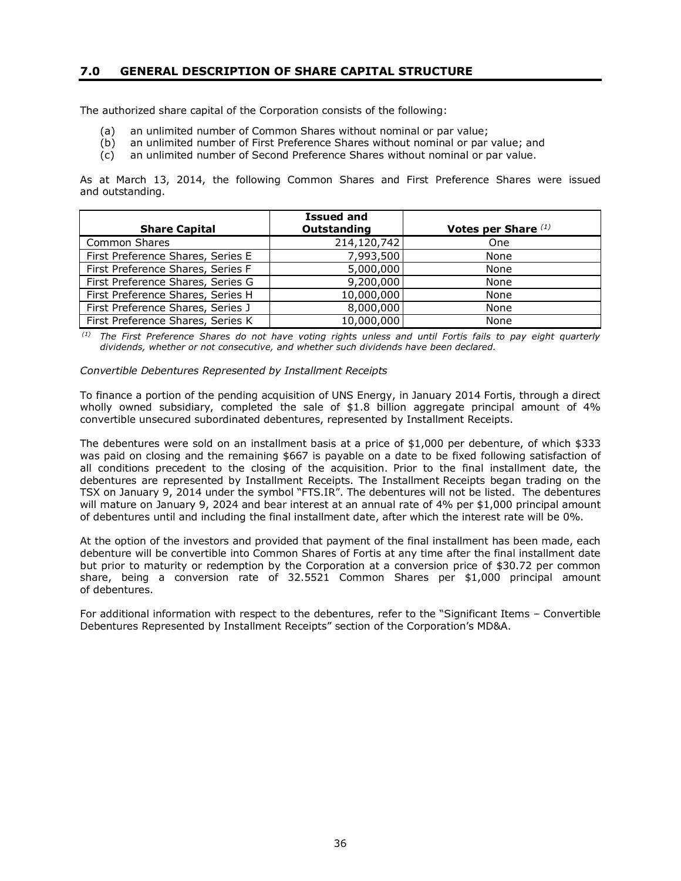## 7.0 GENERAL DESCRIPTION OF SHARE CAPITAL STRUCTURE

The authorized share capital of the Corporation consists of the following:

(a) an unlimited number of Common Shares without nominal or par value;
(b) an unlimited number of First Preference Shares without nominal or par value; and
(c) an unlimited number of Second Preference Shares without nominal or par value.

As at March 13, 2014, the following Common Shares and First Preference Shares were issued and outstanding.

| Share Capital | Issued and Outstanding | Votes per Share [(1)] |
|---|---|---|
| Common Shares | 214,120,742 | One |
| First Preference Shares, Series E | 7,993,500 | None |
| First Preference Shares, Series F | 5,000,000 | None |
| First Preference Shares, Series G | 9,200,000 | None |
| First Preference Shares, Series H | 10,000,000 | None |
| First Preference Shares, Series J | 8,000,000 | None |
| First Preference Shares, Series K | 10,000,000 | None |

[(1)] *The First Preference Shares do not have voting rights unless and until Fortis fails to pay eight quarterly dividends, whether or not consecutive, and whether such dividends have been declared.*

*Convertible Debentures Represented by Installment Receipts*

To finance a portion of the pending acquisition of UNS Energy, in January 2014 Fortis, through a direct wholly owned subsidiary, completed the sale of $1.8 billion aggregate principal amount of 4% convertible unsecured subordinated debentures, represented by Installment Receipts.

The debentures were sold on an installment basis at a price of $1,000 per debenture, of which $333 was paid on closing and the remaining $667 is payable on a date to be fixed following satisfaction of all conditions precedent to the closing of the acquisition. Prior to the final installment date, the debentures are represented by Installment Receipts. The Installment Receipts began trading on the TSX on January 9, 2014 under the symbol "FTS.IR". The debentures will not be listed. The debentures will mature on January 9, 2024 and bear interest at an annual rate of 4% per $1,000 principal amount of debentures until and including the final installment date, after which the interest rate will be 0%.

At the option of the investors and provided that payment of the final installment has been made, each debenture will be convertible into Common Shares of Fortis at any time after the final installment date but prior to maturity or redemption by the Corporation at a conversion price of $30.72 per common share, being a conversion rate of 32.5521 Common Shares per $1,000 principal amount of debentures.

For additional information with respect to the debentures, refer to the "Significant Items – Convertible Debentures Represented by Installment Receipts" section of the Corporation's MD&A.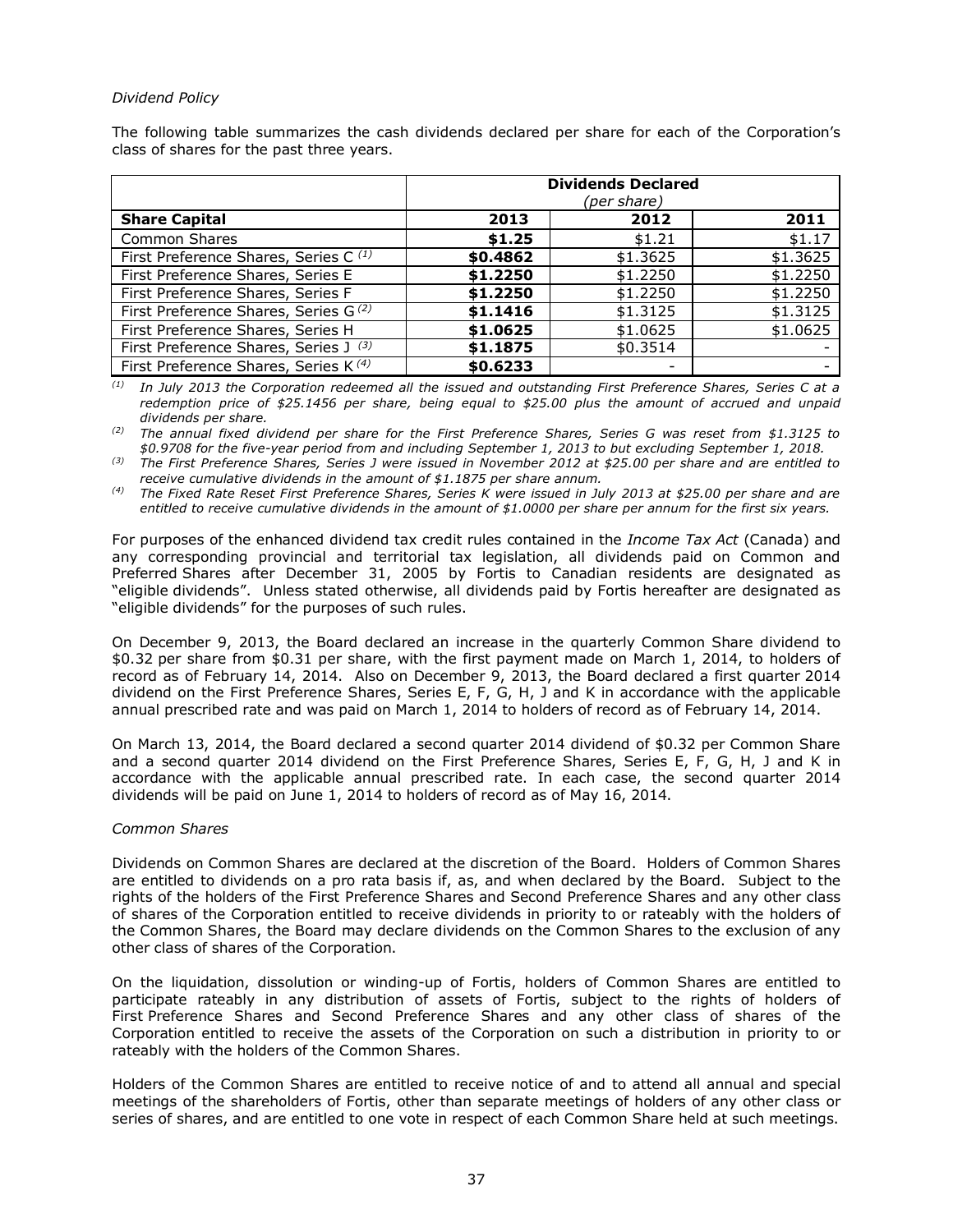*Dividend Policy*

The following table summarizes the cash dividends declared per share for each of the Corporation's class of shares for the past three years.

| | Dividends Declared *(per share)* | | |
|---|---|---|---|
| **Share Capital** | **2013** | **2012** | **2011** |
| Common Shares | **$1.25** | $1.21 | $1.17 |
| First Preference Shares, Series C [(1)] | **$0.4862** | $1.3625 | $1.3625 |
| First Preference Shares, Series E | **$1.2250** | $1.2250 | $1.2250 |
| First Preference Shares, Series F | **$1.2250** | $1.2250 | $1.2250 |
| First Preference Shares, Series G [(2)] | **$1.1416** | $1.3125 | $1.3125 |
| First Preference Shares, Series H | **$1.0625** | $1.0625 | $1.0625 |
| First Preference Shares, Series J [(3)] | **$1.1875** | $0.3514 | - |
| First Preference Shares, Series K [(4)] | **$0.6233** | - | - |

[(1)] *In July 2013 the Corporation redeemed all the issued and outstanding First Preference Shares, Series C at a redemption price of $25.1456 per share, being equal to $25.00 plus the amount of accrued and unpaid dividends per share.*

[(2)] *The annual fixed dividend per share for the First Preference Shares, Series G was reset from $1.3125 to $0.9708 for the five-year period from and including September 1, 2013 to but excluding September 1, 2018.*

[(3)] *The First Preference Shares, Series J were issued in November 2012 at $25.00 per share and are entitled to receive cumulative dividends in the amount of $1.1875 per share annum.*

[(4)] *The Fixed Rate Reset First Preference Shares, Series K were issued in July 2013 at $25.00 per share and are entitled to receive cumulative dividends in the amount of $1.0000 per share per annum for the first six years.*

For purposes of the enhanced dividend tax credit rules contained in the *Income Tax Act* (Canada) and any corresponding provincial and territorial tax legislation, all dividends paid on Common and Preferred Shares after December 31, 2005 by Fortis to Canadian residents are designated as "eligible dividends". Unless stated otherwise, all dividends paid by Fortis hereafter are designated as "eligible dividends" for the purposes of such rules.

On December 9, 2013, the Board declared an increase in the quarterly Common Share dividend to $0.32 per share from $0.31 per share, with the first payment made on March 1, 2014, to holders of record as of February 14, 2014. Also on December 9, 2013, the Board declared a first quarter 2014 dividend on the First Preference Shares, Series E, F, G, H, J and K in accordance with the applicable annual prescribed rate and was paid on March 1, 2014 to holders of record as of February 14, 2014.

On March 13, 2014, the Board declared a second quarter 2014 dividend of $0.32 per Common Share and a second quarter 2014 dividend on the First Preference Shares, Series E, F, G, H, J and K in accordance with the applicable annual prescribed rate. In each case, the second quarter 2014 dividends will be paid on June 1, 2014 to holders of record as of May 16, 2014.

*Common Shares*

Dividends on Common Shares are declared at the discretion of the Board. Holders of Common Shares are entitled to dividends on a pro rata basis if, as, and when declared by the Board. Subject to the rights of the holders of the First Preference Shares and Second Preference Shares and any other class of shares of the Corporation entitled to receive dividends in priority to or rateably with the holders of the Common Shares, the Board may declare dividends on the Common Shares to the exclusion of any other class of shares of the Corporation.

On the liquidation, dissolution or winding-up of Fortis, holders of Common Shares are entitled to participate rateably in any distribution of assets of Fortis, subject to the rights of holders of First Preference Shares and Second Preference Shares and any other class of shares of the Corporation entitled to receive the assets of the Corporation on such a distribution in priority to or rateably with the holders of the Common Shares.

Holders of the Common Shares are entitled to receive notice of and to attend all annual and special meetings of the shareholders of Fortis, other than separate meetings of holders of any other class or series of shares, and are entitled to one vote in respect of each Common Share held at such meetings.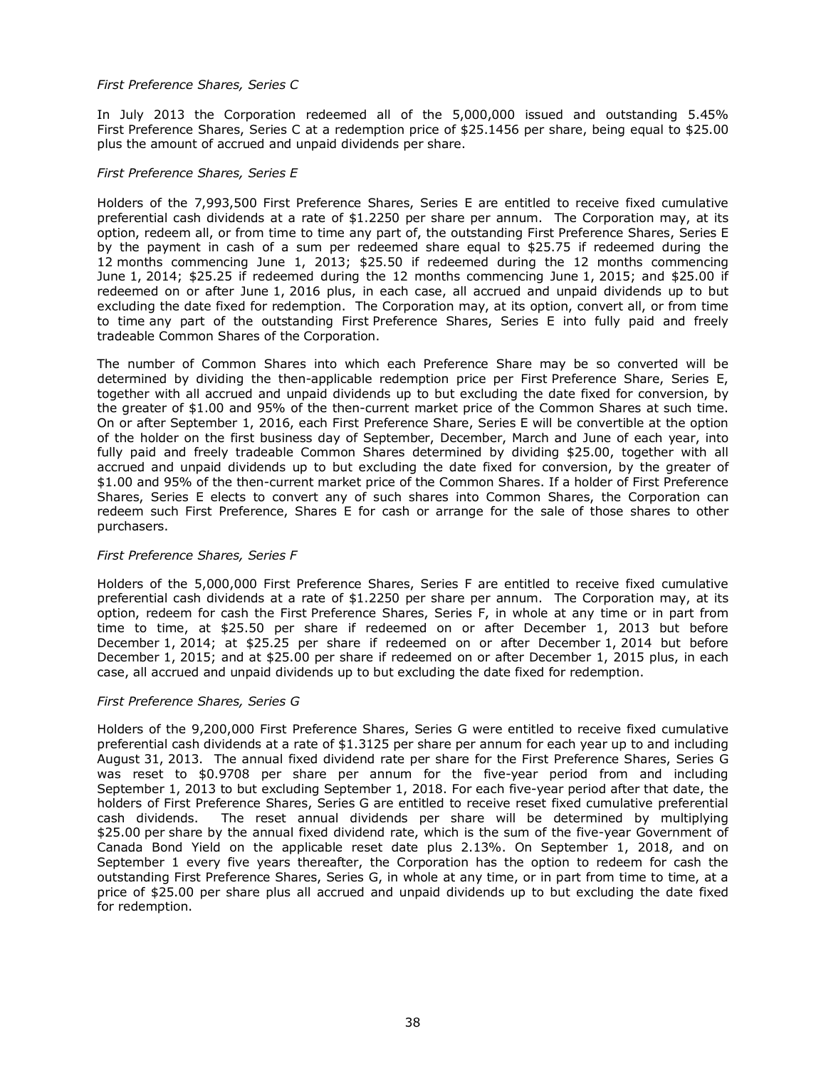*First Preference Shares, Series C*

In July 2013 the Corporation redeemed all of the 5,000,000 issued and outstanding 5.45% First Preference Shares, Series C at a redemption price of $25.1456 per share, being equal to $25.00 plus the amount of accrued and unpaid dividends per share.

*First Preference Shares, Series E*

Holders of the 7,993,500 First Preference Shares, Series E are entitled to receive fixed cumulative preferential cash dividends at a rate of $1.2250 per share per annum. The Corporation may, at its option, redeem all, or from time to time any part of, the outstanding First Preference Shares, Series E by the payment in cash of a sum per redeemed share equal to $25.75 if redeemed during the 12 months commencing June 1, 2013; $25.50 if redeemed during the 12 months commencing June 1, 2014; $25.25 if redeemed during the 12 months commencing June 1, 2015; and $25.00 if redeemed on or after June 1, 2016 plus, in each case, all accrued and unpaid dividends up to but excluding the date fixed for redemption. The Corporation may, at its option, convert all, or from time to time any part of the outstanding First Preference Shares, Series E into fully paid and freely tradeable Common Shares of the Corporation.

The number of Common Shares into which each Preference Share may be so converted will be determined by dividing the then-applicable redemption price per First Preference Share, Series E, together with all accrued and unpaid dividends up to but excluding the date fixed for conversion, by the greater of $1.00 and 95% of the then-current market price of the Common Shares at such time. On or after September 1, 2016, each First Preference Share, Series E will be convertible at the option of the holder on the first business day of September, December, March and June of each year, into fully paid and freely tradeable Common Shares determined by dividing $25.00, together with all accrued and unpaid dividends up to but excluding the date fixed for conversion, by the greater of $1.00 and 95% of the then-current market price of the Common Shares. If a holder of First Preference Shares, Series E elects to convert any of such shares into Common Shares, the Corporation can redeem such First Preference, Shares E for cash or arrange for the sale of those shares to other purchasers.

*First Preference Shares, Series F*

Holders of the 5,000,000 First Preference Shares, Series F are entitled to receive fixed cumulative preferential cash dividends at a rate of $1.2250 per share per annum. The Corporation may, at its option, redeem for cash the First Preference Shares, Series F, in whole at any time or in part from time to time, at $25.50 per share if redeemed on or after December 1, 2013 but before December 1, 2014; at $25.25 per share if redeemed on or after December 1, 2014 but before December 1, 2015; and at $25.00 per share if redeemed on or after December 1, 2015 plus, in each case, all accrued and unpaid dividends up to but excluding the date fixed for redemption.

*First Preference Shares, Series G*

Holders of the 9,200,000 First Preference Shares, Series G were entitled to receive fixed cumulative preferential cash dividends at a rate of $1.3125 per share per annum for each year up to and including August 31, 2013. The annual fixed dividend rate per share for the First Preference Shares, Series G was reset to $0.9708 per share per annum for the five-year period from and including September 1, 2013 to but excluding September 1, 2018. For each five-year period after that date, the holders of First Preference Shares, Series G are entitled to receive reset fixed cumulative preferential cash dividends. The reset annual dividends per share will be determined by multiplying $25.00 per share by the annual fixed dividend rate, which is the sum of the five-year Government of Canada Bond Yield on the applicable reset date plus 2.13%. On September 1, 2018, and on September 1 every five years thereafter, the Corporation has the option to redeem for cash the outstanding First Preference Shares, Series G, in whole at any time, or in part from time to time, at a price of $25.00 per share plus all accrued and unpaid dividends up to but excluding the date fixed for redemption.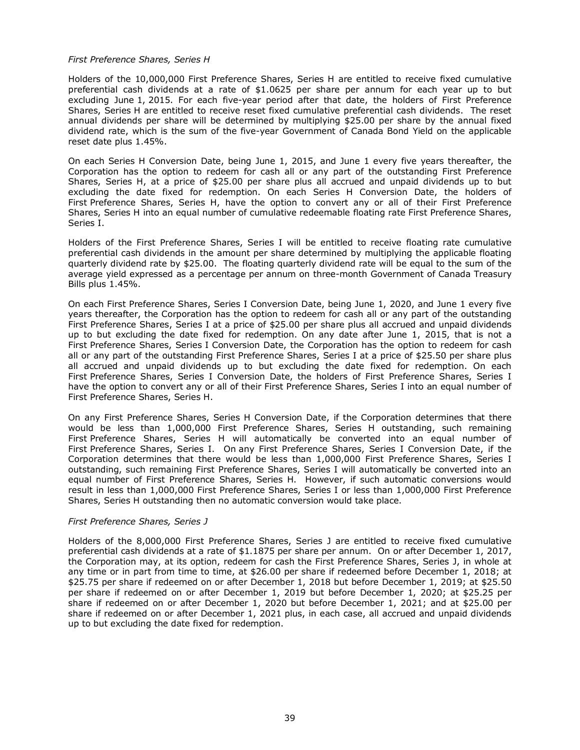*First Preference Shares, Series H*

Holders of the 10,000,000 First Preference Shares, Series H are entitled to receive fixed cumulative preferential cash dividends at a rate of $1.0625 per share per annum for each year up to but excluding June 1, 2015. For each five-year period after that date, the holders of First Preference Shares, Series H are entitled to receive reset fixed cumulative preferential cash dividends. The reset annual dividends per share will be determined by multiplying $25.00 per share by the annual fixed dividend rate, which is the sum of the five-year Government of Canada Bond Yield on the applicable reset date plus 1.45%.

On each Series H Conversion Date, being June 1, 2015, and June 1 every five years thereafter, the Corporation has the option to redeem for cash all or any part of the outstanding First Preference Shares, Series H, at a price of $25.00 per share plus all accrued and unpaid dividends up to but excluding the date fixed for redemption. On each Series H Conversion Date, the holders of First Preference Shares, Series H, have the option to convert any or all of their First Preference Shares, Series H into an equal number of cumulative redeemable floating rate First Preference Shares, Series I.

Holders of the First Preference Shares, Series I will be entitled to receive floating rate cumulative preferential cash dividends in the amount per share determined by multiplying the applicable floating quarterly dividend rate by $25.00. The floating quarterly dividend rate will be equal to the sum of the average yield expressed as a percentage per annum on three-month Government of Canada Treasury Bills plus 1.45%.

On each First Preference Shares, Series I Conversion Date, being June 1, 2020, and June 1 every five years thereafter, the Corporation has the option to redeem for cash all or any part of the outstanding First Preference Shares, Series I at a price of $25.00 per share plus all accrued and unpaid dividends up to but excluding the date fixed for redemption. On any date after June 1, 2015, that is not a First Preference Shares, Series I Conversion Date, the Corporation has the option to redeem for cash all or any part of the outstanding First Preference Shares, Series I at a price of $25.50 per share plus all accrued and unpaid dividends up to but excluding the date fixed for redemption. On each First Preference Shares, Series I Conversion Date, the holders of First Preference Shares, Series I have the option to convert any or all of their First Preference Shares, Series I into an equal number of First Preference Shares, Series H.

On any First Preference Shares, Series H Conversion Date, if the Corporation determines that there would be less than 1,000,000 First Preference Shares, Series H outstanding, such remaining First Preference Shares, Series H will automatically be converted into an equal number of First Preference Shares, Series I. On any First Preference Shares, Series I Conversion Date, if the Corporation determines that there would be less than 1,000,000 First Preference Shares, Series I outstanding, such remaining First Preference Shares, Series I will automatically be converted into an equal number of First Preference Shares, Series H. However, if such automatic conversions would result in less than 1,000,000 First Preference Shares, Series I or less than 1,000,000 First Preference Shares, Series H outstanding then no automatic conversion would take place.

*First Preference Shares, Series J*

Holders of the 8,000,000 First Preference Shares, Series J are entitled to receive fixed cumulative preferential cash dividends at a rate of $1.1875 per share per annum. On or after December 1, 2017, the Corporation may, at its option, redeem for cash the First Preference Shares, Series J, in whole at any time or in part from time to time, at $26.00 per share if redeemed before December 1, 2018; at $25.75 per share if redeemed on or after December 1, 2018 but before December 1, 2019; at $25.50 per share if redeemed on or after December 1, 2019 but before December 1, 2020; at $25.25 per share if redeemed on or after December 1, 2020 but before December 1, 2021; and at $25.00 per share if redeemed on or after December 1, 2021 plus, in each case, all accrued and unpaid dividends up to but excluding the date fixed for redemption.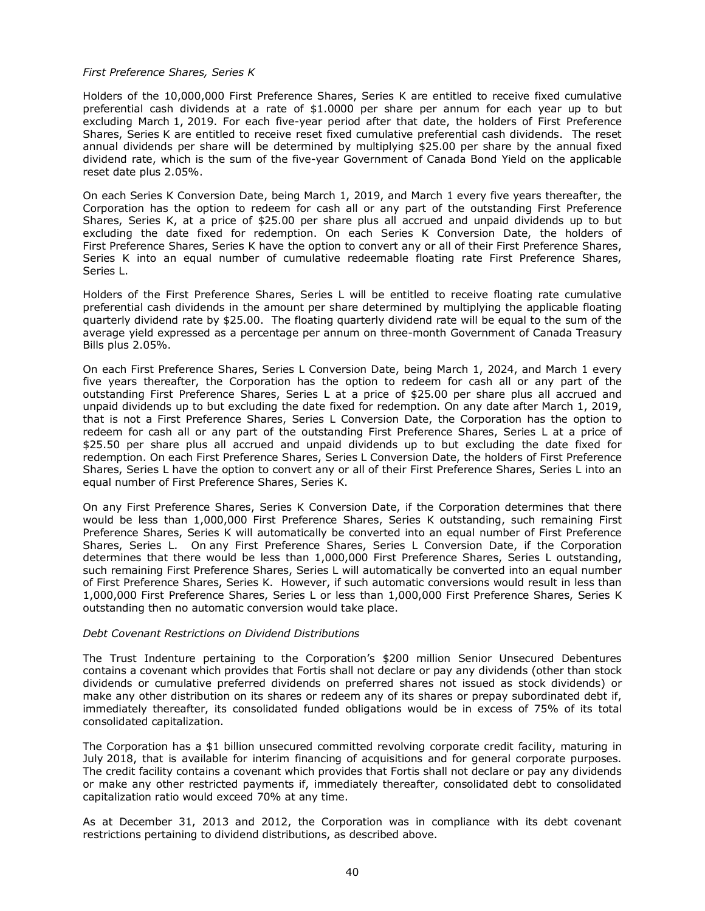*First Preference Shares, Series K*

Holders of the 10,000,000 First Preference Shares, Series K are entitled to receive fixed cumulative preferential cash dividends at a rate of $1.0000 per share per annum for each year up to but excluding March 1, 2019. For each five-year period after that date, the holders of First Preference Shares, Series K are entitled to receive reset fixed cumulative preferential cash dividends. The reset annual dividends per share will be determined by multiplying $25.00 per share by the annual fixed dividend rate, which is the sum of the five-year Government of Canada Bond Yield on the applicable reset date plus 2.05%.

On each Series K Conversion Date, being March 1, 2019, and March 1 every five years thereafter, the Corporation has the option to redeem for cash all or any part of the outstanding First Preference Shares, Series K, at a price of $25.00 per share plus all accrued and unpaid dividends up to but excluding the date fixed for redemption. On each Series K Conversion Date, the holders of First Preference Shares, Series K have the option to convert any or all of their First Preference Shares, Series K into an equal number of cumulative redeemable floating rate First Preference Shares, Series L.

Holders of the First Preference Shares, Series L will be entitled to receive floating rate cumulative preferential cash dividends in the amount per share determined by multiplying the applicable floating quarterly dividend rate by $25.00. The floating quarterly dividend rate will be equal to the sum of the average yield expressed as a percentage per annum on three-month Government of Canada Treasury Bills plus 2.05%.

On each First Preference Shares, Series L Conversion Date, being March 1, 2024, and March 1 every five years thereafter, the Corporation has the option to redeem for cash all or any part of the outstanding First Preference Shares, Series L at a price of $25.00 per share plus all accrued and unpaid dividends up to but excluding the date fixed for redemption. On any date after March 1, 2019, that is not a First Preference Shares, Series L Conversion Date, the Corporation has the option to redeem for cash all or any part of the outstanding First Preference Shares, Series L at a price of $25.50 per share plus all accrued and unpaid dividends up to but excluding the date fixed for redemption. On each First Preference Shares, Series L Conversion Date, the holders of First Preference Shares, Series L have the option to convert any or all of their First Preference Shares, Series L into an equal number of First Preference Shares, Series K.

On any First Preference Shares, Series K Conversion Date, if the Corporation determines that there would be less than 1,000,000 First Preference Shares, Series K outstanding, such remaining First Preference Shares, Series K will automatically be converted into an equal number of First Preference Shares, Series L. On any First Preference Shares, Series L Conversion Date, if the Corporation determines that there would be less than 1,000,000 First Preference Shares, Series L outstanding, such remaining First Preference Shares, Series L will automatically be converted into an equal number of First Preference Shares, Series K. However, if such automatic conversions would result in less than 1,000,000 First Preference Shares, Series L or less than 1,000,000 First Preference Shares, Series K outstanding then no automatic conversion would take place.

*Debt Covenant Restrictions on Dividend Distributions*

The Trust Indenture pertaining to the Corporation's $200 million Senior Unsecured Debentures contains a covenant which provides that Fortis shall not declare or pay any dividends (other than stock dividends or cumulative preferred dividends on preferred shares not issued as stock dividends) or make any other distribution on its shares or redeem any of its shares or prepay subordinated debt if, immediately thereafter, its consolidated funded obligations would be in excess of 75% of its total consolidated capitalization.

The Corporation has a $1 billion unsecured committed revolving corporate credit facility, maturing in July 2018, that is available for interim financing of acquisitions and for general corporate purposes. The credit facility contains a covenant which provides that Fortis shall not declare or pay any dividends or make any other restricted payments if, immediately thereafter, consolidated debt to consolidated capitalization ratio would exceed 70% at any time.

As at December 31, 2013 and 2012, the Corporation was in compliance with its debt covenant restrictions pertaining to dividend distributions, as described above.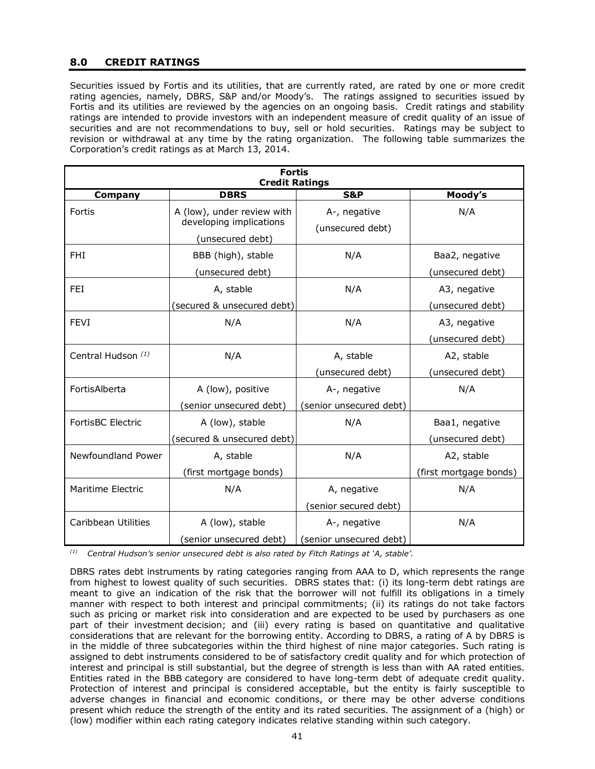## 8.0 CREDIT RATINGS

Securities issued by Fortis and its utilities, that are currently rated, are rated by one or more credit rating agencies, namely, DBRS, S&P and/or Moody's. The ratings assigned to securities issued by Fortis and its utilities are reviewed by the agencies on an ongoing basis. Credit ratings and stability ratings are intended to provide investors with an independent measure of credit quality of an issue of securities and are not recommendations to buy, sell or hold securities. Ratings may be subject to revision or withdrawal at any time by the rating organization. The following table summarizes the Corporation's credit ratings as at March 13, 2014.

**Fortis Credit Ratings**

| Company | DBRS | S&P | Moody's |
|---|---|---|---|
| Fortis | A (low), under review with developing implications (unsecured debt) | A-, negative (unsecured debt) | N/A |
| FHI | BBB (high), stable (unsecured debt) | N/A | Baa2, negative (unsecured debt) |
| FEI | A, stable (secured & unsecured debt) | N/A | A3, negative (unsecured debt) |
| FEVI | N/A | N/A | A3, negative (unsecured debt) |
| Central Hudson [(1)] | N/A | A, stable (unsecured debt) | A2, stable (unsecured debt) |
| FortisAlberta | A (low), positive (senior unsecured debt) | A-, negative (senior unsecured debt) | N/A |
| FortisBC Electric | A (low), stable (secured & unsecured debt) | N/A | Baa1, negative (unsecured debt) |
| Newfoundland Power | A, stable (first mortgage bonds) | N/A | A2, stable (first mortgage bonds) |
| Maritime Electric | N/A | A, negative (senior secured debt) | N/A |
| Caribbean Utilities | A (low), stable (senior unsecured debt) | A-, negative (senior unsecured debt) | N/A |

[(1)] *Central Hudson's senior unsecured debt is also rated by Fitch Ratings at 'A, stable'.*

DBRS rates debt instruments by rating categories ranging from AAA to D, which represents the range from highest to lowest quality of such securities. DBRS states that: (i) its long-term debt ratings are meant to give an indication of the risk that the borrower will not fulfill its obligations in a timely manner with respect to both interest and principal commitments; (ii) its ratings do not take factors such as pricing or market risk into consideration and are expected to be used by purchasers as one part of their investment decision; and (iii) every rating is based on quantitative and qualitative considerations that are relevant for the borrowing entity. According to DBRS, a rating of A by DBRS is in the middle of three subcategories within the third highest of nine major categories. Such rating is assigned to debt instruments considered to be of satisfactory credit quality and for which protection of interest and principal is still substantial, but the degree of strength is less than with AA rated entities. Entities rated in the BBB category are considered to have long-term debt of adequate credit quality. Protection of interest and principal is considered acceptable, but the entity is fairly susceptible to adverse changes in financial and economic conditions, or there may be other adverse conditions present which reduce the strength of the entity and its rated securities. The assignment of a (high) or (low) modifier within each rating category indicates relative standing within such category.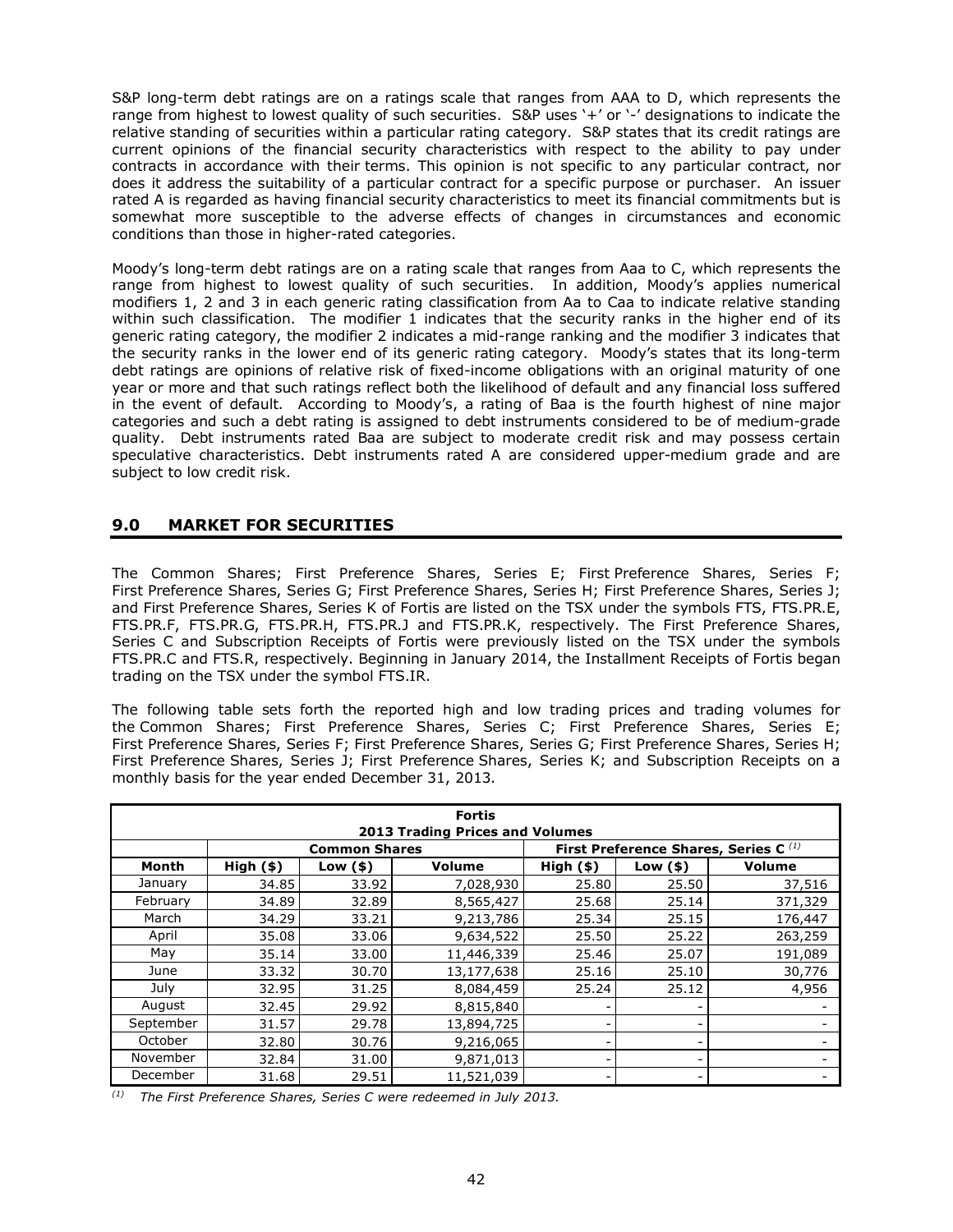S&P long-term debt ratings are on a ratings scale that ranges from AAA to D, which represents the range from highest to lowest quality of such securities. S&P uses '+' or '-' designations to indicate the relative standing of securities within a particular rating category. S&P states that its credit ratings are current opinions of the financial security characteristics with respect to the ability to pay under contracts in accordance with their terms. This opinion is not specific to any particular contract, nor does it address the suitability of a particular contract for a specific purpose or purchaser. An issuer rated A is regarded as having financial security characteristics to meet its financial commitments but is somewhat more susceptible to the adverse effects of changes in circumstances and economic conditions than those in higher-rated categories.

Moody's long-term debt ratings are on a rating scale that ranges from Aaa to C, which represents the range from highest to lowest quality of such securities. In addition, Moody's applies numerical modifiers 1, 2 and 3 in each generic rating classification from Aa to Caa to indicate relative standing within such classification. The modifier 1 indicates that the security ranks in the higher end of its generic rating category, the modifier 2 indicates a mid-range ranking and the modifier 3 indicates that the security ranks in the lower end of its generic rating category. Moody's states that its long-term debt ratings are opinions of relative risk of fixed-income obligations with an original maturity of one year or more and that such ratings reflect both the likelihood of default and any financial loss suffered in the event of default. According to Moody's, a rating of Baa is the fourth highest of nine major categories and such a debt rating is assigned to debt instruments considered to be of medium-grade quality. Debt instruments rated Baa are subject to moderate credit risk and may possess certain speculative characteristics. Debt instruments rated A are considered upper-medium grade and are subject to low credit risk.

## 9.0 MARKET FOR SECURITIES

The Common Shares; First Preference Shares, Series E; First Preference Shares, Series F; First Preference Shares, Series G; First Preference Shares, Series H; First Preference Shares, Series J; and First Preference Shares, Series K of Fortis are listed on the TSX under the symbols FTS, FTS.PR.E, FTS.PR.F, FTS.PR.G, FTS.PR.H, FTS.PR.J and FTS.PR.K, respectively. The First Preference Shares, Series C and Subscription Receipts of Fortis were previously listed on the TSX under the symbols FTS.PR.C and FTS.R, respectively. Beginning in January 2014, the Installment Receipts of Fortis began trading on the TSX under the symbol FTS.IR.

The following table sets forth the reported high and low trading prices and trading volumes for the Common Shares; First Preference Shares, Series C; First Preference Shares, Series E; First Preference Shares, Series F; First Preference Shares, Series G; First Preference Shares, Series H; First Preference Shares, Series J; First Preference Shares, Series K; and Subscription Receipts on a monthly basis for the year ended December 31, 2013.

| **Fortis 2013 Trading Prices and Volumes** | | | | | | |
|---|---|---|---|---|---|---|
| | **Common Shares** | | | **First Preference Shares, Series C** [(1)] | | |
| **Month** | **High ($)** | **Low ($)** | **Volume** | **High ($)** | **Low ($)** | **Volume** |
| January | 34.85 | 33.92 | 7,028,930 | 25.80 | 25.50 | 37,516 |
| February | 34.89 | 32.89 | 8,565,427 | 25.68 | 25.14 | 371,329 |
| March | 34.29 | 33.21 | 9,213,786 | 25.34 | 25.15 | 176,447 |
| April | 35.08 | 33.06 | 9,634,522 | 25.50 | 25.22 | 263,259 |
| May | 35.14 | 33.00 | 11,446,339 | 25.46 | 25.07 | 191,089 |
| June | 33.32 | 30.70 | 13,177,638 | 25.16 | 25.10 | 30,776 |
| July | 32.95 | 31.25 | 8,084,459 | 25.24 | 25.12 | 4,956 |
| August | 32.45 | 29.92 | 8,815,840 | - | - | - |
| September | 31.57 | 29.78 | 13,894,725 | - | - | - |
| October | 32.80 | 30.76 | 9,216,065 | - | - | - |
| November | 32.84 | 31.00 | 9,871,013 | - | - | - |
| December | 31.68 | 29.51 | 11,521,039 | - | - | - |

(1) *The First Preference Shares, Series C were redeemed in July 2013.*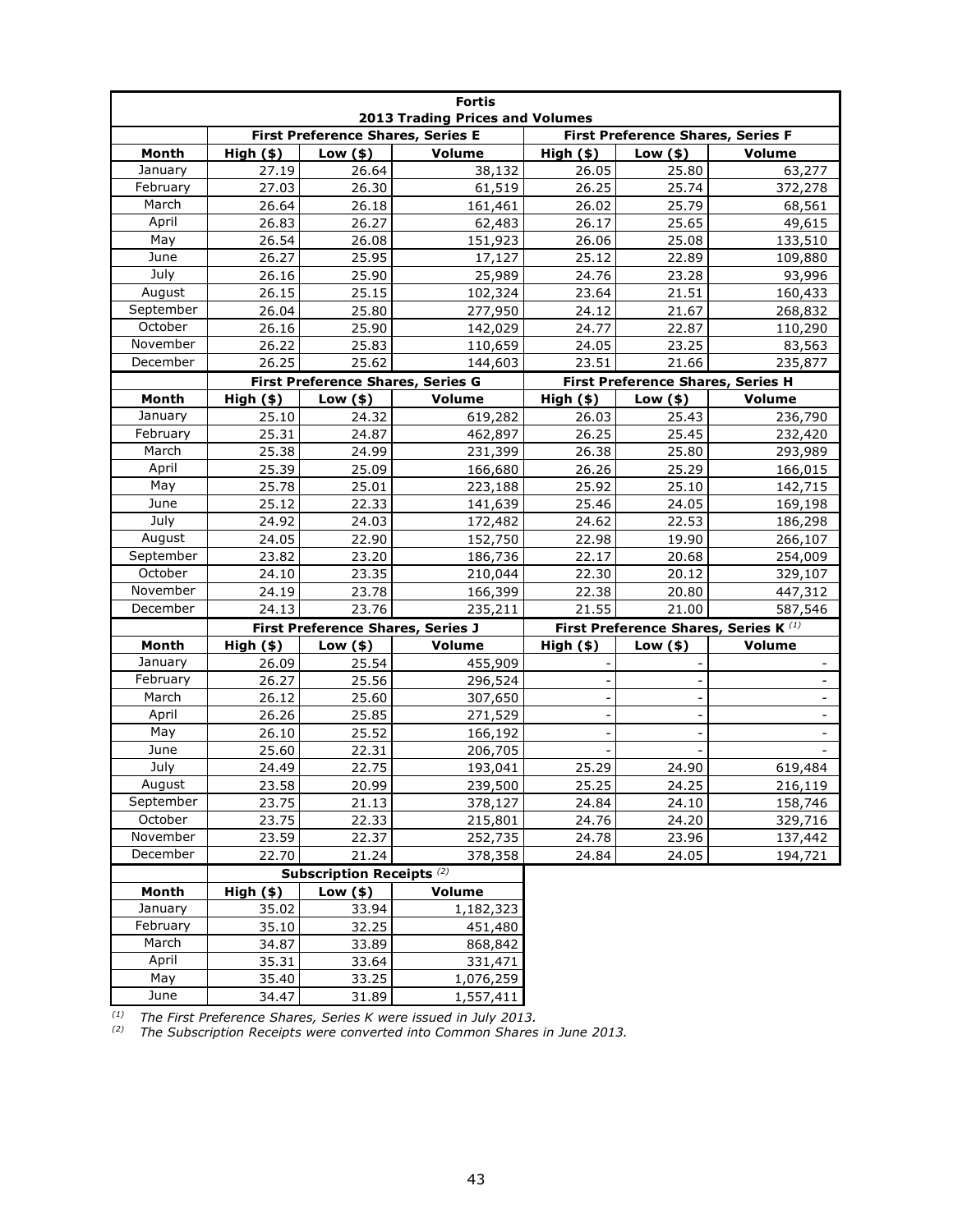| Fortis | | | | | | |
|---|---|---|---|---|---|---|
| **2013 Trading Prices and Volumes** | | | | | | |
| | **First Preference Shares, Series E** | | | **First Preference Shares, Series F** | | |
| **Month** | **High ($)** | **Low ($)** | **Volume** | **High ($)** | **Low ($)** | **Volume** |
| January | 27.19 | 26.64 | 38,132 | 26.05 | 25.80 | 63,277 |
| February | 27.03 | 26.30 | 61,519 | 26.25 | 25.74 | 372,278 |
| March | 26.64 | 26.18 | 161,461 | 26.02 | 25.79 | 68,561 |
| April | 26.83 | 26.27 | 62,483 | 26.17 | 25.65 | 49,615 |
| May | 26.54 | 26.08 | 151,923 | 26.06 | 25.08 | 133,510 |
| June | 26.27 | 25.95 | 17,127 | 25.12 | 22.89 | 109,880 |
| July | 26.16 | 25.90 | 25,989 | 24.76 | 23.28 | 93,996 |
| August | 26.15 | 25.15 | 102,324 | 23.64 | 21.51 | 160,433 |
| September | 26.04 | 25.80 | 277,950 | 24.12 | 21.67 | 268,832 |
| October | 26.16 | 25.90 | 142,029 | 24.77 | 22.87 | 110,290 |
| November | 26.22 | 25.83 | 110,659 | 24.05 | 23.25 | 83,563 |
| December | 26.25 | 25.62 | 144,603 | 23.51 | 21.66 | 235,877 |
| | **First Preference Shares, Series G** | | | **First Preference Shares, Series H** | | |
| **Month** | **High ($)** | **Low ($)** | **Volume** | **High ($)** | **Low ($)** | **Volume** |
| January | 25.10 | 24.32 | 619,282 | 26.03 | 25.43 | 236,790 |
| February | 25.31 | 24.87 | 462,897 | 26.25 | 25.45 | 232,420 |
| March | 25.38 | 24.99 | 231,399 | 26.38 | 25.80 | 293,989 |
| April | 25.39 | 25.09 | 166,680 | 26.26 | 25.29 | 166,015 |
| May | 25.78 | 25.01 | 223,188 | 25.92 | 25.10 | 142,715 |
| June | 25.12 | 22.33 | 141,639 | 25.46 | 24.05 | 169,198 |
| July | 24.92 | 24.03 | 172,482 | 24.62 | 22.53 | 186,298 |
| August | 24.05 | 22.90 | 152,750 | 22.98 | 19.90 | 266,107 |
| September | 23.82 | 23.20 | 186,736 | 22.17 | 20.68 | 254,009 |
| October | 24.10 | 23.35 | 210,044 | 22.30 | 20.12 | 329,107 |
| November | 24.19 | 23.78 | 166,399 | 22.38 | 20.80 | 447,312 |
| December | 24.13 | 23.76 | 235,211 | 21.55 | 21.00 | 587,546 |
| | **First Preference Shares, Series J** | | | **First Preference Shares, Series K** (1) | | |
| **Month** | **High ($)** | **Low ($)** | **Volume** | **High ($)** | **Low ($)** | **Volume** |
| January | 26.09 | 25.54 | 455,909 | - | - | - |
| February | 26.27 | 25.56 | 296,524 | - | - | - |
| March | 26.12 | 25.60 | 307,650 | - | - | - |
| April | 26.26 | 25.85 | 271,529 | - | - | - |
| May | 26.10 | 25.52 | 166,192 | - | - | - |
| June | 25.60 | 22.31 | 206,705 | - | - | - |
| July | 24.49 | 22.75 | 193,041 | 25.29 | 24.90 | 619,484 |
| August | 23.58 | 20.99 | 239,500 | 25.25 | 24.25 | 216,119 |
| September | 23.75 | 21.13 | 378,127 | 24.84 | 24.10 | 158,746 |
| October | 23.75 | 22.33 | 215,801 | 24.76 | 24.20 | 329,716 |
| November | 23.59 | 22.37 | 252,735 | 24.78 | 23.96 | 137,442 |
| December | 22.70 | 21.24 | 378,358 | 24.84 | 24.05 | 194,721 |
| | **Subscription Receipts** (2) | | | | | |
| **Month** | **High ($)** | **Low ($)** | **Volume** | | | |
| January | 35.02 | 33.94 | 1,182,323 | | | |
| February | 35.10 | 32.25 | 451,480 | | | |
| March | 34.87 | 33.89 | 868,842 | | | |
| April | 35.31 | 33.64 | 331,471 | | | |
| May | 35.40 | 33.25 | 1,076,259 | | | |
| June | 34.47 | 31.89 | 1,557,411 | | | |

(1) *The First Preference Shares, Series K were issued in July 2013.*
(2) *The Subscription Receipts were converted into Common Shares in June 2013.*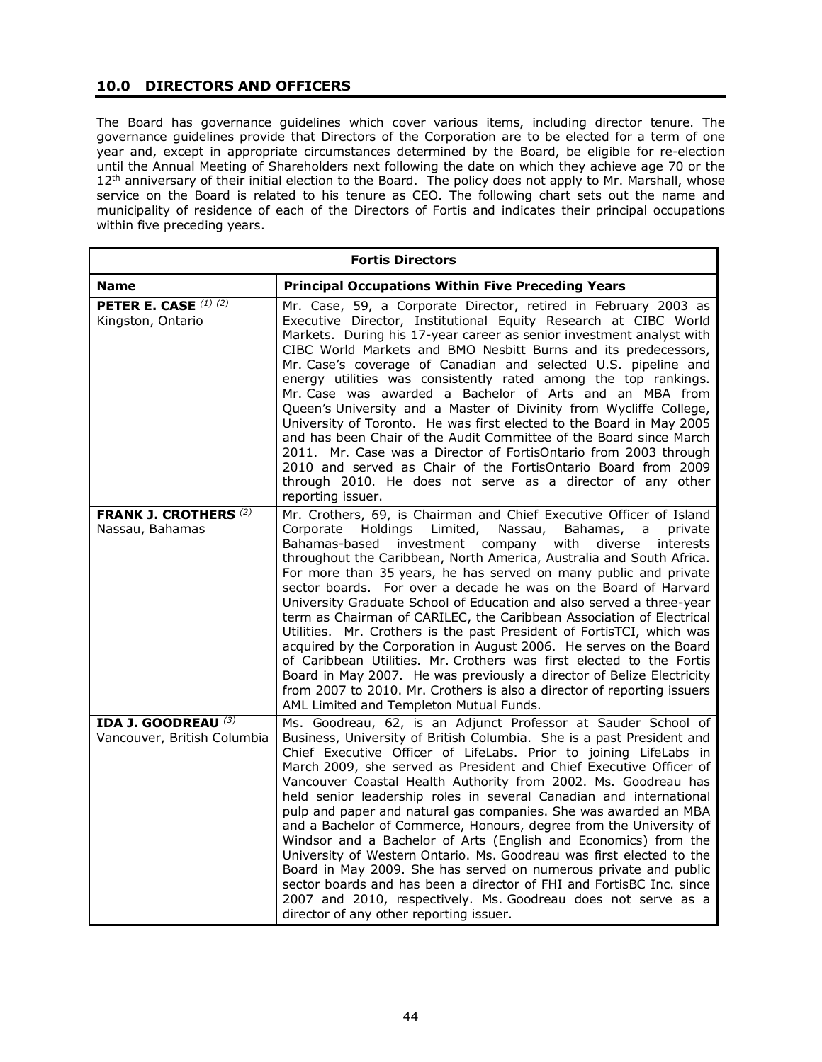## 10.0 DIRECTORS AND OFFICERS

The Board has governance guidelines which cover various items, including director tenure. The governance guidelines provide that Directors of the Corporation are to be elected for a term of one year and, except in appropriate circumstances determined by the Board, be eligible for re-election until the Annual Meeting of Shareholders next following the date on which they achieve age 70 or the 12th anniversary of their initial election to the Board. The policy does not apply to Mr. Marshall, whose service on the Board is related to his tenure as CEO. The following chart sets out the name and municipality of residence of each of the Directors of Fortis and indicates their principal occupations within five preceding years.

| Fortis Directors | |
|---|---|
| **Name** | **Principal Occupations Within Five Preceding Years** |
| **PETER E. CASE** (1) (2)<br>Kingston, Ontario | Mr. Case, 59, a Corporate Director, retired in February 2003 as Executive Director, Institutional Equity Research at CIBC World Markets. During his 17-year career as senior investment analyst with CIBC World Markets and BMO Nesbitt Burns and its predecessors, Mr. Case's coverage of Canadian and selected U.S. pipeline and energy utilities was consistently rated among the top rankings. Mr. Case was awarded a Bachelor of Arts and an MBA from Queen's University and a Master of Divinity from Wycliffe College, University of Toronto. He was first elected to the Board in May 2005 and has been Chair of the Audit Committee of the Board since March 2011. Mr. Case was a Director of FortisOntario from 2003 through 2010 and served as Chair of the FortisOntario Board from 2009 through 2010. He does not serve as a director of any other reporting issuer. |
| **FRANK J. CROTHERS** (2)<br>Nassau, Bahamas | Mr. Crothers, 69, is Chairman and Chief Executive Officer of Island Corporate Holdings Limited, Nassau, Bahamas, a private Bahamas-based investment company with diverse interests throughout the Caribbean, North America, Australia and South Africa. For more than 35 years, he has served on many public and private sector boards. For over a decade he was on the Board of Harvard University Graduate School of Education and also served a three-year term as Chairman of CARILEC, the Caribbean Association of Electrical Utilities. Mr. Crothers is the past President of FortisTCI, which was acquired by the Corporation in August 2006. He serves on the Board of Caribbean Utilities. Mr. Crothers was first elected to the Fortis Board in May 2007. He was previously a director of Belize Electricity from 2007 to 2010. Mr. Crothers is also a director of reporting issuers AML Limited and Templeton Mutual Funds. |
| **IDA J. GOODREAU** (3)<br>Vancouver, British Columbia | Ms. Goodreau, 62, is an Adjunct Professor at Sauder School of Business, University of British Columbia. She is a past President and Chief Executive Officer of LifeLabs. Prior to joining LifeLabs in March 2009, she served as President and Chief Executive Officer of Vancouver Coastal Health Authority from 2002. Ms. Goodreau has held senior leadership roles in several Canadian and international pulp and paper and natural gas companies. She was awarded an MBA and a Bachelor of Commerce, Honours, degree from the University of Windsor and a Bachelor of Arts (English and Economics) from the University of Western Ontario. Ms. Goodreau was first elected to the Board in May 2009. She has served on numerous private and public sector boards and has been a director of FHI and FortisBC Inc. since 2007 and 2010, respectively. Ms. Goodreau does not serve as a director of any other reporting issuer. |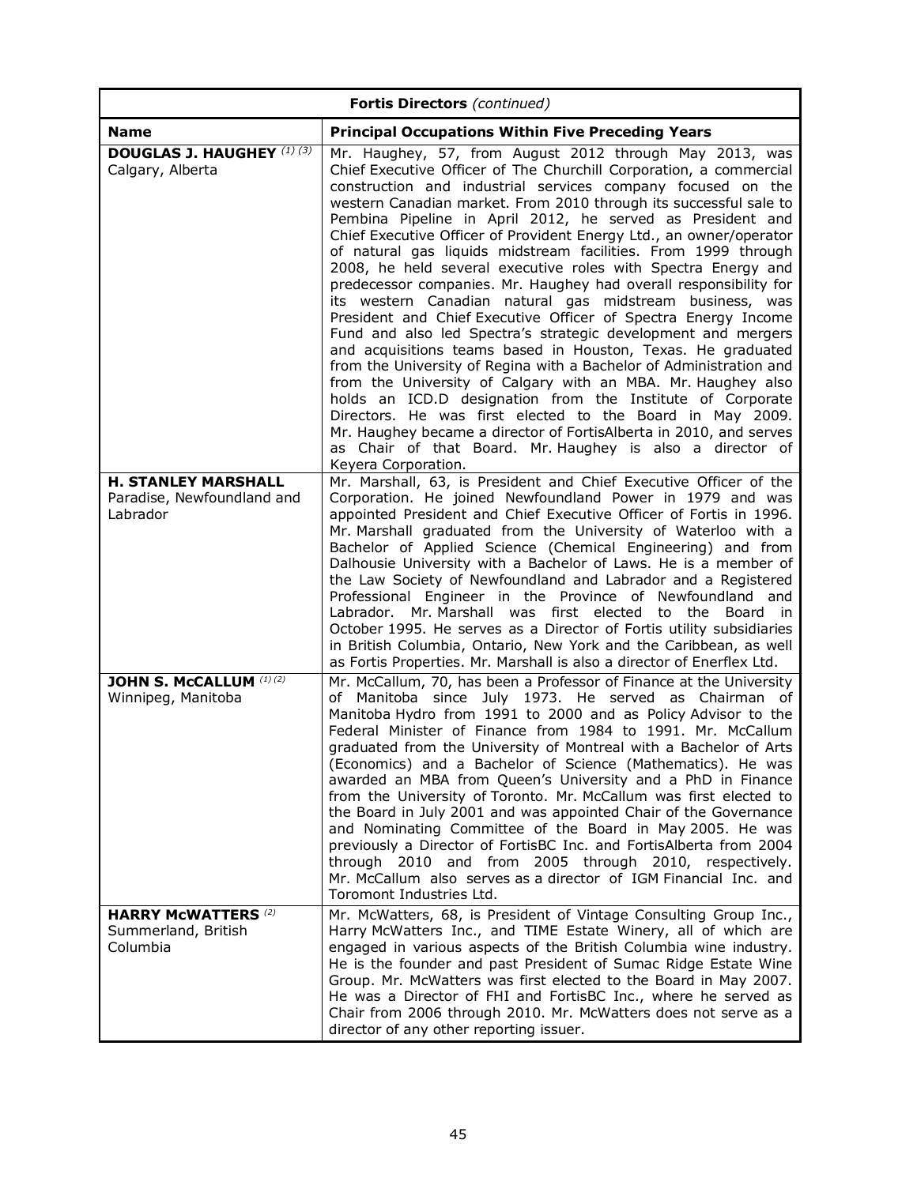| **Fortis Directors** *(continued)* | |
|---|---|
| **Name** | **Principal Occupations Within Five Preceding Years** |
| **DOUGLAS J. HAUGHEY** *(1) (3)*<br>Calgary, Alberta | Mr. Haughey, 57, from August 2012 through May 2013, was Chief Executive Officer of The Churchill Corporation, a commercial construction and industrial services company focused on the western Canadian market. From 2010 through its successful sale to Pembina Pipeline in April 2012, he served as President and Chief Executive Officer of Provident Energy Ltd., an owner/operator of natural gas liquids midstream facilities. From 1999 through 2008, he held several executive roles with Spectra Energy and predecessor companies. Mr. Haughey had overall responsibility for its western Canadian natural gas midstream business, was President and Chief Executive Officer of Spectra Energy Income Fund and also led Spectra's strategic development and mergers and acquisitions teams based in Houston, Texas. He graduated from the University of Regina with a Bachelor of Administration and from the University of Calgary with an MBA. Mr. Haughey also holds an ICD.D designation from the Institute of Corporate Directors. He was first elected to the Board in May 2009. Mr. Haughey became a director of FortisAlberta in 2010, and serves as Chair of that Board. Mr. Haughey is also a director of Keyera Corporation. |
| **H. STANLEY MARSHALL**<br>Paradise, Newfoundland and Labrador | Mr. Marshall, 63, is President and Chief Executive Officer of the Corporation. He joined Newfoundland Power in 1979 and was appointed President and Chief Executive Officer of Fortis in 1996. Mr. Marshall graduated from the University of Waterloo with a Bachelor of Applied Science (Chemical Engineering) and from Dalhousie University with a Bachelor of Laws. He is a member of the Law Society of Newfoundland and Labrador and a Registered Professional Engineer in the Province of Newfoundland and Labrador. Mr. Marshall was first elected to the Board in October 1995. He serves as a Director of Fortis utility subsidiaries in British Columbia, Ontario, New York and the Caribbean, as well as Fortis Properties. Mr. Marshall is also a director of Enerflex Ltd. |
| **JOHN S. McCALLUM** *(1) (2)*<br>Winnipeg, Manitoba | Mr. McCallum, 70, has been a Professor of Finance at the University of Manitoba since July 1973. He served as Chairman of Manitoba Hydro from 1991 to 2000 and as Policy Advisor to the Federal Minister of Finance from 1984 to 1991. Mr. McCallum graduated from the University of Montreal with a Bachelor of Arts (Economics) and a Bachelor of Science (Mathematics). He was awarded an MBA from Queen's University and a PhD in Finance from the University of Toronto. Mr. McCallum was first elected to the Board in July 2001 and was appointed Chair of the Governance and Nominating Committee of the Board in May 2005. He was previously a Director of FortisBC Inc. and FortisAlberta from 2004 through 2010 and from 2005 through 2010, respectively. Mr. McCallum also serves as a director of IGM Financial Inc. and Toromont Industries Ltd. |
| **HARRY McWATTERS** *(2)*<br>Summerland, British Columbia | Mr. McWatters, 68, is President of Vintage Consulting Group Inc., Harry McWatters Inc., and TIME Estate Winery, all of which are engaged in various aspects of the British Columbia wine industry. He is the founder and past President of Sumac Ridge Estate Wine Group. Mr. McWatters was first elected to the Board in May 2007. He was a Director of FHI and FortisBC Inc., where he served as Chair from 2006 through 2010. Mr. McWatters does not serve as a director of any other reporting issuer. |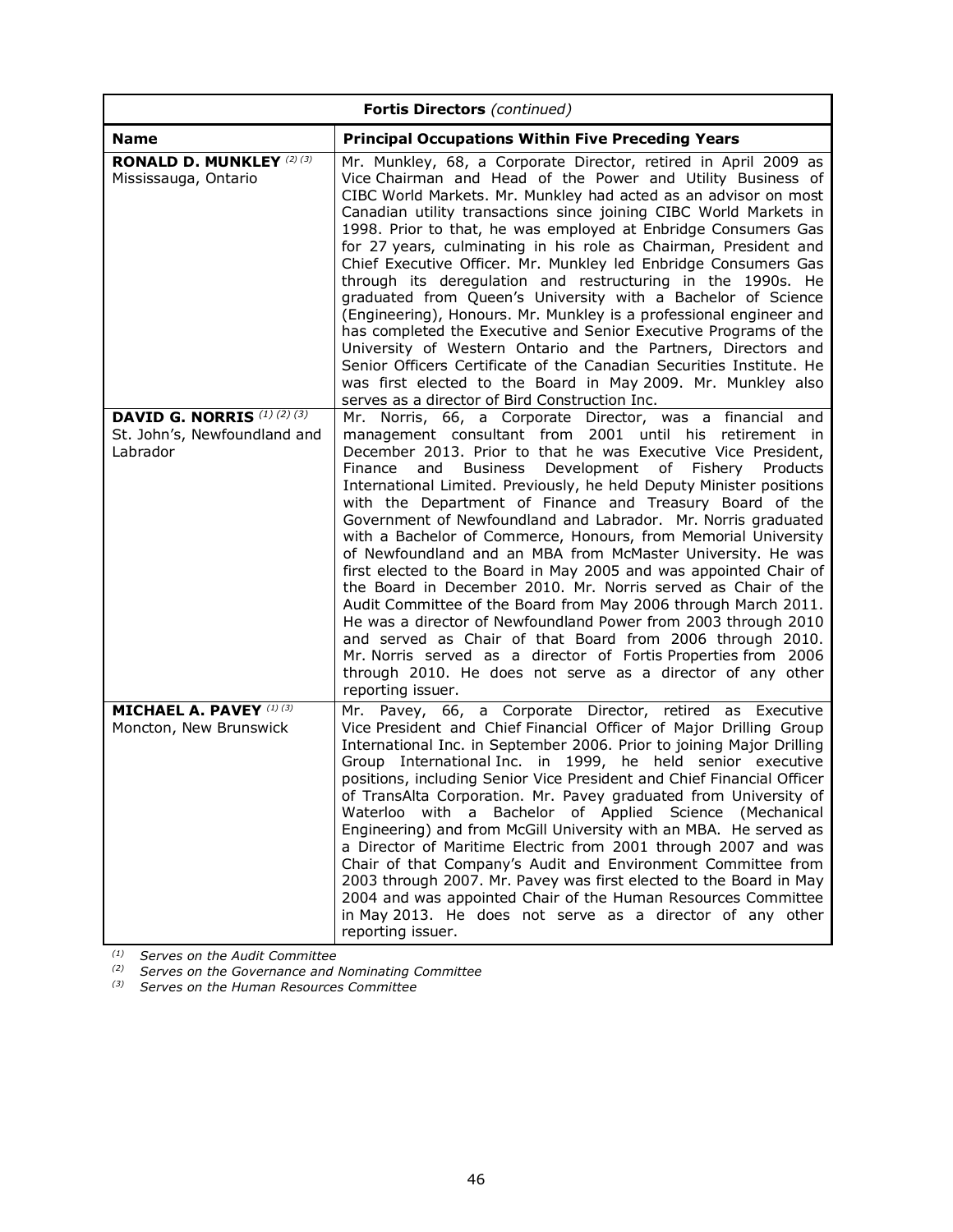| Fortis Directors *(continued)* | |
|---|---|
| **Name** | **Principal Occupations Within Five Preceding Years** |
| **RONALD D. MUNKLEY** [(2) (3)]<br>Mississauga, Ontario | Mr. Munkley, 68, a Corporate Director, retired in April 2009 as Vice Chairman and Head of the Power and Utility Business of CIBC World Markets. Mr. Munkley had acted as an advisor on most Canadian utility transactions since joining CIBC World Markets in 1998. Prior to that, he was employed at Enbridge Consumers Gas for 27 years, culminating in his role as Chairman, President and Chief Executive Officer. Mr. Munkley led Enbridge Consumers Gas through its deregulation and restructuring in the 1990s. He graduated from Queen's University with a Bachelor of Science (Engineering), Honours. Mr. Munkley is a professional engineer and has completed the Executive and Senior Executive Programs of the University of Western Ontario and the Partners, Directors and Senior Officers Certificate of the Canadian Securities Institute. He was first elected to the Board in May 2009. Mr. Munkley also serves as a director of Bird Construction Inc. |
| **DAVID G. NORRIS** [(1) (2) (3)]<br>St. John's, Newfoundland and Labrador | Mr. Norris, 66, a Corporate Director, was a financial and management consultant from 2001 until his retirement in December 2013. Prior to that he was Executive Vice President, Finance and Business Development of Fishery Products International Limited. Previously, he held Deputy Minister positions with the Department of Finance and Treasury Board of the Government of Newfoundland and Labrador. Mr. Norris graduated with a Bachelor of Commerce, Honours, from Memorial University of Newfoundland and an MBA from McMaster University. He was first elected to the Board in May 2005 and was appointed Chair of the Board in December 2010. Mr. Norris served as Chair of the Audit Committee of the Board from May 2006 through March 2011. He was a director of Newfoundland Power from 2003 through 2010 and served as Chair of that Board from 2006 through 2010. Mr. Norris served as a director of Fortis Properties from 2006 through 2010. He does not serve as a director of any other reporting issuer. |
| **MICHAEL A. PAVEY** [(1) (3)]<br>Moncton, New Brunswick | Mr. Pavey, 66, a Corporate Director, retired as Executive Vice President and Chief Financial Officer of Major Drilling Group International Inc. in September 2006. Prior to joining Major Drilling Group International Inc. in 1999, he held senior executive positions, including Senior Vice President and Chief Financial Officer of TransAlta Corporation. Mr. Pavey graduated from University of Waterloo with a Bachelor of Applied Science (Mechanical Engineering) and from McGill University with an MBA. He served as a Director of Maritime Electric from 2001 through 2007 and was Chair of that Company's Audit and Environment Committee from 2003 through 2007. Mr. Pavey was first elected to the Board in May 2004 and was appointed Chair of the Human Resources Committee in May 2013. He does not serve as a director of any other reporting issuer. |

(1) *Serves on the Audit Committee*
(2) *Serves on the Governance and Nominating Committee*
(3) *Serves on the Human Resources Committee*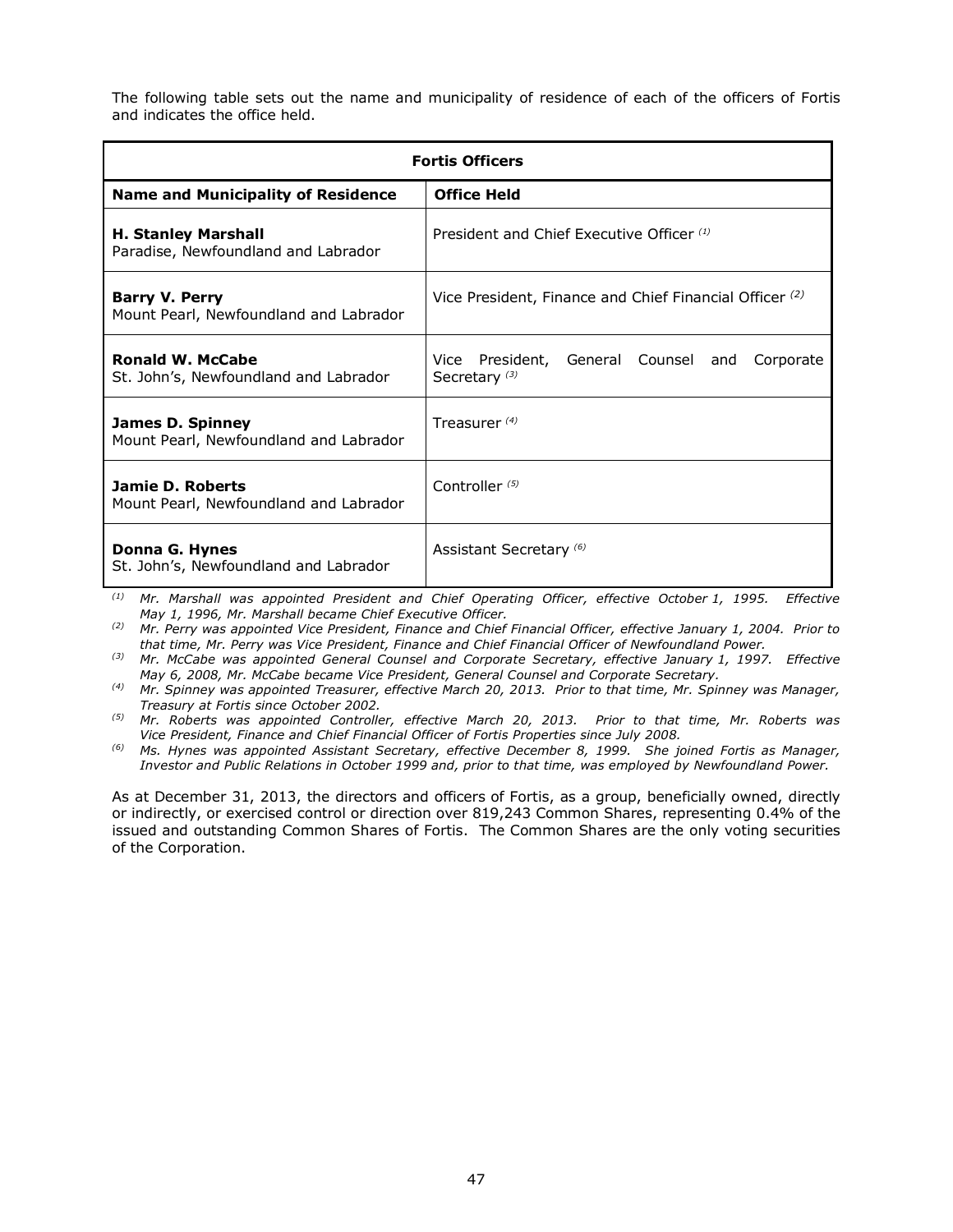The following table sets out the name and municipality of residence of each of the officers of Fortis and indicates the office held.

| **Fortis Officers** | |
|---|---|
| **Name and Municipality of Residence** | **Office Held** |
| **H. Stanley Marshall**<br>Paradise, Newfoundland and Labrador | President and Chief Executive Officer [(1)] |
| **Barry V. Perry**<br>Mount Pearl, Newfoundland and Labrador | Vice President, Finance and Chief Financial Officer [(2)] |
| **Ronald W. McCabe**<br>St. John's, Newfoundland and Labrador | Vice President, General Counsel and Corporate Secretary [(3)] |
| **James D. Spinney**<br>Mount Pearl, Newfoundland and Labrador | Treasurer [(4)] |
| **Jamie D. Roberts**<br>Mount Pearl, Newfoundland and Labrador | Controller [(5)] |
| **Donna G. Hynes**<br>St. John's, Newfoundland and Labrador | Assistant Secretary [(6)] |

*(1) Mr. Marshall was appointed President and Chief Operating Officer, effective October 1, 1995. Effective May 1, 1996, Mr. Marshall became Chief Executive Officer.*

*(2) Mr. Perry was appointed Vice President, Finance and Chief Financial Officer, effective January 1, 2004. Prior to that time, Mr. Perry was Vice President, Finance and Chief Financial Officer of Newfoundland Power.*

*(3) Mr. McCabe was appointed General Counsel and Corporate Secretary, effective January 1, 1997. Effective May 6, 2008, Mr. McCabe became Vice President, General Counsel and Corporate Secretary.*

*(4) Mr. Spinney was appointed Treasurer, effective March 20, 2013. Prior to that time, Mr. Spinney was Manager, Treasury at Fortis since October 2002.*

*(5) Mr. Roberts was appointed Controller, effective March 20, 2013. Prior to that time, Mr. Roberts was Vice President, Finance and Chief Financial Officer of Fortis Properties since July 2008.*

*(6) Ms. Hynes was appointed Assistant Secretary, effective December 8, 1999. She joined Fortis as Manager, Investor and Public Relations in October 1999 and, prior to that time, was employed by Newfoundland Power.*

As at December 31, 2013, the directors and officers of Fortis, as a group, beneficially owned, directly or indirectly, or exercised control or direction over 819,243 Common Shares, representing 0.4% of the issued and outstanding Common Shares of Fortis. The Common Shares are the only voting securities of the Corporation.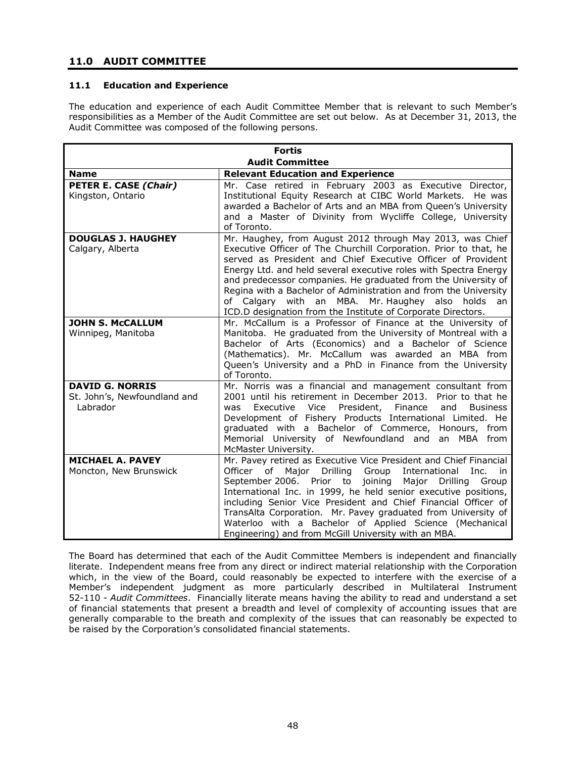## 11.0 AUDIT COMMITTEE

### 11.1 Education and Experience

The education and experience of each Audit Committee Member that is relevant to such Member's responsibilities as a Member of the Audit Committee are set out below. As at December 31, 2013, the Audit Committee was composed of the following persons.

| **Fortis Audit Committee** | |
|---|---|
| **Name** | **Relevant Education and Experience** |
| **PETER E. CASE *(Chair)*** Kingston, Ontario | Mr. Case retired in February 2003 as Executive Director, Institutional Equity Research at CIBC World Markets. He was awarded a Bachelor of Arts and an MBA from Queen's University and a Master of Divinity from Wycliffe College, University of Toronto. |
| **DOUGLAS J. HAUGHEY** Calgary, Alberta | Mr. Haughey, from August 2012 through May 2013, was Chief Executive Officer of The Churchill Corporation. Prior to that, he served as President and Chief Executive Officer of Provident Energy Ltd. and held several executive roles with Spectra Energy and predecessor companies. He graduated from the University of Regina with a Bachelor of Administration and from the University of Calgary with an MBA. Mr. Haughey also holds an ICD.D designation from the Institute of Corporate Directors. |
| **JOHN S. McCALLUM** Winnipeg, Manitoba | Mr. McCallum is a Professor of Finance at the University of Manitoba. He graduated from the University of Montreal with a Bachelor of Arts (Economics) and a Bachelor of Science (Mathematics). Mr. McCallum was awarded an MBA from Queen's University and a PhD in Finance from the University of Toronto. |
| **DAVID G. NORRIS** St. John's, Newfoundland and Labrador | Mr. Norris was a financial and management consultant from 2001 until his retirement in December 2013. Prior to that he was Executive Vice President, Finance and Business Development of Fishery Products International Limited. He graduated with a Bachelor of Commerce, Honours, from Memorial University of Newfoundland and an MBA from McMaster University. |
| **MICHAEL A. PAVEY** Moncton, New Brunswick | Mr. Pavey retired as Executive Vice President and Chief Financial Officer of Major Drilling Group International Inc. in September 2006. Prior to joining Major Drilling Group International Inc. in 1999, he held senior executive positions, including Senior Vice President and Chief Financial Officer of TransAlta Corporation. Mr. Pavey graduated from University of Waterloo with a Bachelor of Applied Science (Mechanical Engineering) and from McGill University with an MBA. |

The Board has determined that each of the Audit Committee Members is independent and financially literate. Independent means free from any direct or indirect material relationship with the Corporation which, in the view of the Board, could reasonably be expected to interfere with the exercise of a Member's independent judgment as more particularly described in Multilateral Instrument 52-110 - *Audit Committees*. Financially literate means having the ability to read and understand a set of financial statements that present a breadth and level of complexity of accounting issues that are generally comparable to the breath and complexity of the issues that can reasonably be expected to be raised by the Corporation's consolidated financial statements.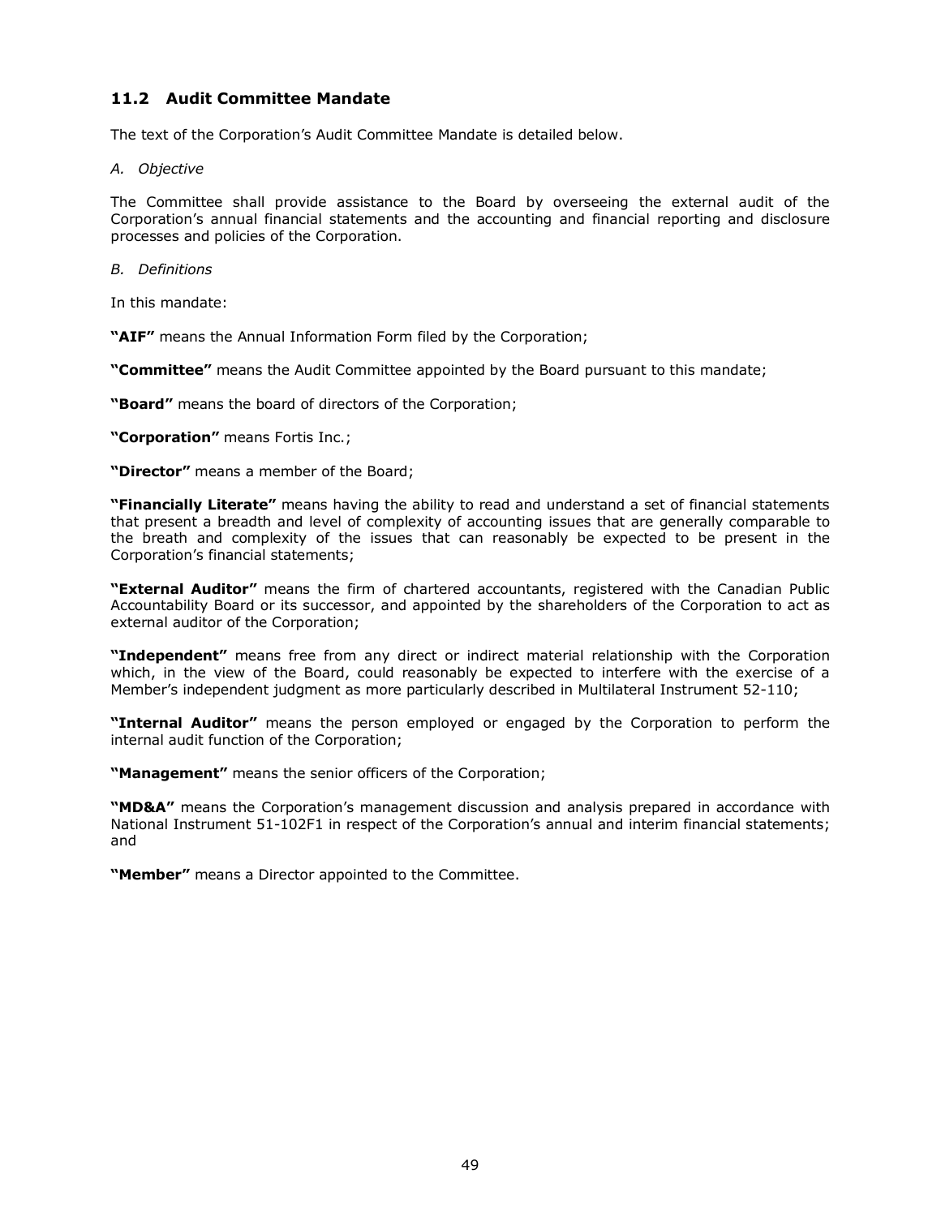## 11.2 Audit Committee Mandate

The text of the Corporation's Audit Committee Mandate is detailed below.

*A. Objective*

The Committee shall provide assistance to the Board by overseeing the external audit of the Corporation's annual financial statements and the accounting and financial reporting and disclosure processes and policies of the Corporation.

*B. Definitions*

In this mandate:

**"AIF"** means the Annual Information Form filed by the Corporation;

**"Committee"** means the Audit Committee appointed by the Board pursuant to this mandate;

**"Board"** means the board of directors of the Corporation;

**"Corporation"** means Fortis Inc.;

**"Director"** means a member of the Board;

**"Financially Literate"** means having the ability to read and understand a set of financial statements that present a breadth and level of complexity of accounting issues that are generally comparable to the breath and complexity of the issues that can reasonably be expected to be present in the Corporation's financial statements;

**"External Auditor"** means the firm of chartered accountants, registered with the Canadian Public Accountability Board or its successor, and appointed by the shareholders of the Corporation to act as external auditor of the Corporation;

**"Independent"** means free from any direct or indirect material relationship with the Corporation which, in the view of the Board, could reasonably be expected to interfere with the exercise of a Member's independent judgment as more particularly described in Multilateral Instrument 52-110;

**"Internal Auditor"** means the person employed or engaged by the Corporation to perform the internal audit function of the Corporation;

**"Management"** means the senior officers of the Corporation;

**"MD&A"** means the Corporation's management discussion and analysis prepared in accordance with National Instrument 51-102F1 in respect of the Corporation's annual and interim financial statements; and

**"Member"** means a Director appointed to the Committee.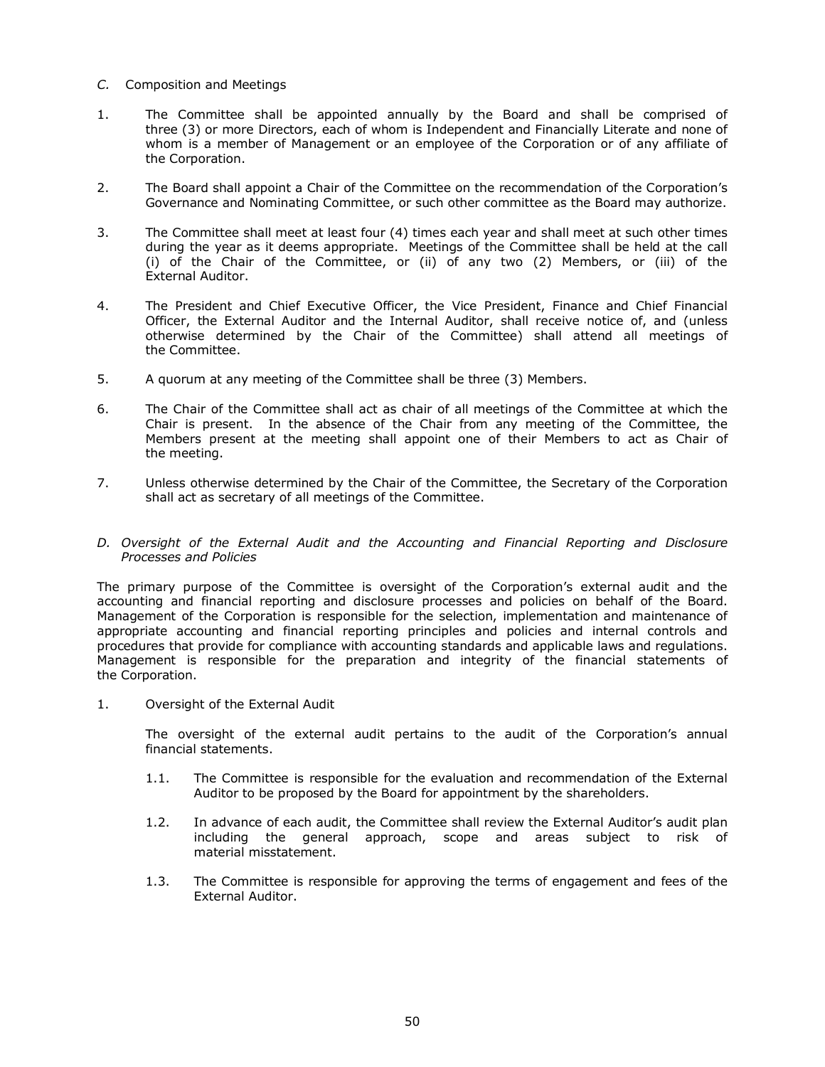*C.* Composition and Meetings

1. The Committee shall be appointed annually by the Board and shall be comprised of three (3) or more Directors, each of whom is Independent and Financially Literate and none of whom is a member of Management or an employee of the Corporation or of any affiliate of the Corporation.

2. The Board shall appoint a Chair of the Committee on the recommendation of the Corporation's Governance and Nominating Committee, or such other committee as the Board may authorize.

3. The Committee shall meet at least four (4) times each year and shall meet at such other times during the year as it deems appropriate. Meetings of the Committee shall be held at the call (i) of the Chair of the Committee, or (ii) of any two (2) Members, or (iii) of the External Auditor.

4. The President and Chief Executive Officer, the Vice President, Finance and Chief Financial Officer, the External Auditor and the Internal Auditor, shall receive notice of, and (unless otherwise determined by the Chair of the Committee) shall attend all meetings of the Committee.

5. A quorum at any meeting of the Committee shall be three (3) Members.

6. The Chair of the Committee shall act as chair of all meetings of the Committee at which the Chair is present. In the absence of the Chair from any meeting of the Committee, the Members present at the meeting shall appoint one of their Members to act as Chair of the meeting.

7. Unless otherwise determined by the Chair of the Committee, the Secretary of the Corporation shall act as secretary of all meetings of the Committee.

*D. Oversight of the External Audit and the Accounting and Financial Reporting and Disclosure Processes and Policies*

The primary purpose of the Committee is oversight of the Corporation's external audit and the accounting and financial reporting and disclosure processes and policies on behalf of the Board. Management of the Corporation is responsible for the selection, implementation and maintenance of appropriate accounting and financial reporting principles and policies and internal controls and procedures that provide for compliance with accounting standards and applicable laws and regulations. Management is responsible for the preparation and integrity of the financial statements of the Corporation.

1. Oversight of the External Audit

   The oversight of the external audit pertains to the audit of the Corporation's annual financial statements.

   1.1. The Committee is responsible for the evaluation and recommendation of the External Auditor to be proposed by the Board for appointment by the shareholders.

   1.2. In advance of each audit, the Committee shall review the External Auditor's audit plan including the general approach, scope and areas subject to risk of material misstatement.

   1.3. The Committee is responsible for approving the terms of engagement and fees of the External Auditor.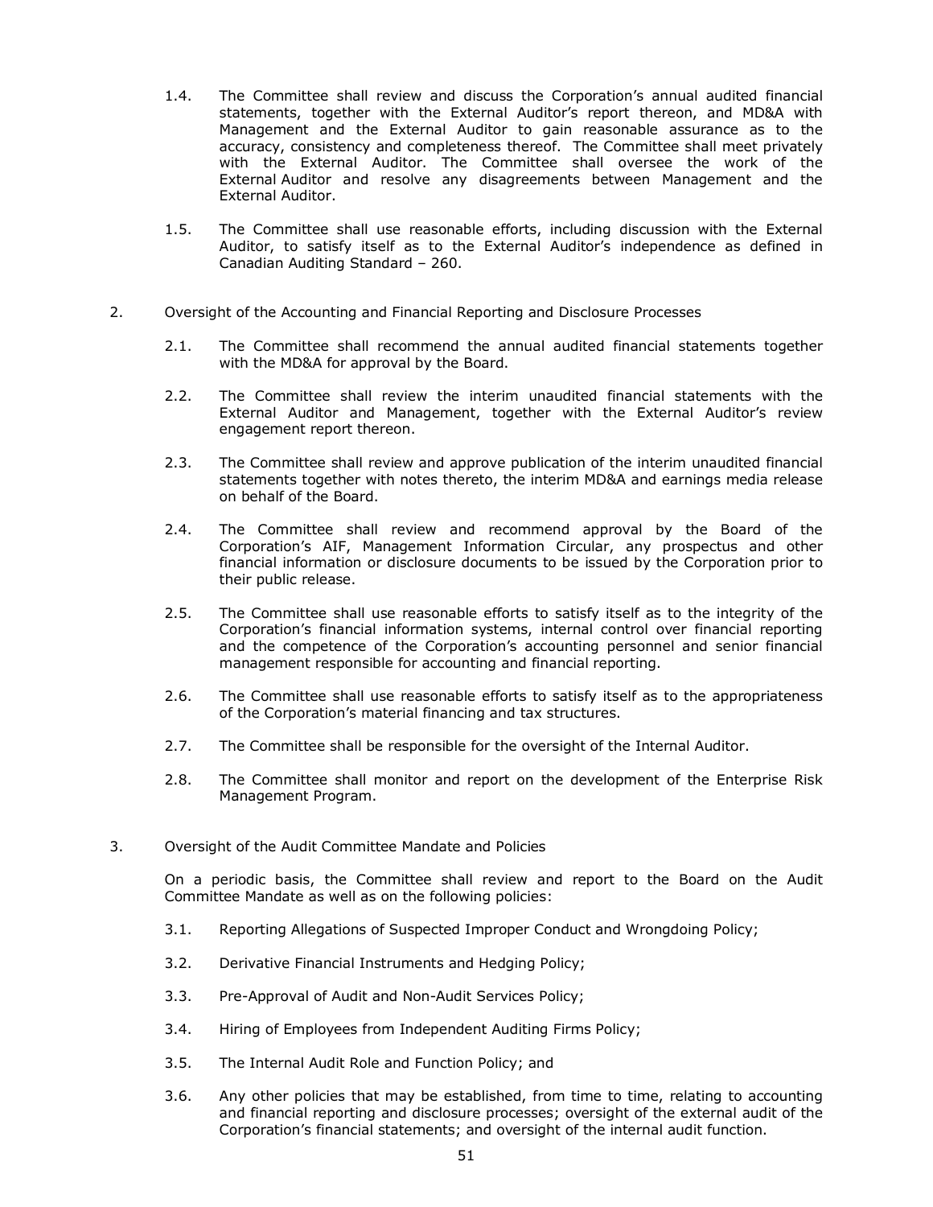1.4. The Committee shall review and discuss the Corporation's annual audited financial statements, together with the External Auditor's report thereon, and MD&A with Management and the External Auditor to gain reasonable assurance as to the accuracy, consistency and completeness thereof. The Committee shall meet privately with the External Auditor. The Committee shall oversee the work of the External Auditor and resolve any disagreements between Management and the External Auditor.

1.5. The Committee shall use reasonable efforts, including discussion with the External Auditor, to satisfy itself as to the External Auditor's independence as defined in Canadian Auditing Standard – 260.

2. Oversight of the Accounting and Financial Reporting and Disclosure Processes

2.1. The Committee shall recommend the annual audited financial statements together with the MD&A for approval by the Board.

2.2. The Committee shall review the interim unaudited financial statements with the External Auditor and Management, together with the External Auditor's review engagement report thereon.

2.3. The Committee shall review and approve publication of the interim unaudited financial statements together with notes thereto, the interim MD&A and earnings media release on behalf of the Board.

2.4. The Committee shall review and recommend approval by the Board of the Corporation's AIF, Management Information Circular, any prospectus and other financial information or disclosure documents to be issued by the Corporation prior to their public release.

2.5. The Committee shall use reasonable efforts to satisfy itself as to the integrity of the Corporation's financial information systems, internal control over financial reporting and the competence of the Corporation's accounting personnel and senior financial management responsible for accounting and financial reporting.

2.6. The Committee shall use reasonable efforts to satisfy itself as to the appropriateness of the Corporation's material financing and tax structures.

2.7. The Committee shall be responsible for the oversight of the Internal Auditor.

2.8. The Committee shall monitor and report on the development of the Enterprise Risk Management Program.

3. Oversight of the Audit Committee Mandate and Policies

On a periodic basis, the Committee shall review and report to the Board on the Audit Committee Mandate as well as on the following policies:

3.1. Reporting Allegations of Suspected Improper Conduct and Wrongdoing Policy;

3.2. Derivative Financial Instruments and Hedging Policy;

3.3. Pre-Approval of Audit and Non-Audit Services Policy;

3.4. Hiring of Employees from Independent Auditing Firms Policy;

3.5. The Internal Audit Role and Function Policy; and

3.6. Any other policies that may be established, from time to time, relating to accounting and financial reporting and disclosure processes; oversight of the external audit of the Corporation's financial statements; and oversight of the internal audit function.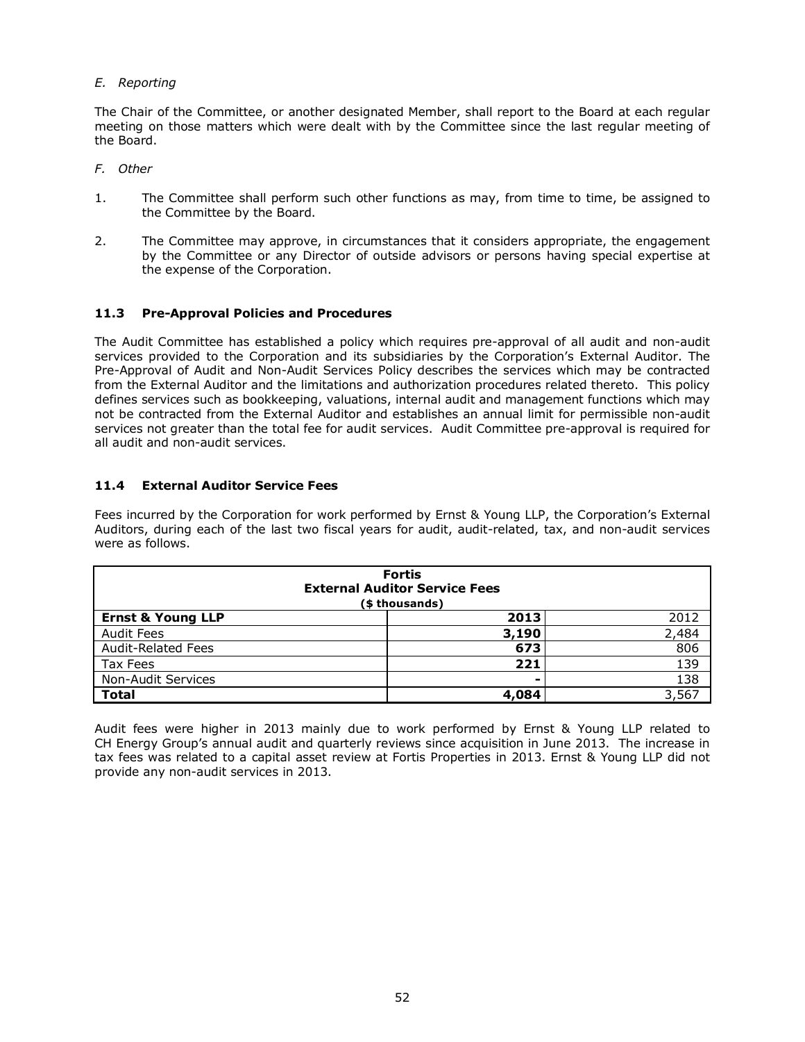*E. Reporting*

The Chair of the Committee, or another designated Member, shall report to the Board at each regular meeting on those matters which were dealt with by the Committee since the last regular meeting of the Board.

*F. Other*

1. The Committee shall perform such other functions as may, from time to time, be assigned to the Committee by the Board.

2. The Committee may approve, in circumstances that it considers appropriate, the engagement by the Committee or any Director of outside advisors or persons having special expertise at the expense of the Corporation.

### 11.3 Pre-Approval Policies and Procedures

The Audit Committee has established a policy which requires pre-approval of all audit and non-audit services provided to the Corporation and its subsidiaries by the Corporation's External Auditor. The Pre-Approval of Audit and Non-Audit Services Policy describes the services which may be contracted from the External Auditor and the limitations and authorization procedures related thereto. This policy defines services such as bookkeeping, valuations, internal audit and management functions which may not be contracted from the External Auditor and establishes an annual limit for permissible non-audit services not greater than the total fee for audit services. Audit Committee pre-approval is required for all audit and non-audit services.

### 11.4 External Auditor Service Fees

Fees incurred by the Corporation for work performed by Ernst & Young LLP, the Corporation's External Auditors, during each of the last two fiscal years for audit, audit-related, tax, and non-audit services were as follows.

| **Fortis External Auditor Service Fees (\$ thousands)** | | |
|---|---|---|
| **Ernst & Young LLP** | **2013** | 2012 |
| Audit Fees | **3,190** | 2,484 |
| Audit-Related Fees | **673** | 806 |
| Tax Fees | **221** | 139 |
| Non-Audit Services | **-** | 138 |
| **Total** | **4,084** | 3,567 |

Audit fees were higher in 2013 mainly due to work performed by Ernst & Young LLP related to CH Energy Group's annual audit and quarterly reviews since acquisition in June 2013. The increase in tax fees was related to a capital asset review at Fortis Properties in 2013. Ernst & Young LLP did not provide any non-audit services in 2013.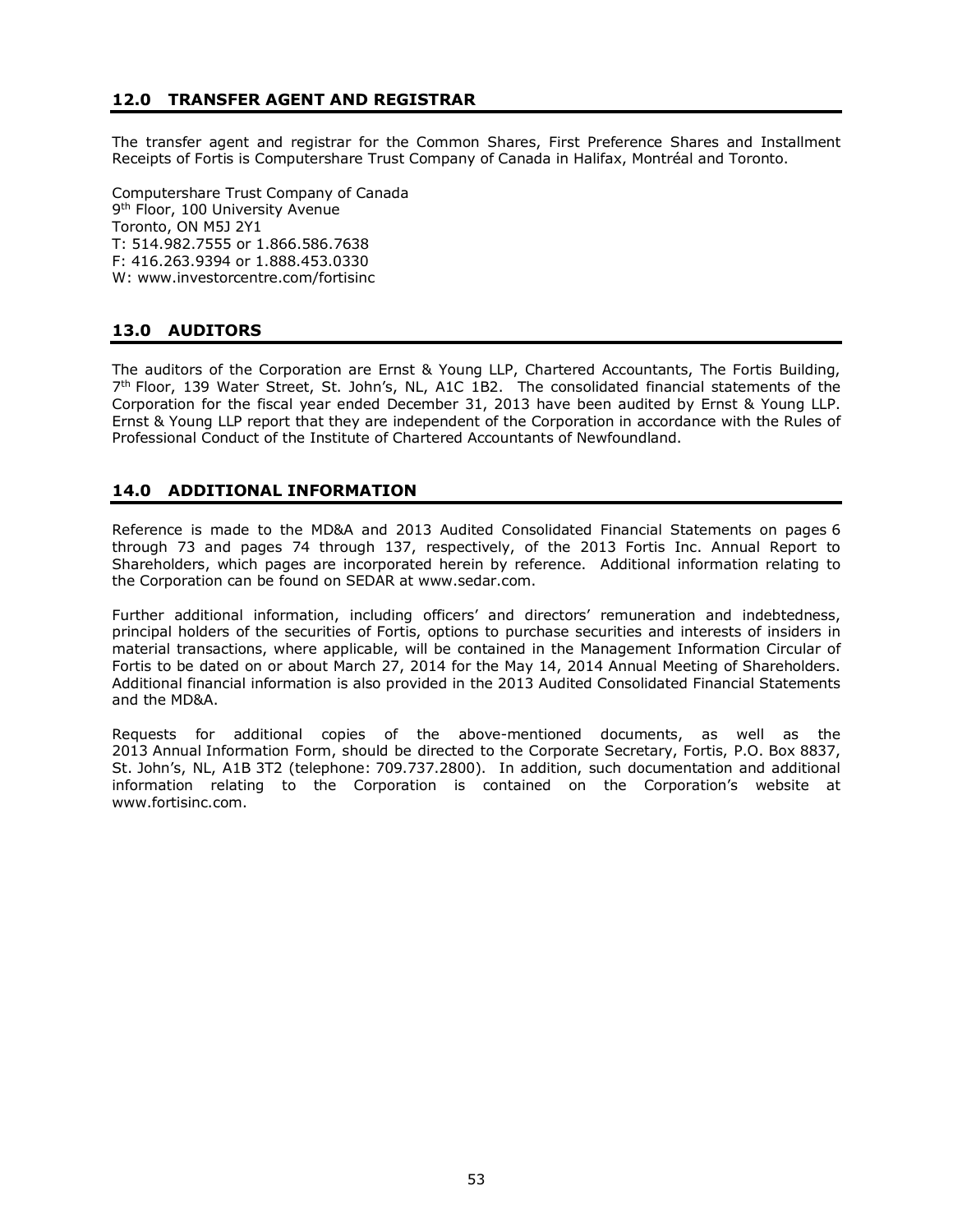## 12.0 TRANSFER AGENT AND REGISTRAR

The transfer agent and registrar for the Common Shares, First Preference Shares and Installment Receipts of Fortis is Computershare Trust Company of Canada in Halifax, Montréal and Toronto.

Computershare Trust Company of Canada
9th Floor, 100 University Avenue
Toronto, ON M5J 2Y1
T: 514.982.7555 or 1.866.586.7638
F: 416.263.9394 or 1.888.453.0330
W: www.investorcentre.com/fortisinc

## 13.0 AUDITORS

The auditors of the Corporation are Ernst & Young LLP, Chartered Accountants, The Fortis Building, 7th Floor, 139 Water Street, St. John's, NL, A1C 1B2. The consolidated financial statements of the Corporation for the fiscal year ended December 31, 2013 have been audited by Ernst & Young LLP. Ernst & Young LLP report that they are independent of the Corporation in accordance with the Rules of Professional Conduct of the Institute of Chartered Accountants of Newfoundland.

## 14.0 ADDITIONAL INFORMATION

Reference is made to the MD&A and 2013 Audited Consolidated Financial Statements on pages 6 through 73 and pages 74 through 137, respectively, of the 2013 Fortis Inc. Annual Report to Shareholders, which pages are incorporated herein by reference. Additional information relating to the Corporation can be found on SEDAR at www.sedar.com.

Further additional information, including officers' and directors' remuneration and indebtedness, principal holders of the securities of Fortis, options to purchase securities and interests of insiders in material transactions, where applicable, will be contained in the Management Information Circular of Fortis to be dated on or about March 27, 2014 for the May 14, 2014 Annual Meeting of Shareholders. Additional financial information is also provided in the 2013 Audited Consolidated Financial Statements and the MD&A.

Requests for additional copies of the above-mentioned documents, as well as the 2013 Annual Information Form, should be directed to the Corporate Secretary, Fortis, P.O. Box 8837, St. John's, NL, A1B 3T2 (telephone: 709.737.2800). In addition, such documentation and additional information relating to the Corporation is contained on the Corporation's website at www.fortisinc.com.